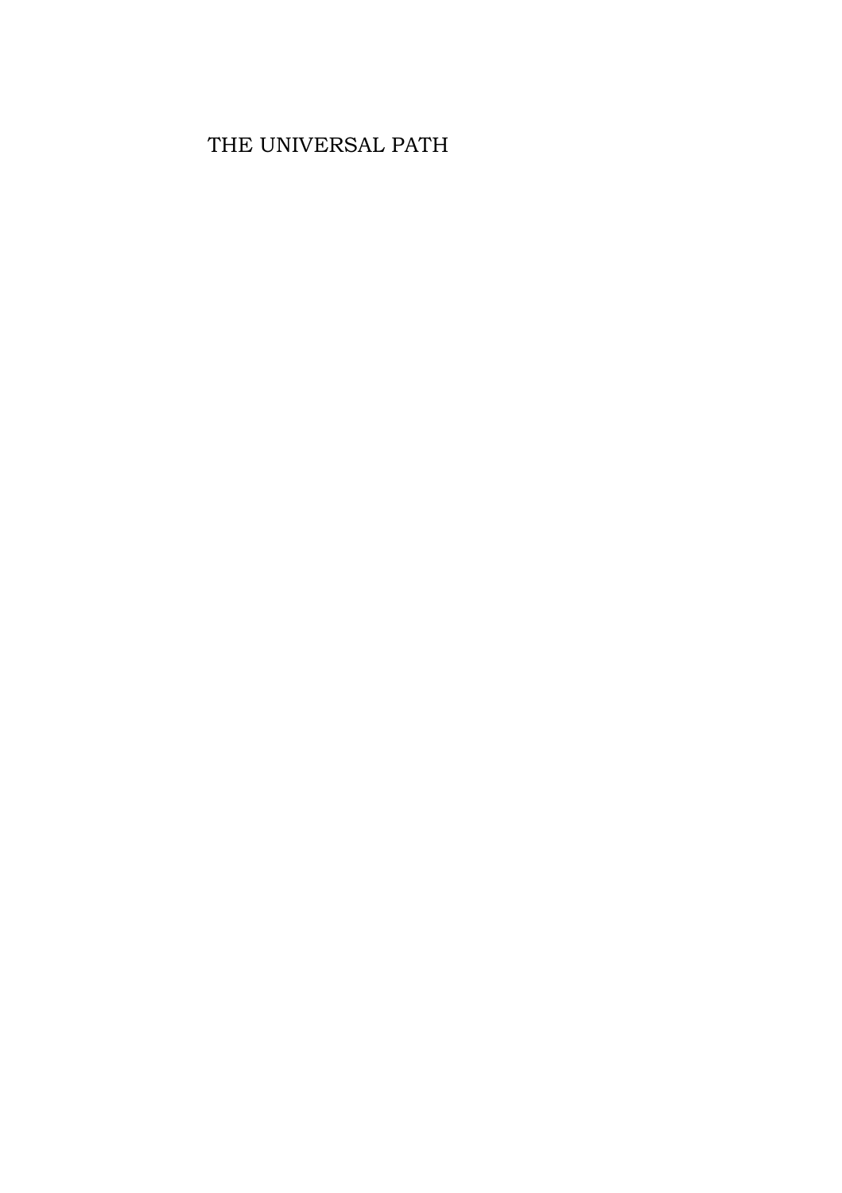# THE UNIVERSAL PATH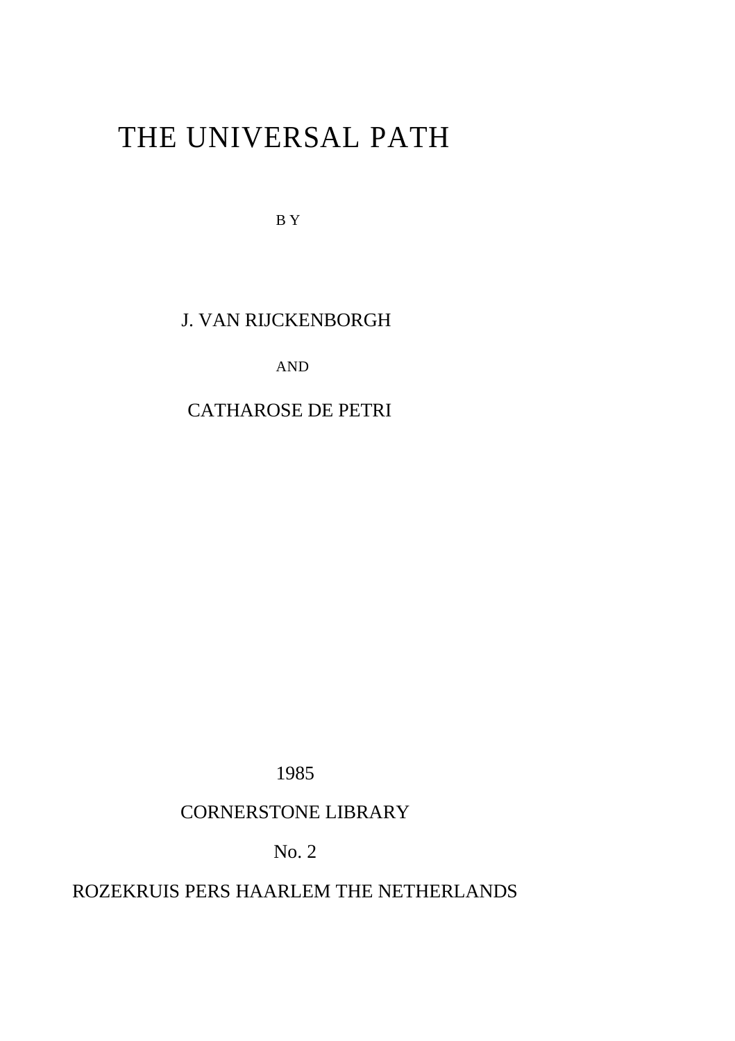# THE UNIVERSAL PATH

BY

J. VAN RIJCKENBORGH

AND

CATHAROSE DE PETRI

1985

CORNERSTONE LIBRARY

No. 2

ROZEKRUIS PERS HAARLEM THE NETHERLANDS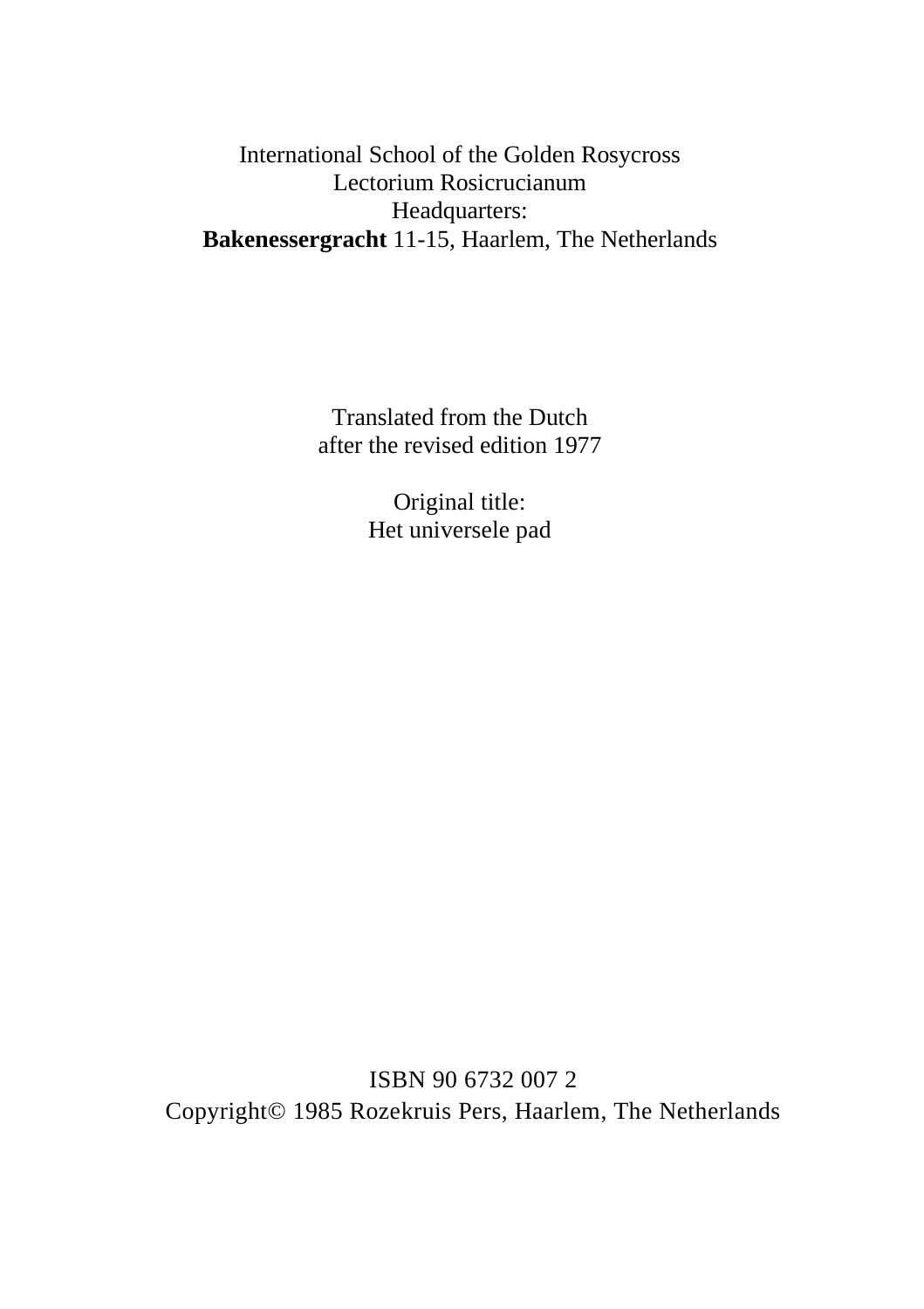International School of the Golden Rosycross
Lectorium Rosicrucianum
Headquarters:
**Bakenessergracht** 11-15, Haarlem, The Netherlands

Translated from the Dutch
after the revised edition 1977

Original title:
Het universele pad

ISBN 90 6732 007 2
Copyright© 1985 Rozekruis Pers, Haarlem, The Netherlands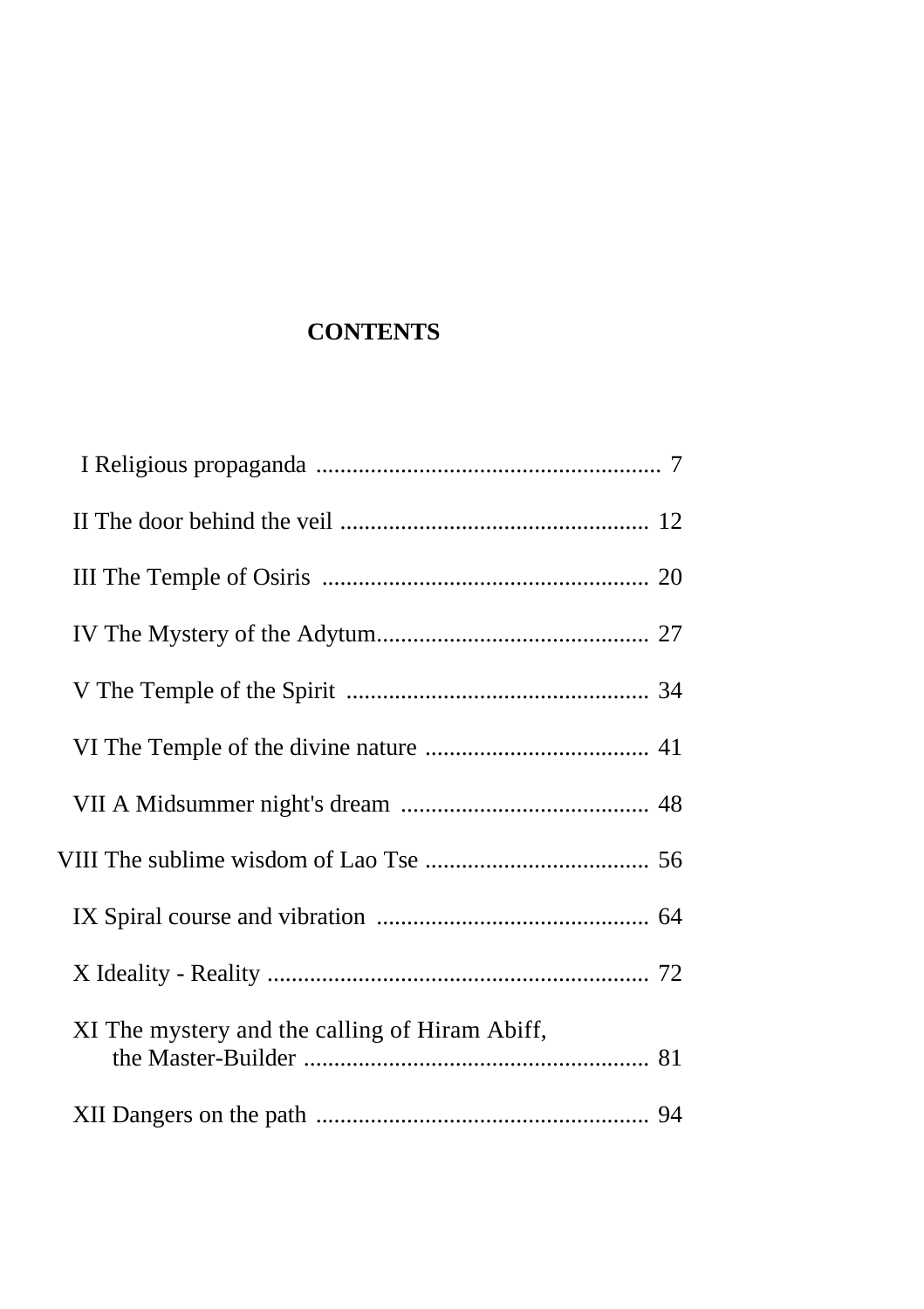# CONTENTS

I Religious propaganda ........................................................ 7

II The door behind the veil .................................................. 12

III The Temple of Osiris ..................................................... 20

IV The Mystery of the Adytum............................................ 27

V The Temple of the Spirit ................................................. 34

VI The Temple of the divine nature .................................... 41

VII A Midsummer night's dream ......................................... 48

VIII The sublime wisdom of Lao Tse .................................... 56

IX Spiral course and vibration ............................................ 64

X Ideality - Reality .............................................................. 72

XI The mystery and the calling of Hiram Abiff,
the Master-Builder ........................................................ 81

XII Dangers on the path ...................................................... 94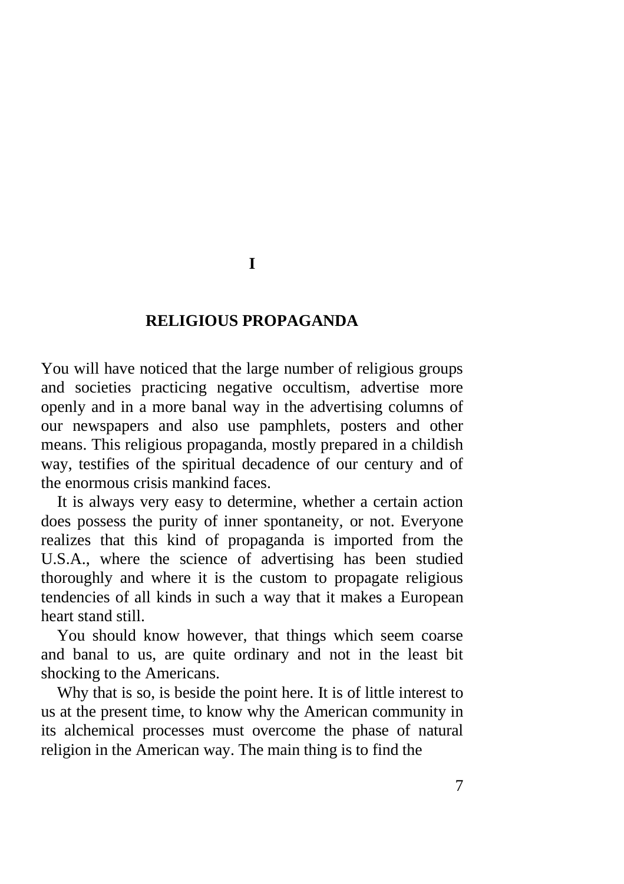# I

## RELIGIOUS PROPAGANDA

You will have noticed that the large number of religious groups and societies practicing negative occultism, advertise more openly and in a more banal way in the advertising columns of our newspapers and also use pamphlets, posters and other means. This religious propaganda, mostly prepared in a childish way, testifies of the spiritual decadence of our century and of the enormous crisis mankind faces.

It is always very easy to determine, whether a certain action does possess the purity of inner spontaneity, or not. Everyone realizes that this kind of propaganda is imported from the U.S.A., where the science of advertising has been studied thoroughly and where it is the custom to propagate religious tendencies of all kinds in such a way that it makes a European heart stand still.

You should know however, that things which seem coarse and banal to us, are quite ordinary and not in the least bit shocking to the Americans.

Why that is so, is beside the point here. It is of little interest to us at the present time, to know why the American community in its alchemical processes must overcome the phase of natural religion in the American way. The main thing is to find the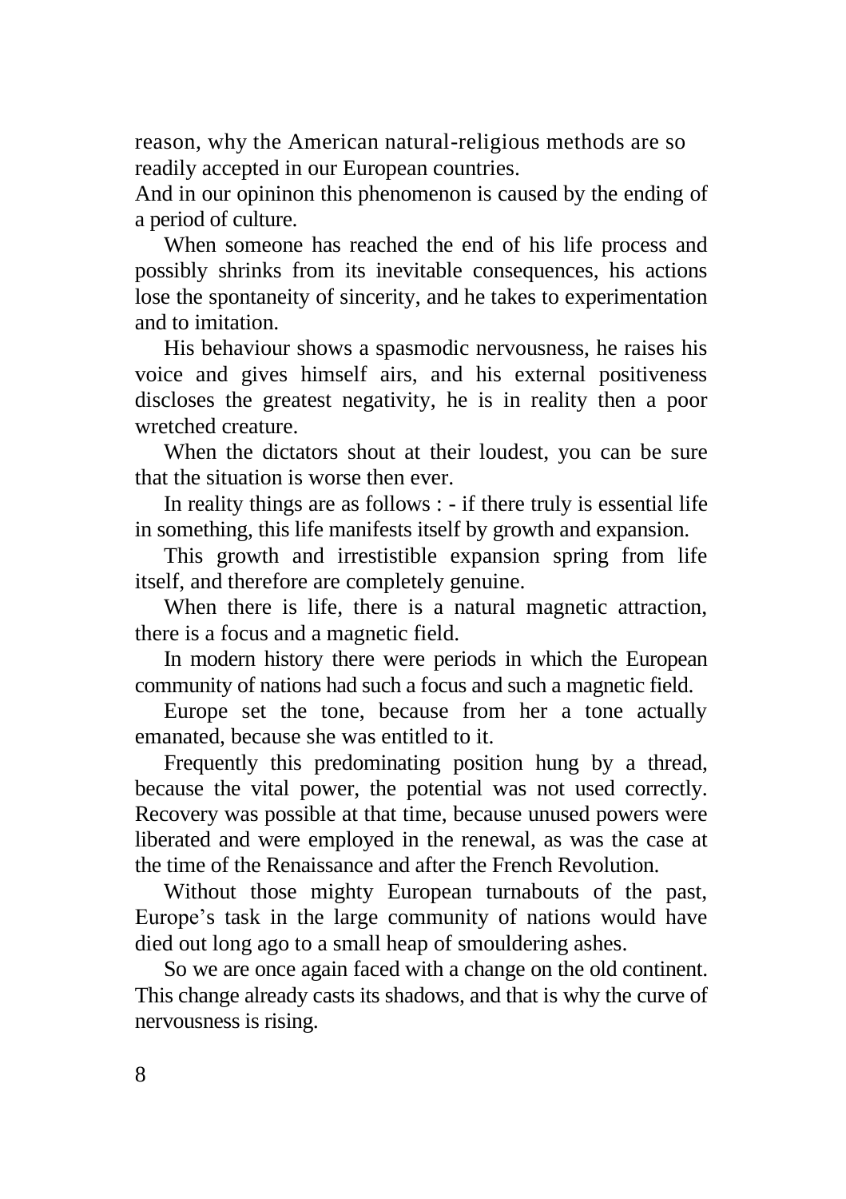reason, why the American natural-religious methods are so readily accepted in our European countries.

And in our opininon this phenomenon is caused by the ending of a period of culture.

When someone has reached the end of his life process and possibly shrinks from its inevitable consequences, his actions lose the spontaneity of sincerity, and he takes to experimentation and to imitation.

His behaviour shows a spasmodic nervousness, he raises his voice and gives himself airs, and his external positiveness discloses the greatest negativity, he is in reality then a poor wretched creature.

When the dictators shout at their loudest, you can be sure that the situation is worse then ever.

In reality things are as follows : - if there truly is essential life in something, this life manifests itself by growth and expansion.

This growth and irrestistible expansion spring from life itself, and therefore are completely genuine.

When there is life, there is a natural magnetic attraction, there is a focus and a magnetic field.

In modern history there were periods in which the European community of nations had such a focus and such a magnetic field.

Europe set the tone, because from her a tone actually emanated, because she was entitled to it.

Frequently this predominating position hung by a thread, because the vital power, the potential was not used correctly. Recovery was possible at that time, because unused powers were liberated and were employed in the renewal, as was the case at the time of the Renaissance and after the French Revolution.

Without those mighty European turnabouts of the past, Europe's task in the large community of nations would have died out long ago to a small heap of smouldering ashes.

So we are once again faced with a change on the old continent. This change already casts its shadows, and that is why the curve of nervousness is rising.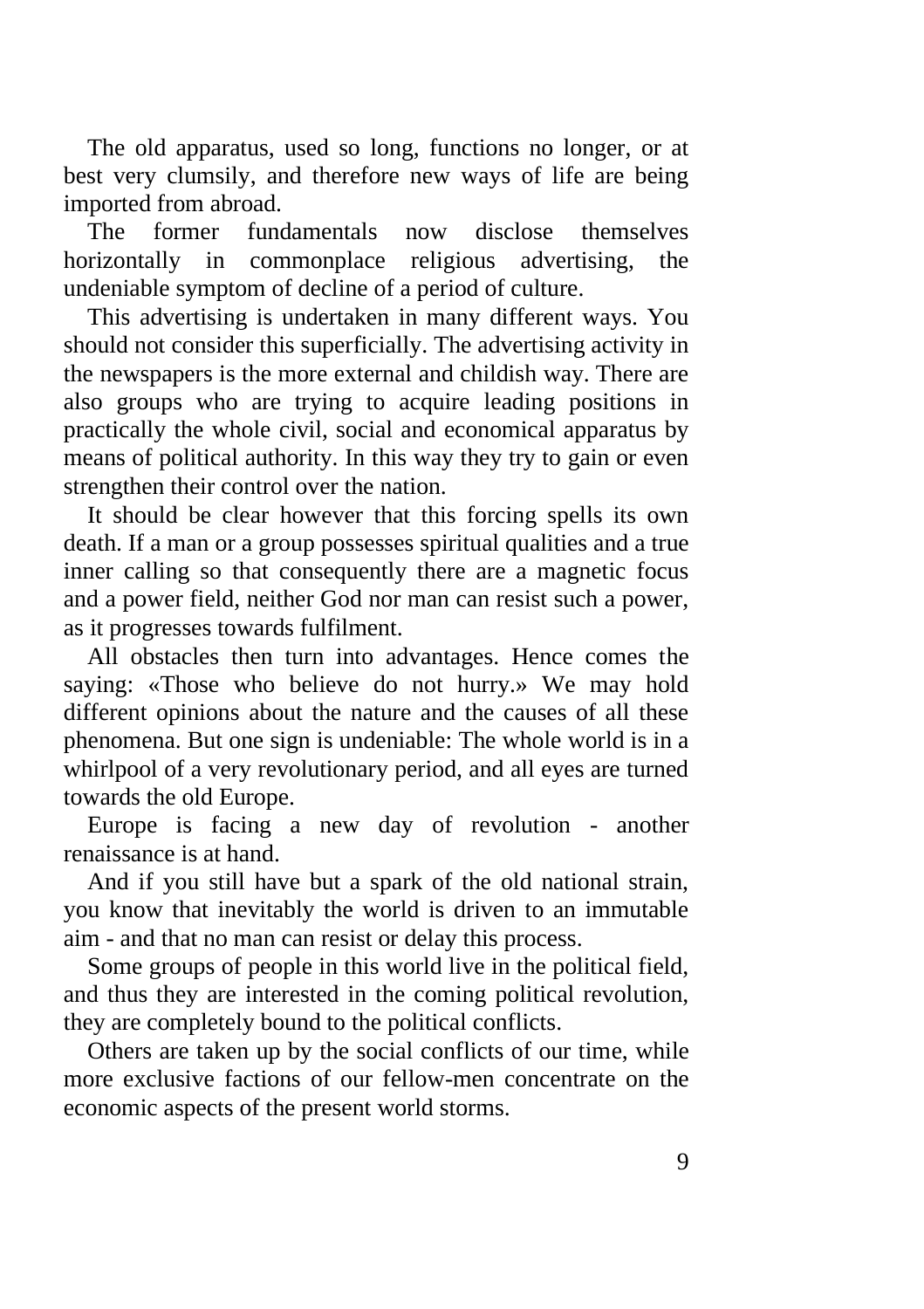The old apparatus, used so long, functions no longer, or at best very clumsily, and therefore new ways of life are being imported from abroad.

The former fundamentals now disclose themselves horizontally in commonplace religious advertising, the undeniable symptom of decline of a period of culture.

This advertising is undertaken in many different ways. You should not consider this superficially. The advertising activity in the newspapers is the more external and childish way. There are also groups who are trying to acquire leading positions in practically the whole civil, social and economical apparatus by means of political authority. In this way they try to gain or even strengthen their control over the nation.

It should be clear however that this forcing spells its own death. If a man or a group possesses spiritual qualities and a true inner calling so that consequently there are a magnetic focus and a power field, neither God nor man can resist such a power, as it progresses towards fulfilment.

All obstacles then turn into advantages. Hence comes the saying: «Those who believe do not hurry.» We may hold different opinions about the nature and the causes of all these phenomena. But one sign is undeniable: The whole world is in a whirlpool of a very revolutionary period, and all eyes are turned towards the old Europe.

Europe is facing a new day of revolution - another renaissance is at hand.

And if you still have but a spark of the old national strain, you know that inevitably the world is driven to an immutable aim - and that no man can resist or delay this process.

Some groups of people in this world live in the political field, and thus they are interested in the coming political revolution, they are completely bound to the political conflicts.

Others are taken up by the social conflicts of our time, while more exclusive factions of our fellow-men concentrate on the economic aspects of the present world storms.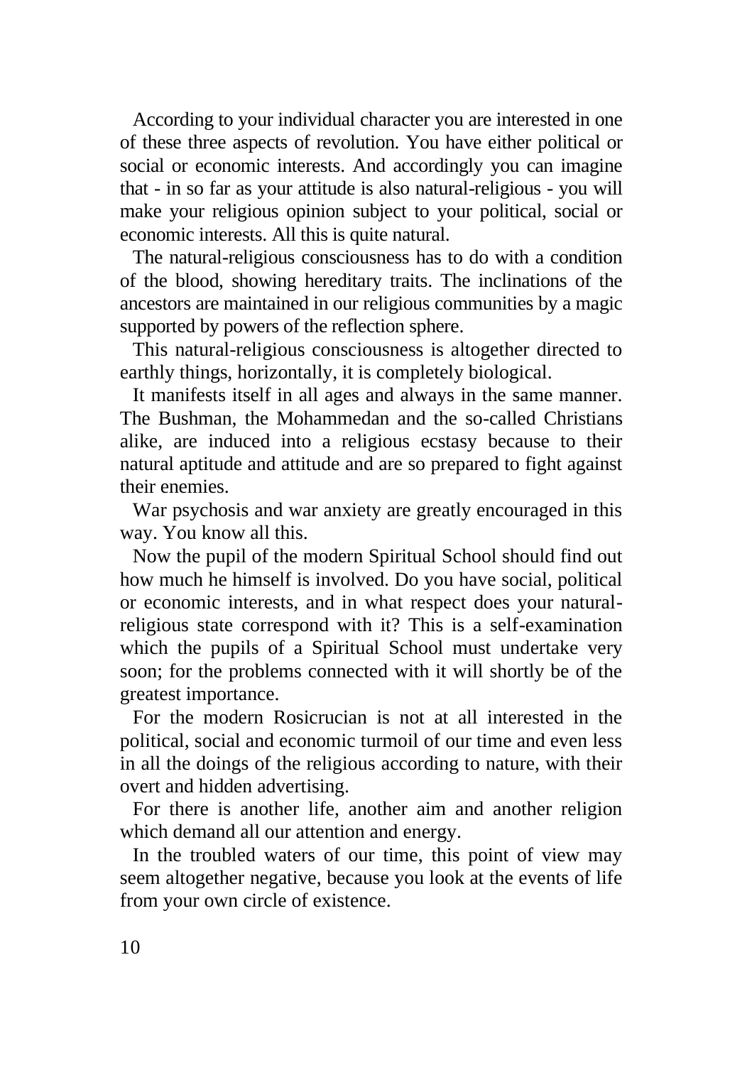According to your individual character you are interested in one of these three aspects of revolution. You have either political or social or economic interests. And accordingly you can imagine that - in so far as your attitude is also natural-religious - you will make your religious opinion subject to your political, social or economic interests. All this is quite natural.

The natural-religious consciousness has to do with a condition of the blood, showing hereditary traits. The inclinations of the ancestors are maintained in our religious communities by a magic supported by powers of the reflection sphere.

This natural-religious consciousness is altogether directed to earthly things, horizontally, it is completely biological.

It manifests itself in all ages and always in the same manner. The Bushman, the Mohammedan and the so-called Christians alike, are induced into a religious ecstasy because to their natural aptitude and attitude and are so prepared to fight against their enemies.

War psychosis and war anxiety are greatly encouraged in this way. You know all this.

Now the pupil of the modern Spiritual School should find out how much he himself is involved. Do you have social, political or economic interests, and in what respect does your natural-religious state correspond with it? This is a self-examination which the pupils of a Spiritual School must undertake very soon; for the problems connected with it will shortly be of the greatest importance.

For the modern Rosicrucian is not at all interested in the political, social and economic turmoil of our time and even less in all the doings of the religious according to nature, with their overt and hidden advertising.

For there is another life, another aim and another religion which demand all our attention and energy.

In the troubled waters of our time, this point of view may seem altogether negative, because you look at the events of life from your own circle of existence.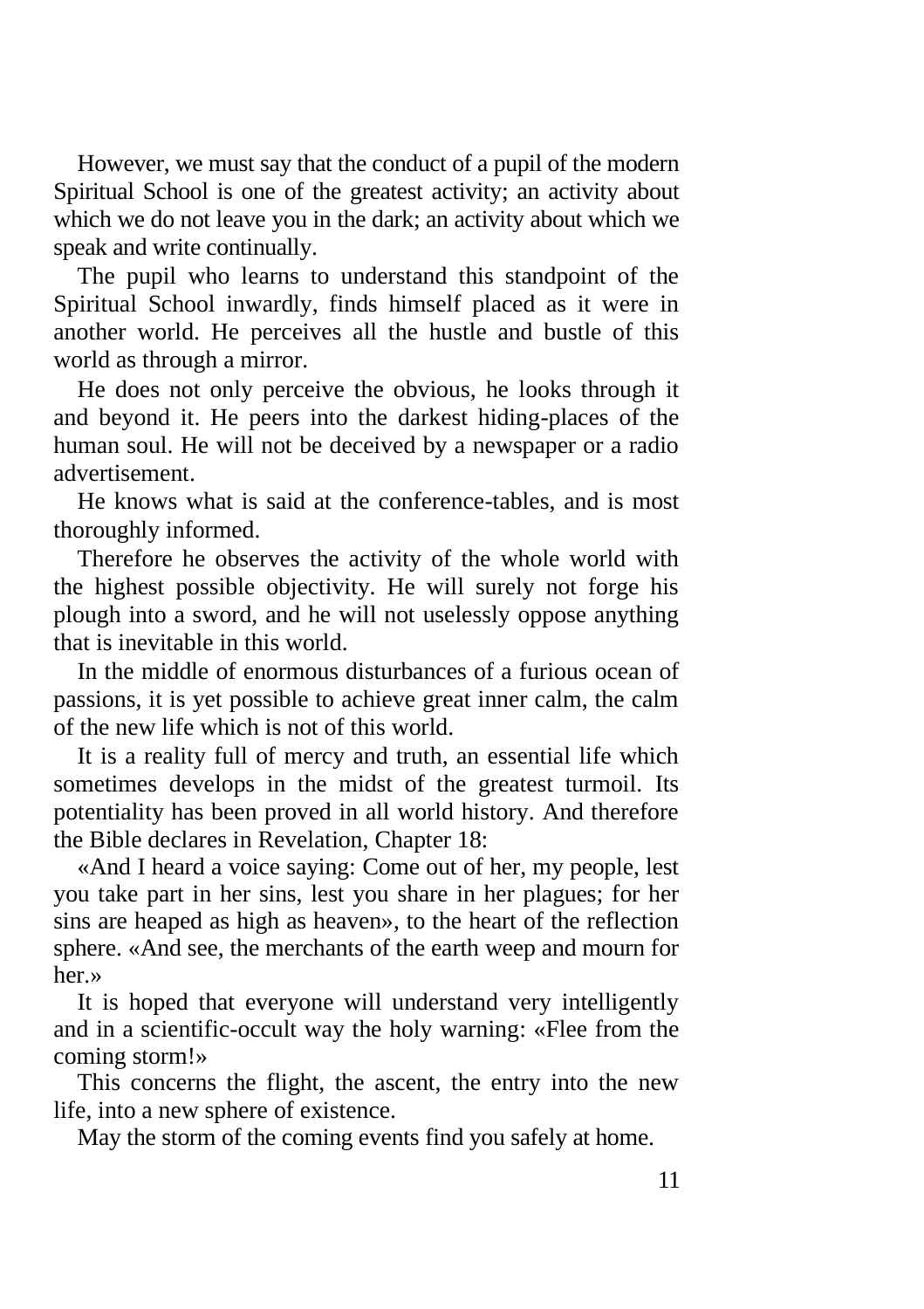However, we must say that the conduct of a pupil of the modern Spiritual School is one of the greatest activity; an activity about which we do not leave you in the dark; an activity about which we speak and write continually.

The pupil who learns to understand this standpoint of the Spiritual School inwardly, finds himself placed as it were in another world. He perceives all the hustle and bustle of this world as through a mirror.

He does not only perceive the obvious, he looks through it and beyond it. He peers into the darkest hiding-places of the human soul. He will not be deceived by a newspaper or a radio advertisement.

He knows what is said at the conference-tables, and is most thoroughly informed.

Therefore he observes the activity of the whole world with the highest possible objectivity. He will surely not forge his plough into a sword, and he will not uselessly oppose anything that is inevitable in this world.

In the middle of enormous disturbances of a furious ocean of passions, it is yet possible to achieve great inner calm, the calm of the new life which is not of this world.

It is a reality full of mercy and truth, an essential life which sometimes develops in the midst of the greatest turmoil. Its potentiality has been proved in all world history. And therefore the Bible declares in Revelation, Chapter 18:

«And I heard a voice saying: Come out of her, my people, lest you take part in her sins, lest you share in her plagues; for her sins are heaped as high as heaven», to the heart of the reflection sphere. «And see, the merchants of the earth weep and mourn for her.»

It is hoped that everyone will understand very intelligently and in a scientific-occult way the holy warning: «Flee from the coming storm!»

This concerns the flight, the ascent, the entry into the new life, into a new sphere of existence.

May the storm of the coming events find you safely at home.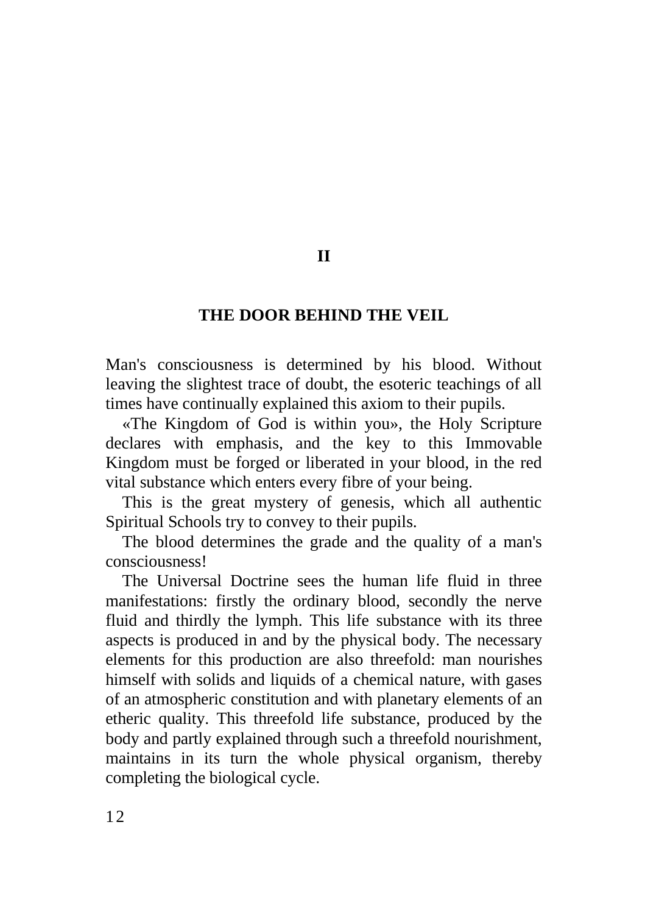## II

## THE DOOR BEHIND THE VEIL

Man's consciousness is determined by his blood. Without leaving the slightest trace of doubt, the esoteric teachings of all times have continually explained this axiom to their pupils.

«The Kingdom of God is within you», the Holy Scripture declares with emphasis, and the key to this Immovable Kingdom must be forged or liberated in your blood, in the red vital substance which enters every fibre of your being.

This is the great mystery of genesis, which all authentic Spiritual Schools try to convey to their pupils.

The blood determines the grade and the quality of a man's consciousness!

The Universal Doctrine sees the human life fluid in three manifestations: firstly the ordinary blood, secondly the nerve fluid and thirdly the lymph. This life substance with its three aspects is produced in and by the physical body. The necessary elements for this production are also threefold: man nourishes himself with solids and liquids of a chemical nature, with gases of an atmospheric constitution and with planetary elements of an etheric quality. This threefold life substance, produced by the body and partly explained through such a threefold nourishment, maintains in its turn the whole physical organism, thereby completing the biological cycle.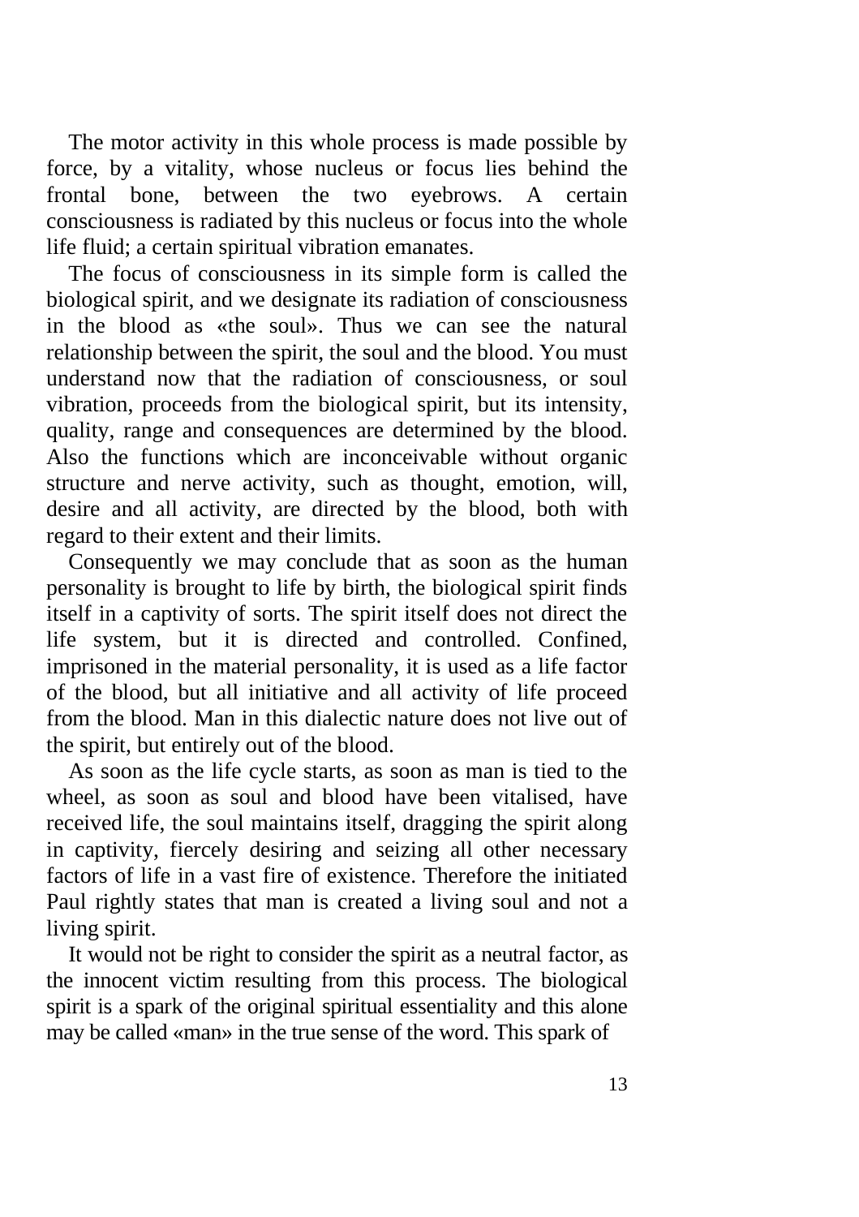The motor activity in this whole process is made possible by force, by a vitality, whose nucleus or focus lies behind the frontal bone, between the two eyebrows. A certain consciousness is radiated by this nucleus or focus into the whole life fluid; a certain spiritual vibration emanates.

The focus of consciousness in its simple form is called the biological spirit, and we designate its radiation of consciousness in the blood as «the soul». Thus we can see the natural relationship between the spirit, the soul and the blood. You must understand now that the radiation of consciousness, or soul vibration, proceeds from the biological spirit, but its intensity, quality, range and consequences are determined by the blood. Also the functions which are inconceivable without organic structure and nerve activity, such as thought, emotion, will, desire and all activity, are directed by the blood, both with regard to their extent and their limits.

Consequently we may conclude that as soon as the human personality is brought to life by birth, the biological spirit finds itself in a captivity of sorts. The spirit itself does not direct the life system, but it is directed and controlled. Confined, imprisoned in the material personality, it is used as a life factor of the blood, but all initiative and all activity of life proceed from the blood. Man in this dialectic nature does not live out of the spirit, but entirely out of the blood.

As soon as the life cycle starts, as soon as man is tied to the wheel, as soon as soul and blood have been vitalised, have received life, the soul maintains itself, dragging the spirit along in captivity, fiercely desiring and seizing all other necessary factors of life in a vast fire of existence. Therefore the initiated Paul rightly states that man is created a living soul and not a living spirit.

It would not be right to consider the spirit as a neutral factor, as the innocent victim resulting from this process. The biological spirit is a spark of the original spiritual essentiality and this alone may be called «man» in the true sense of the word. This spark of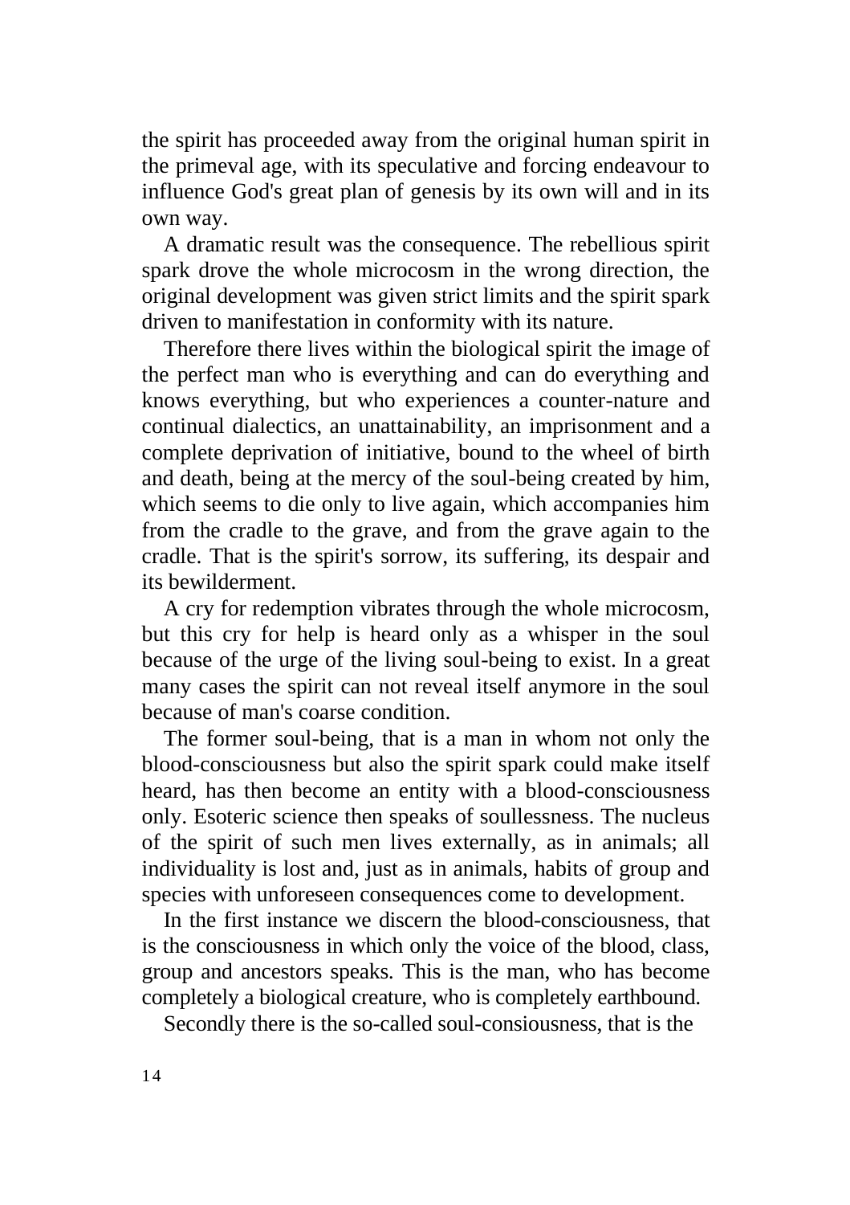the spirit has proceeded away from the original human spirit in the primeval age, with its speculative and forcing endeavour to influence God's great plan of genesis by its own will and in its own way.

A dramatic result was the consequence. The rebellious spirit spark drove the whole microcosm in the wrong direction, the original development was given strict limits and the spirit spark driven to manifestation in conformity with its nature.

Therefore there lives within the biological spirit the image of the perfect man who is everything and can do everything and knows everything, but who experiences a counter-nature and continual dialectics, an unattainability, an imprisonment and a complete deprivation of initiative, bound to the wheel of birth and death, being at the mercy of the soul-being created by him, which seems to die only to live again, which accompanies him from the cradle to the grave, and from the grave again to the cradle. That is the spirit's sorrow, its suffering, its despair and its bewilderment.

A cry for redemption vibrates through the whole microcosm, but this cry for help is heard only as a whisper in the soul because of the urge of the living soul-being to exist. In a great many cases the spirit can not reveal itself anymore in the soul because of man's coarse condition.

The former soul-being, that is a man in whom not only the blood-consciousness but also the spirit spark could make itself heard, has then become an entity with a blood-consciousness only. Esoteric science then speaks of soullessness. The nucleus of the spirit of such men lives externally, as in animals; all individuality is lost and, just as in animals, habits of group and species with unforeseen consequences come to development.

In the first instance we discern the blood-consciousness, that is the consciousness in which only the voice of the blood, class, group and ancestors speaks. This is the man, who has become completely a biological creature, who is completely earthbound.

Secondly there is the so-called soul-consiousness, that is the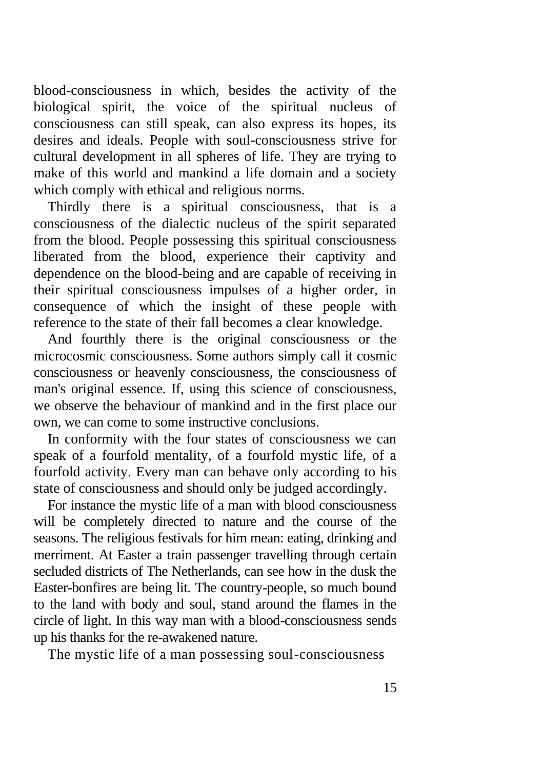blood-consciousness in which, besides the activity of the biological spirit, the voice of the spiritual nucleus of consciousness can still speak, can also express its hopes, its desires and ideals. People with soul-consciousness strive for cultural development in all spheres of life. They are trying to make of this world and mankind a life domain and a society which comply with ethical and religious norms.

Thirdly there is a spiritual consciousness, that is a consciousness of the dialectic nucleus of the spirit separated from the blood. People possessing this spiritual consciousness liberated from the blood, experience their captivity and dependence on the blood-being and are capable of receiving in their spiritual consciousness impulses of a higher order, in consequence of which the insight of these people with reference to the state of their fall becomes a clear knowledge.

And fourthly there is the original consciousness or the microcosmic consciousness. Some authors simply call it cosmic consciousness or heavenly consciousness, the consciousness of man's original essence. If, using this science of consciousness, we observe the behaviour of mankind and in the first place our own, we can come to some instructive conclusions.

In conformity with the four states of consciousness we can speak of a fourfold mentality, of a fourfold mystic life, of a fourfold activity. Every man can behave only according to his state of consciousness and should only be judged accordingly.

For instance the mystic life of a man with blood consciousness will be completely directed to nature and the course of the seasons. The religious festivals for him mean: eating, drinking and merriment. At Easter a train passenger travelling through certain secluded districts of The Netherlands, can see how in the dusk the Easter-bonfires are being lit. The country-people, so much bound to the land with body and soul, stand around the flames in the circle of light. In this way man with a blood-consciousness sends up his thanks for the re-awakened nature.

The mystic life of a man possessing soul-consciousness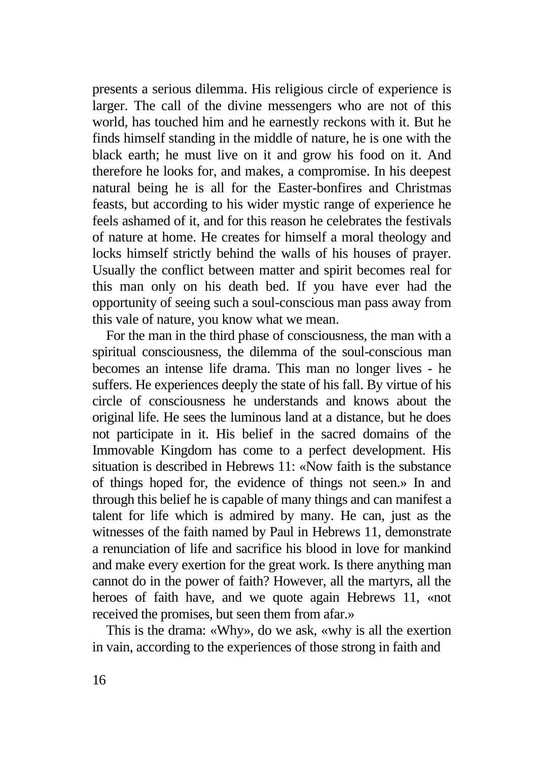presents a serious dilemma. His religious circle of experience is larger. The call of the divine messengers who are not of this world, has touched him and he earnestly reckons with it. But he finds himself standing in the middle of nature, he is one with the black earth; he must live on it and grow his food on it. And therefore he looks for, and makes, a compromise. In his deepest natural being he is all for the Easter-bonfires and Christmas feasts, but according to his wider mystic range of experience he feels ashamed of it, and for this reason he celebrates the festivals of nature at home. He creates for himself a moral theology and locks himself strictly behind the walls of his houses of prayer. Usually the conflict between matter and spirit becomes real for this man only on his death bed. If you have ever had the opportunity of seeing such a soul-conscious man pass away from this vale of nature, you know what we mean.

For the man in the third phase of consciousness, the man with a spiritual consciousness, the dilemma of the soul-conscious man becomes an intense life drama. This man no longer lives - he suffers. He experiences deeply the state of his fall. By virtue of his circle of consciousness he understands and knows about the original life. He sees the luminous land at a distance, but he does not participate in it. His belief in the sacred domains of the Immovable Kingdom has come to a perfect development. His situation is described in Hebrews 11: «Now faith is the substance of things hoped for, the evidence of things not seen.» In and through this belief he is capable of many things and can manifest a talent for life which is admired by many. He can, just as the witnesses of the faith named by Paul in Hebrews 11, demonstrate a renunciation of life and sacrifice his blood in love for mankind and make every exertion for the great work. Is there anything man cannot do in the power of faith? However, all the martyrs, all the heroes of faith have, and we quote again Hebrews 11, «not received the promises, but seen them from afar.»

This is the drama: «Why», do we ask, «why is all the exertion in vain, according to the experiences of those strong in faith and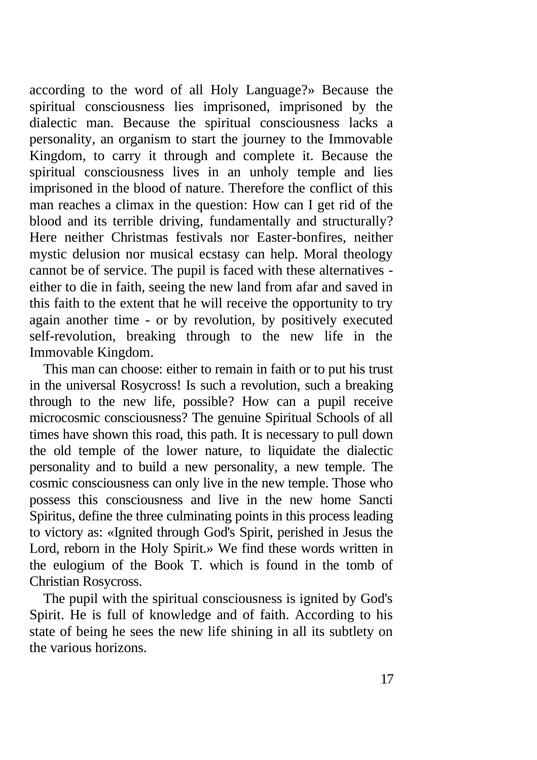according to the word of all Holy Language?» Because the spiritual consciousness lies imprisoned, imprisoned by the dialectic man. Because the spiritual consciousness lacks a personality, an organism to start the journey to the Immovable Kingdom, to carry it through and complete it. Because the spiritual consciousness lives in an unholy temple and lies imprisoned in the blood of nature. Therefore the conflict of this man reaches a climax in the question: How can I get rid of the blood and its terrible driving, fundamentally and structurally? Here neither Christmas festivals nor Easter-bonfires, neither mystic delusion nor musical ecstasy can help. Moral theology cannot be of service. The pupil is faced with these alternatives - either to die in faith, seeing the new land from afar and saved in this faith to the extent that he will receive the opportunity to try again another time - or by revolution, by positively executed self-revolution, breaking through to the new life in the Immovable Kingdom.

This man can choose: either to remain in faith or to put his trust in the universal Rosycross! Is such a revolution, such a breaking through to the new life, possible? How can a pupil receive microcosmic consciousness? The genuine Spiritual Schools of all times have shown this road, this path. It is necessary to pull down the old temple of the lower nature, to liquidate the dialectic personality and to build a new personality, a new temple. The cosmic consciousness can only live in the new temple. Those who possess this consciousness and live in the new home Sancti Spiritus, define the three culminating points in this process leading to victory as: «Ignited through God's Spirit, perished in Jesus the Lord, reborn in the Holy Spirit.» We find these words written in the eulogium of the Book T. which is found in the tomb of Christian Rosycross.

The pupil with the spiritual consciousness is ignited by God's Spirit. He is full of knowledge and of faith. According to his state of being he sees the new life shining in all its subtlety on the various horizons.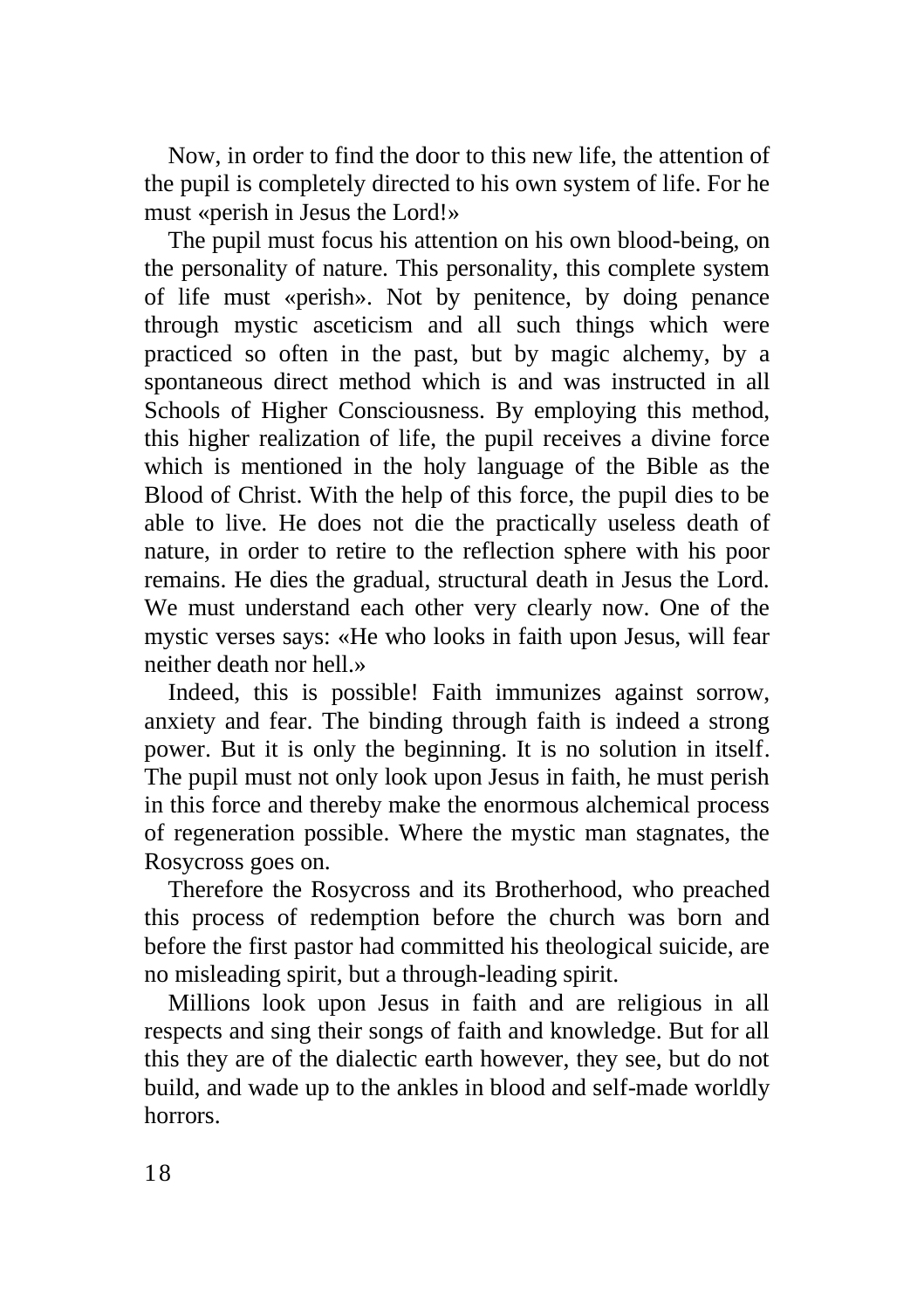Now, in order to find the door to this new life, the attention of the pupil is completely directed to his own system of life. For he must «perish in Jesus the Lord!»

The pupil must focus his attention on his own blood-being, on the personality of nature. This personality, this complete system of life must «perish». Not by penitence, by doing penance through mystic asceticism and all such things which were practiced so often in the past, but by magic alchemy, by a spontaneous direct method which is and was instructed in all Schools of Higher Consciousness. By employing this method, this higher realization of life, the pupil receives a divine force which is mentioned in the holy language of the Bible as the Blood of Christ. With the help of this force, the pupil dies to be able to live. He does not die the practically useless death of nature, in order to retire to the reflection sphere with his poor remains. He dies the gradual, structural death in Jesus the Lord. We must understand each other very clearly now. One of the mystic verses says: «He who looks in faith upon Jesus, will fear neither death nor hell.»

Indeed, this is possible! Faith immunizes against sorrow, anxiety and fear. The binding through faith is indeed a strong power. But it is only the beginning. It is no solution in itself. The pupil must not only look upon Jesus in faith, he must perish in this force and thereby make the enormous alchemical process of regeneration possible. Where the mystic man stagnates, the Rosycross goes on.

Therefore the Rosycross and its Brotherhood, who preached this process of redemption before the church was born and before the first pastor had committed his theological suicide, are no misleading spirit, but a through-leading spirit.

Millions look upon Jesus in faith and are religious in all respects and sing their songs of faith and knowledge. But for all this they are of the dialectic earth however, they see, but do not build, and wade up to the ankles in blood and self-made worldly horrors.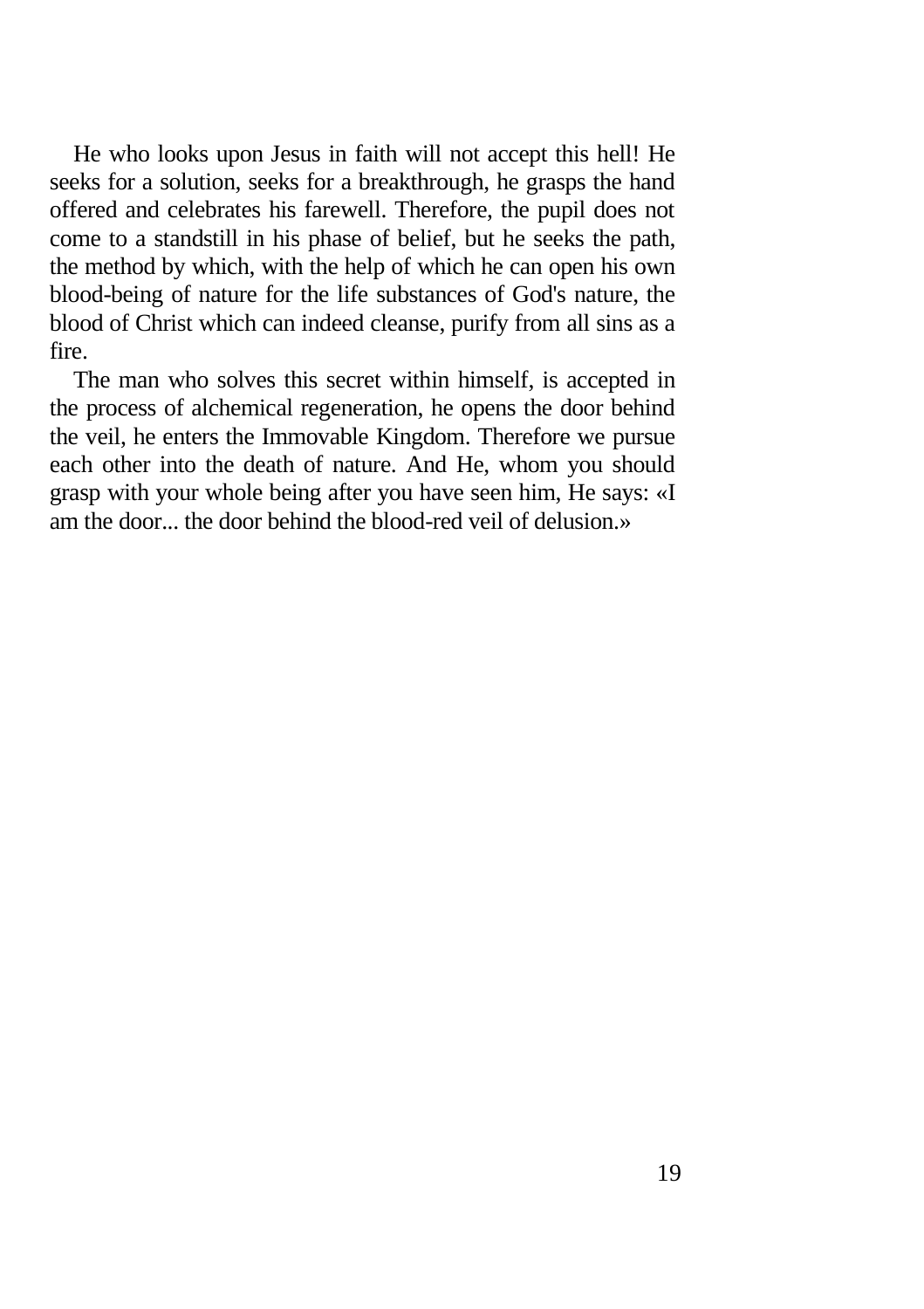He who looks upon Jesus in faith will not accept this hell! He seeks for a solution, seeks for a breakthrough, he grasps the hand offered and celebrates his farewell. Therefore, the pupil does not come to a standstill in his phase of belief, but he seeks the path, the method by which, with the help of which he can open his own blood-being of nature for the life substances of God's nature, the blood of Christ which can indeed cleanse, purify from all sins as a fire.

The man who solves this secret within himself, is accepted in the process of alchemical regeneration, he opens the door behind the veil, he enters the Immovable Kingdom. Therefore we pursue each other into the death of nature. And He, whom you should grasp with your whole being after you have seen him, He says: «I am the door... the door behind the blood-red veil of delusion.»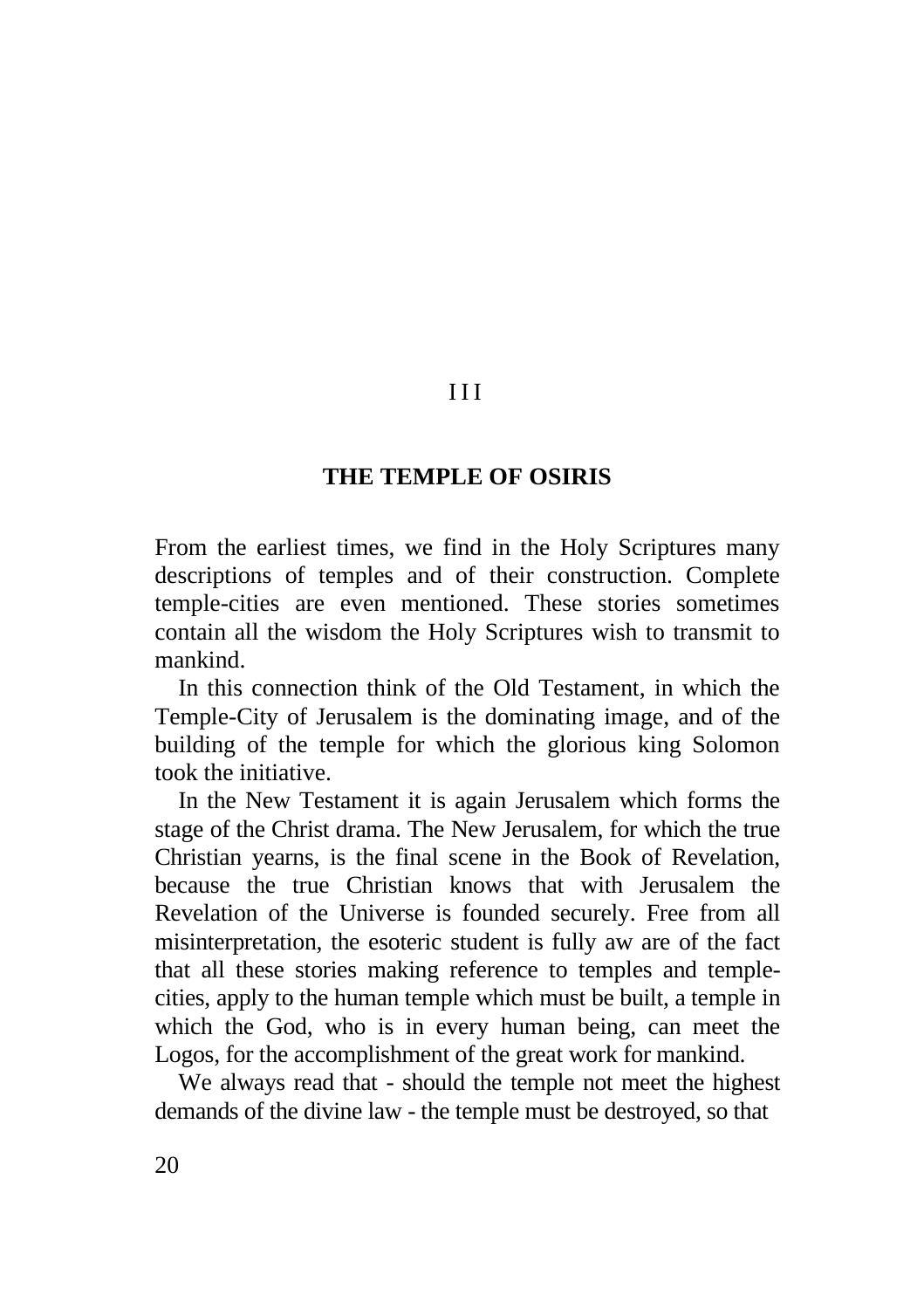III

# THE TEMPLE OF OSIRIS

From the earliest times, we find in the Holy Scriptures many descriptions of temples and of their construction. Complete temple-cities are even mentioned. These stories sometimes contain all the wisdom the Holy Scriptures wish to transmit to mankind.

In this connection think of the Old Testament, in which the Temple-City of Jerusalem is the dominating image, and of the building of the temple for which the glorious king Solomon took the initiative.

In the New Testament it is again Jerusalem which forms the stage of the Christ drama. The New Jerusalem, for which the true Christian yearns, is the final scene in the Book of Revelation, because the true Christian knows that with Jerusalem the Revelation of the Universe is founded securely. Free from all misinterpretation, the esoteric student is fully aw are of the fact that all these stories making reference to temples and temple-cities, apply to the human temple which must be built, a temple in which the God, who is in every human being, can meet the Logos, for the accomplishment of the great work for mankind.

We always read that - should the temple not meet the highest demands of the divine law - the temple must be destroyed, so that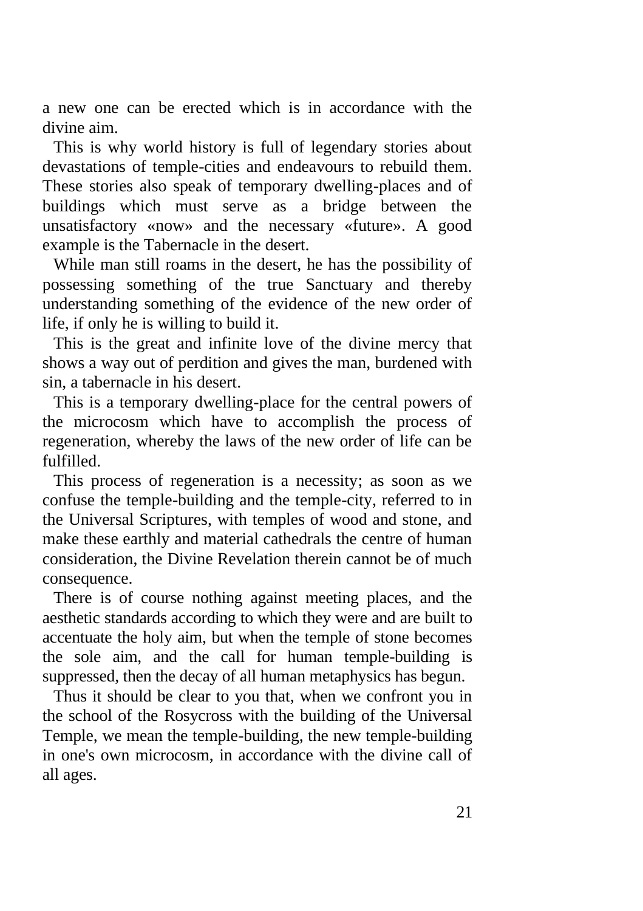a new one can be erected which is in accordance with the divine aim.

This is why world history is full of legendary stories about devastations of temple-cities and endeavours to rebuild them. These stories also speak of temporary dwelling-places and of buildings which must serve as a bridge between the unsatisfactory «now» and the necessary «future». A good example is the Tabernacle in the desert.

While man still roams in the desert, he has the possibility of possessing something of the true Sanctuary and thereby understanding something of the evidence of the new order of life, if only he is willing to build it.

This is the great and infinite love of the divine mercy that shows a way out of perdition and gives the man, burdened with sin, a tabernacle in his desert.

This is a temporary dwelling-place for the central powers of the microcosm which have to accomplish the process of regeneration, whereby the laws of the new order of life can be fulfilled.

This process of regeneration is a necessity; as soon as we confuse the temple-building and the temple-city, referred to in the Universal Scriptures, with temples of wood and stone, and make these earthly and material cathedrals the centre of human consideration, the Divine Revelation therein cannot be of much consequence.

There is of course nothing against meeting places, and the aesthetic standards according to which they were and are built to accentuate the holy aim, but when the temple of stone becomes the sole aim, and the call for human temple-building is suppressed, then the decay of all human metaphysics has begun.

Thus it should be clear to you that, when we confront you in the school of the Rosycross with the building of the Universal Temple, we mean the temple-building, the new temple-building in one's own microcosm, in accordance with the divine call of all ages.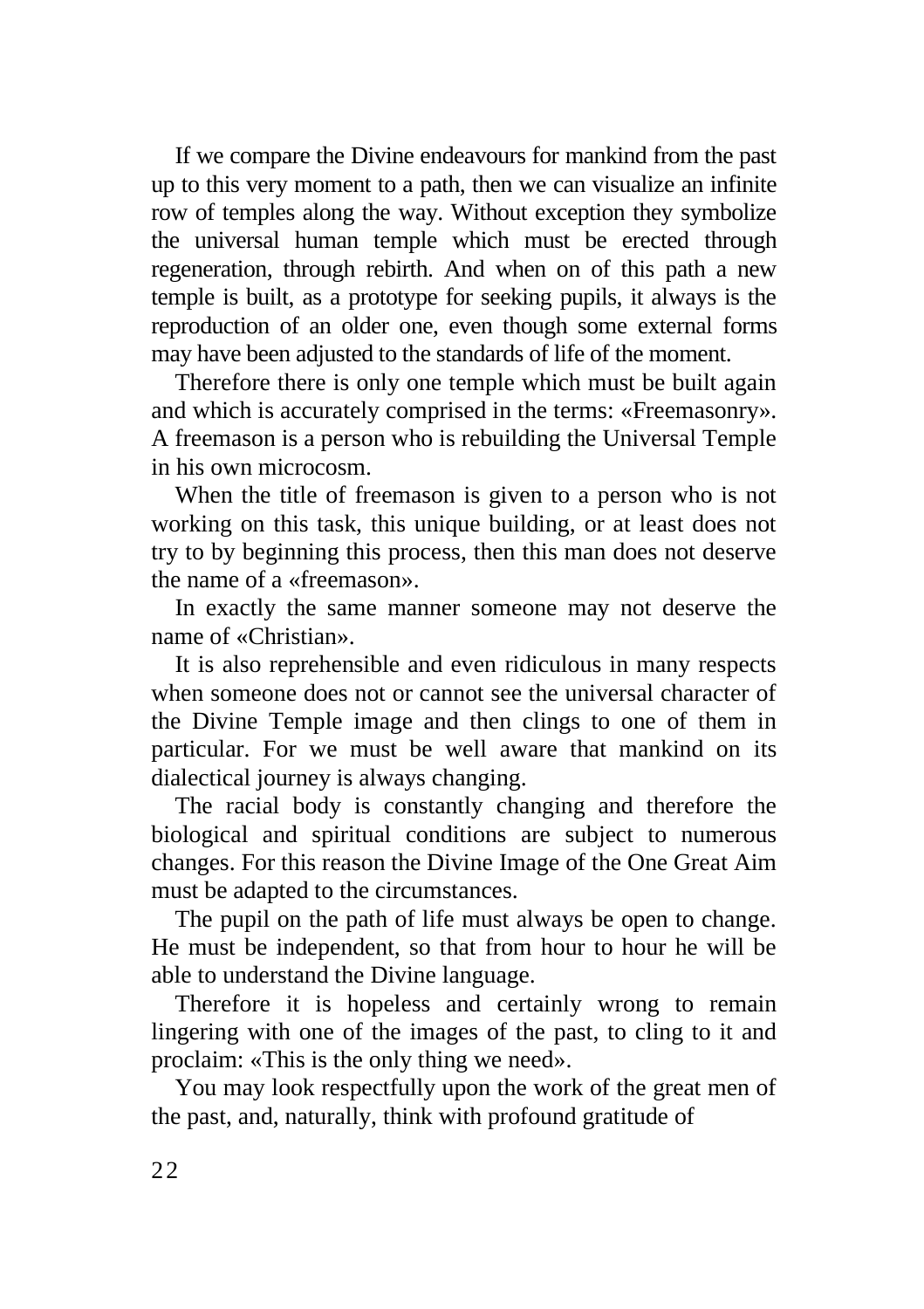If we compare the Divine endeavours for mankind from the past up to this very moment to a path, then we can visualize an infinite row of temples along the way. Without exception they symbolize the universal human temple which must be erected through regeneration, through rebirth. And when on of this path a new temple is built, as a prototype for seeking pupils, it always is the reproduction of an older one, even though some external forms may have been adjusted to the standards of life of the moment.

Therefore there is only one temple which must be built again and which is accurately comprised in the terms: «Freemasonry». A freemason is a person who is rebuilding the Universal Temple in his own microcosm.

When the title of freemason is given to a person who is not working on this task, this unique building, or at least does not try to by beginning this process, then this man does not deserve the name of a «freemason».

In exactly the same manner someone may not deserve the name of «Christian».

It is also reprehensible and even ridiculous in many respects when someone does not or cannot see the universal character of the Divine Temple image and then clings to one of them in particular. For we must be well aware that mankind on its dialectical journey is always changing.

The racial body is constantly changing and therefore the biological and spiritual conditions are subject to numerous changes. For this reason the Divine Image of the One Great Aim must be adapted to the circumstances.

The pupil on the path of life must always be open to change. He must be independent, so that from hour to hour he will be able to understand the Divine language.

Therefore it is hopeless and certainly wrong to remain lingering with one of the images of the past, to cling to it and proclaim: «This is the only thing we need».

You may look respectfully upon the work of the great men of the past, and, naturally, think with profound gratitude of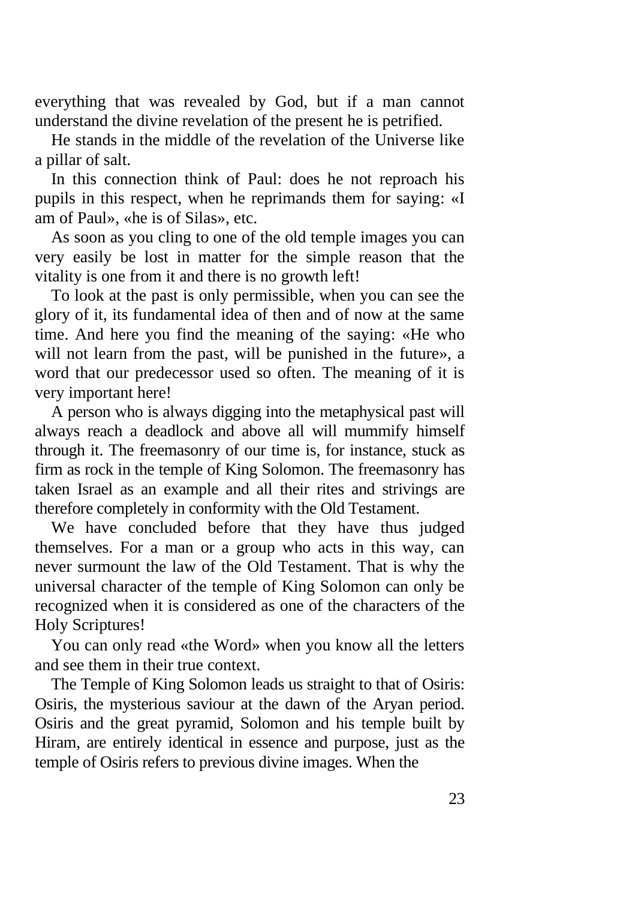everything that was revealed by God, but if a man cannot understand the divine revelation of the present he is petrified.

He stands in the middle of the revelation of the Universe like a pillar of salt.

In this connection think of Paul: does he not reproach his pupils in this respect, when he reprimands them for saying: «I am of Paul», «he is of Silas», etc.

As soon as you cling to one of the old temple images you can very easily be lost in matter for the simple reason that the vitality is one from it and there is no growth left!

To look at the past is only permissible, when you can see the glory of it, its fundamental idea of then and of now at the same time. And here you find the meaning of the saying: «He who will not learn from the past, will be punished in the future», a word that our predecessor used so often. The meaning of it is very important here!

A person who is always digging into the metaphysical past will always reach a deadlock and above all will mummify himself through it. The freemasonry of our time is, for instance, stuck as firm as rock in the temple of King Solomon. The freemasonry has taken Israel as an example and all their rites and strivings are therefore completely in conformity with the Old Testament.

We have concluded before that they have thus judged themselves. For a man or a group who acts in this way, can never surmount the law of the Old Testament. That is why the universal character of the temple of King Solomon can only be recognized when it is considered as one of the characters of the Holy Scriptures!

You can only read «the Word» when you know all the letters and see them in their true context.

The Temple of King Solomon leads us straight to that of Osiris: Osiris, the mysterious saviour at the dawn of the Aryan period. Osiris and the great pyramid, Solomon and his temple built by Hiram, are entirely identical in essence and purpose, just as the temple of Osiris refers to previous divine images. When the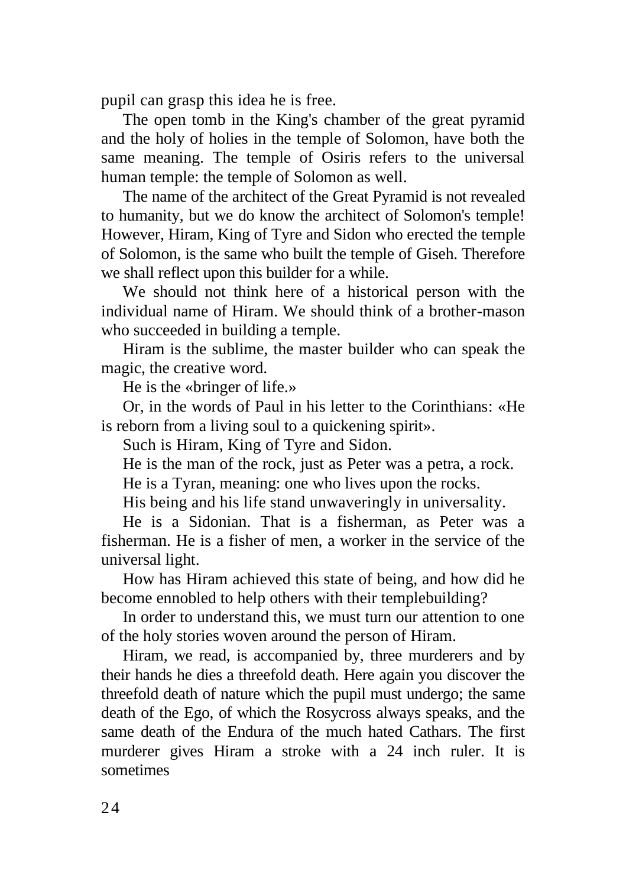pupil can grasp this idea he is free.

The open tomb in the King's chamber of the great pyramid and the holy of holies in the temple of Solomon, have both the same meaning. The temple of Osiris refers to the universal human temple: the temple of Solomon as well.

The name of the architect of the Great Pyramid is not revealed to humanity, but we do know the architect of Solomon's temple! However, Hiram, King of Tyre and Sidon who erected the temple of Solomon, is the same who built the temple of Giseh. Therefore we shall reflect upon this builder for a while.

We should not think here of a historical person with the individual name of Hiram. We should think of a brother-mason who succeeded in building a temple.

Hiram is the sublime, the master builder who can speak the magic, the creative word.

He is the «bringer of life.»

Or, in the words of Paul in his letter to the Corinthians: «He is reborn from a living soul to a quickening spirit».

Such is Hiram, King of Tyre and Sidon.

He is the man of the rock, just as Peter was a petra, a rock.

He is a Tyran, meaning: one who lives upon the rocks.

His being and his life stand unwaveringly in universality.

He is a Sidonian. That is a fisherman, as Peter was a fisherman. He is a fisher of men, a worker in the service of the universal light.

How has Hiram achieved this state of being, and how did he become ennobled to help others with their templebuilding?

In order to understand this, we must turn our attention to one of the holy stories woven around the person of Hiram.

Hiram, we read, is accompanied by, three murderers and by their hands he dies a threefold death. Here again you discover the threefold death of nature which the pupil must undergo; the same death of the Ego, of which the Rosycross always speaks, and the same death of the Endura of the much hated Cathars. The first murderer gives Hiram a stroke with a 24 inch ruler. It is sometimes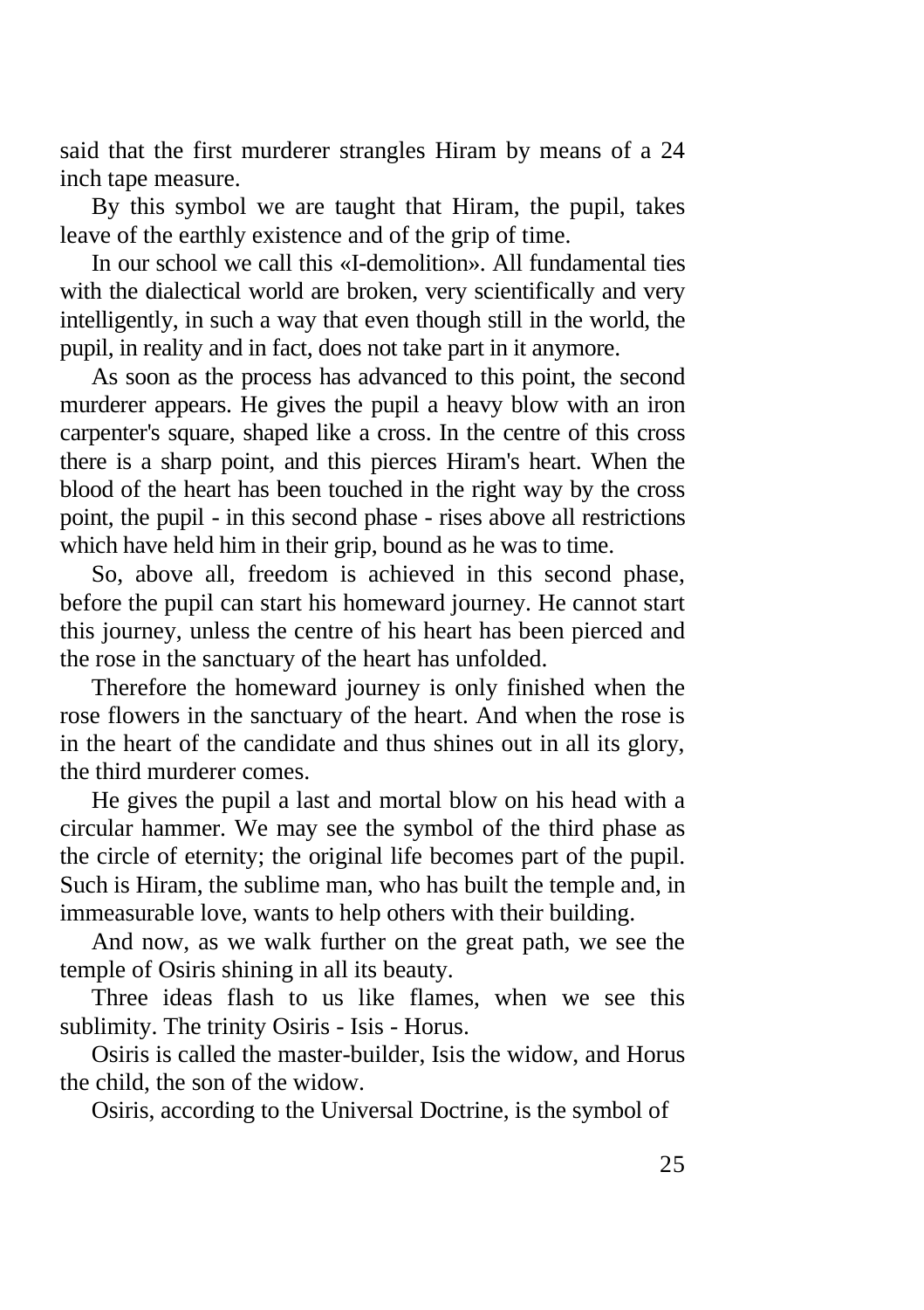said that the first murderer strangles Hiram by means of a 24 inch tape measure.

By this symbol we are taught that Hiram, the pupil, takes leave of the earthly existence and of the grip of time.

In our school we call this «I-demolition». All fundamental ties with the dialectical world are broken, very scientifically and very intelligently, in such a way that even though still in the world, the pupil, in reality and in fact, does not take part in it anymore.

As soon as the process has advanced to this point, the second murderer appears. He gives the pupil a heavy blow with an iron carpenter's square, shaped like a cross. In the centre of this cross there is a sharp point, and this pierces Hiram's heart. When the blood of the heart has been touched in the right way by the cross point, the pupil - in this second phase - rises above all restrictions which have held him in their grip, bound as he was to time.

So, above all, freedom is achieved in this second phase, before the pupil can start his homeward journey. He cannot start this journey, unless the centre of his heart has been pierced and the rose in the sanctuary of the heart has unfolded.

Therefore the homeward journey is only finished when the rose flowers in the sanctuary of the heart. And when the rose is in the heart of the candidate and thus shines out in all its glory, the third murderer comes.

He gives the pupil a last and mortal blow on his head with a circular hammer. We may see the symbol of the third phase as the circle of eternity; the original life becomes part of the pupil. Such is Hiram, the sublime man, who has built the temple and, in immeasurable love, wants to help others with their building.

And now, as we walk further on the great path, we see the temple of Osiris shining in all its beauty.

Three ideas flash to us like flames, when we see this sublimity. The trinity Osiris - Isis - Horus.

Osiris is called the master-builder, Isis the widow, and Horus the child, the son of the widow.

Osiris, according to the Universal Doctrine, is the symbol of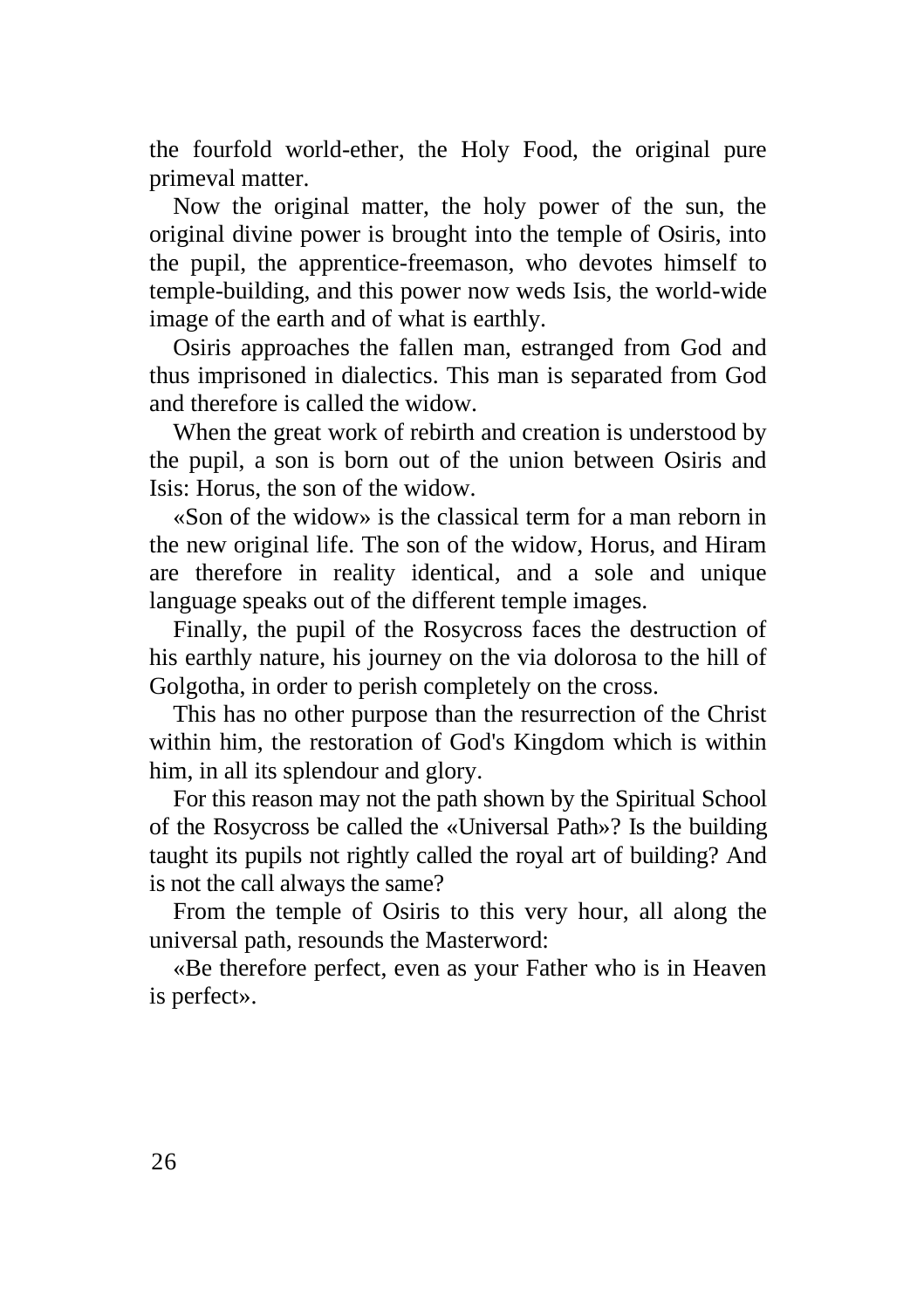the fourfold world-ether, the Holy Food, the original pure primeval matter.

Now the original matter, the holy power of the sun, the original divine power is brought into the temple of Osiris, into the pupil, the apprentice-freemason, who devotes himself to temple-building, and this power now weds Isis, the world-wide image of the earth and of what is earthly.

Osiris approaches the fallen man, estranged from God and thus imprisoned in dialectics. This man is separated from God and therefore is called the widow.

When the great work of rebirth and creation is understood by the pupil, a son is born out of the union between Osiris and Isis: Horus, the son of the widow.

«Son of the widow» is the classical term for a man reborn in the new original life. The son of the widow, Horus, and Hiram are therefore in reality identical, and a sole and unique language speaks out of the different temple images.

Finally, the pupil of the Rosycross faces the destruction of his earthly nature, his journey on the via dolorosa to the hill of Golgotha, in order to perish completely on the cross.

This has no other purpose than the resurrection of the Christ within him, the restoration of God's Kingdom which is within him, in all its splendour and glory.

For this reason may not the path shown by the Spiritual School of the Rosycross be called the «Universal Path»? Is the building taught its pupils not rightly called the royal art of building? And is not the call always the same?

From the temple of Osiris to this very hour, all along the universal path, resounds the Masterword:

«Be therefore perfect, even as your Father who is in Heaven is perfect».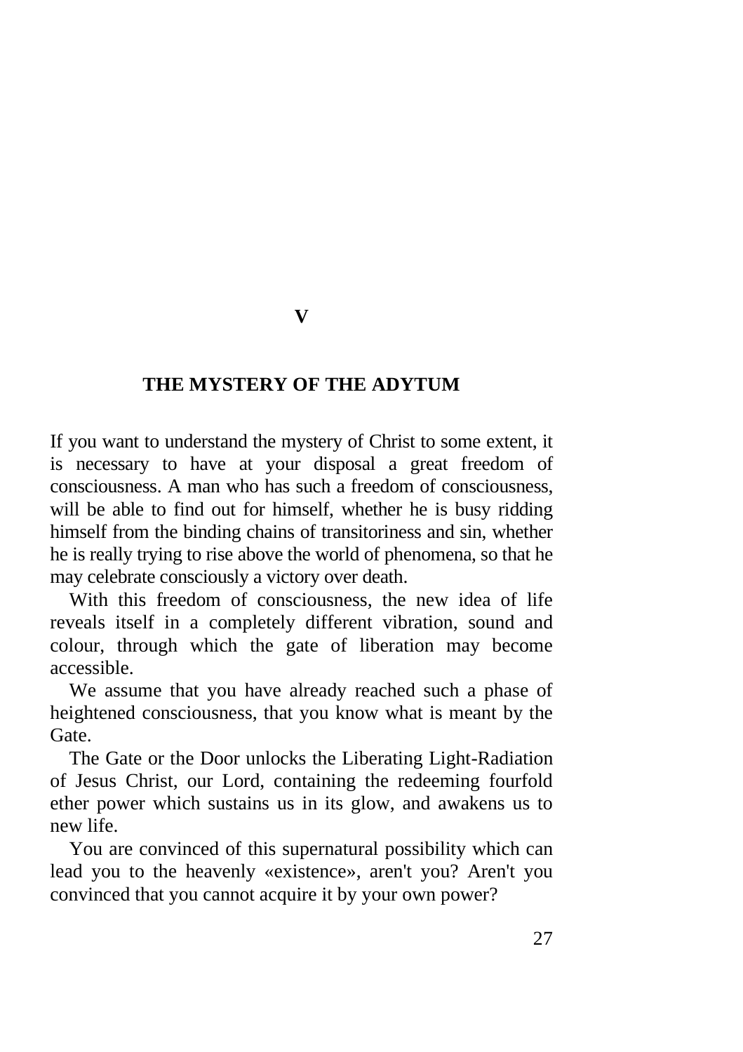# V

## THE MYSTERY OF THE ADYTUM

If you want to understand the mystery of Christ to some extent, it is necessary to have at your disposal a great freedom of consciousness. A man who has such a freedom of consciousness, will be able to find out for himself, whether he is busy ridding himself from the binding chains of transitoriness and sin, whether he is really trying to rise above the world of phenomena, so that he may celebrate consciously a victory over death.

With this freedom of consciousness, the new idea of life reveals itself in a completely different vibration, sound and colour, through which the gate of liberation may become accessible.

We assume that you have already reached such a phase of heightened consciousness, that you know what is meant by the Gate.

The Gate or the Door unlocks the Liberating Light-Radiation of Jesus Christ, our Lord, containing the redeeming fourfold ether power which sustains us in its glow, and awakens us to new life.

You are convinced of this supernatural possibility which can lead you to the heavenly «existence», aren't you? Aren't you convinced that you cannot acquire it by your own power?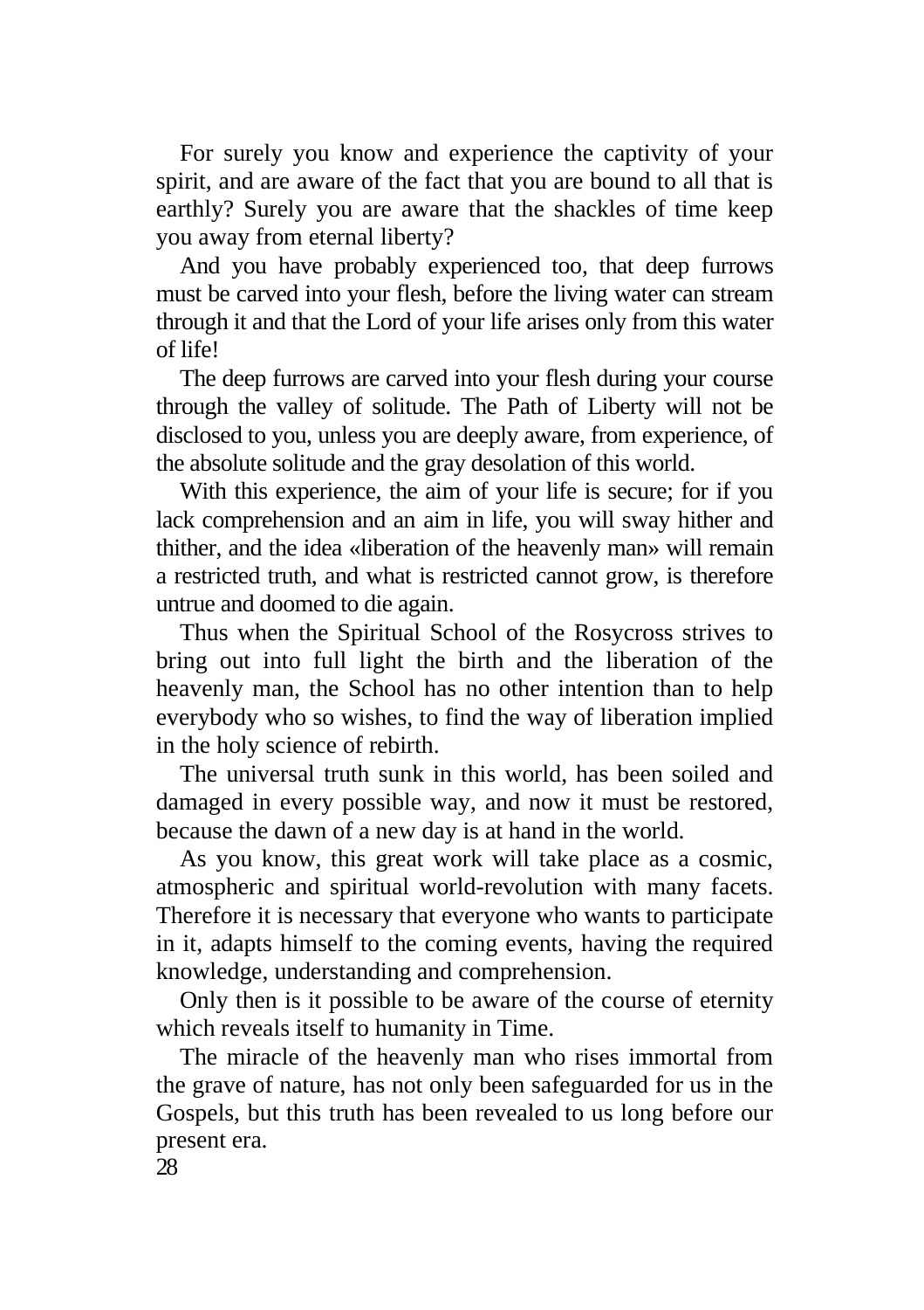For surely you know and experience the captivity of your spirit, and are aware of the fact that you are bound to all that is earthly? Surely you are aware that the shackles of time keep you away from eternal liberty?

And you have probably experienced too, that deep furrows must be carved into your flesh, before the living water can stream through it and that the Lord of your life arises only from this water of life!

The deep furrows are carved into your flesh during your course through the valley of solitude. The Path of Liberty will not be disclosed to you, unless you are deeply aware, from experience, of the absolute solitude and the gray desolation of this world.

With this experience, the aim of your life is secure; for if you lack comprehension and an aim in life, you will sway hither and thither, and the idea «liberation of the heavenly man» will remain a restricted truth, and what is restricted cannot grow, is therefore untrue and doomed to die again.

Thus when the Spiritual School of the Rosycross strives to bring out into full light the birth and the liberation of the heavenly man, the School has no other intention than to help everybody who so wishes, to find the way of liberation implied in the holy science of rebirth.

The universal truth sunk in this world, has been soiled and damaged in every possible way, and now it must be restored, because the dawn of a new day is at hand in the world.

As you know, this great work will take place as a cosmic, atmospheric and spiritual world-revolution with many facets. Therefore it is necessary that everyone who wants to participate in it, adapts himself to the coming events, having the required knowledge, understanding and comprehension.

Only then is it possible to be aware of the course of eternity which reveals itself to humanity in Time.

The miracle of the heavenly man who rises immortal from the grave of nature, has not only been safeguarded for us in the Gospels, but this truth has been revealed to us long before our present era.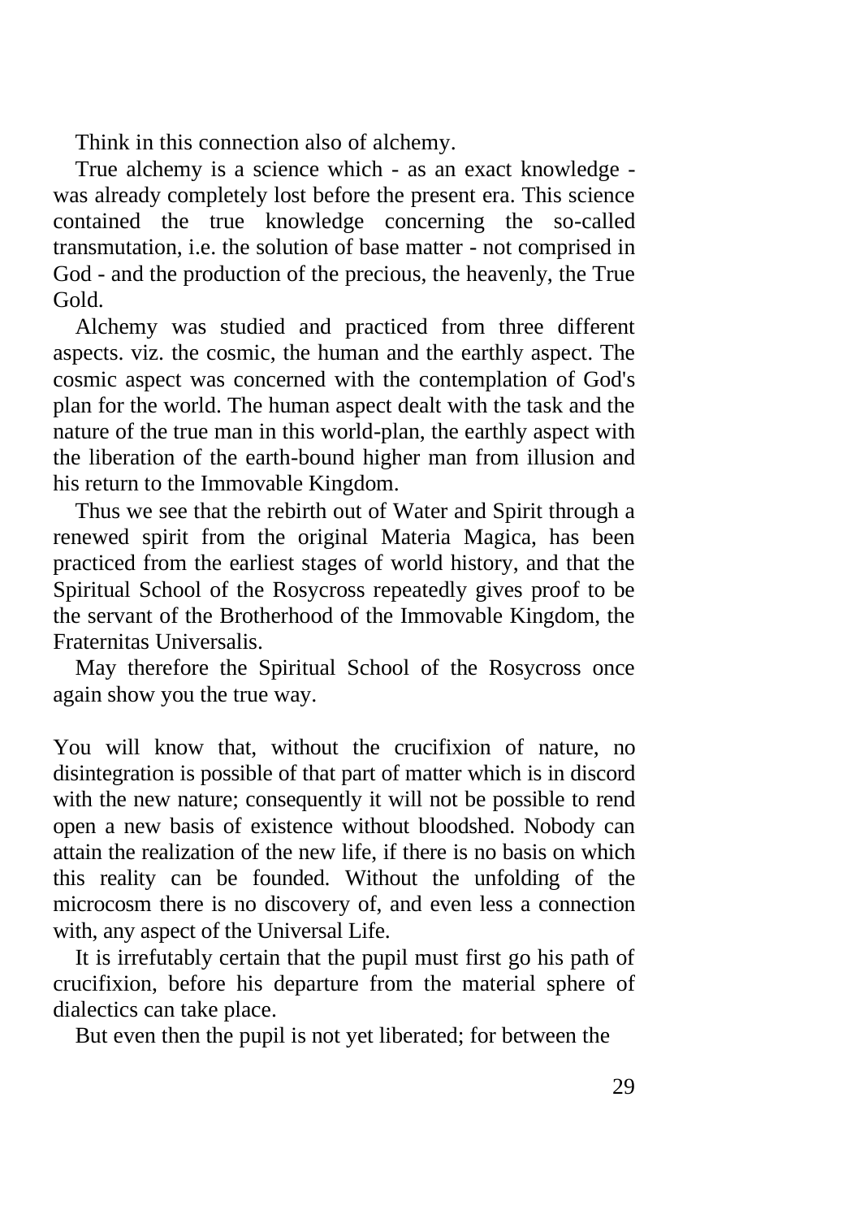Think in this connection also of alchemy.

True alchemy is a science which - as an exact knowledge - was already completely lost before the present era. This science contained the true knowledge concerning the so-called transmutation, i.e. the solution of base matter - not comprised in God - and the production of the precious, the heavenly, the True Gold.

Alchemy was studied and practiced from three different aspects. viz. the cosmic, the human and the earthly aspect. The cosmic aspect was concerned with the contemplation of God's plan for the world. The human aspect dealt with the task and the nature of the true man in this world-plan, the earthly aspect with the liberation of the earth-bound higher man from illusion and his return to the Immovable Kingdom.

Thus we see that the rebirth out of Water and Spirit through a renewed spirit from the original Materia Magica, has been practiced from the earliest stages of world history, and that the Spiritual School of the Rosycross repeatedly gives proof to be the servant of the Brotherhood of the Immovable Kingdom, the Fraternitas Universalis.

May therefore the Spiritual School of the Rosycross once again show you the true way.

You will know that, without the crucifixion of nature, no disintegration is possible of that part of matter which is in discord with the new nature; consequently it will not be possible to rend open a new basis of existence without bloodshed. Nobody can attain the realization of the new life, if there is no basis on which this reality can be founded. Without the unfolding of the microcosm there is no discovery of, and even less a connection with, any aspect of the Universal Life.

It is irrefutably certain that the pupil must first go his path of crucifixion, before his departure from the material sphere of dialectics can take place.

But even then the pupil is not yet liberated; for between the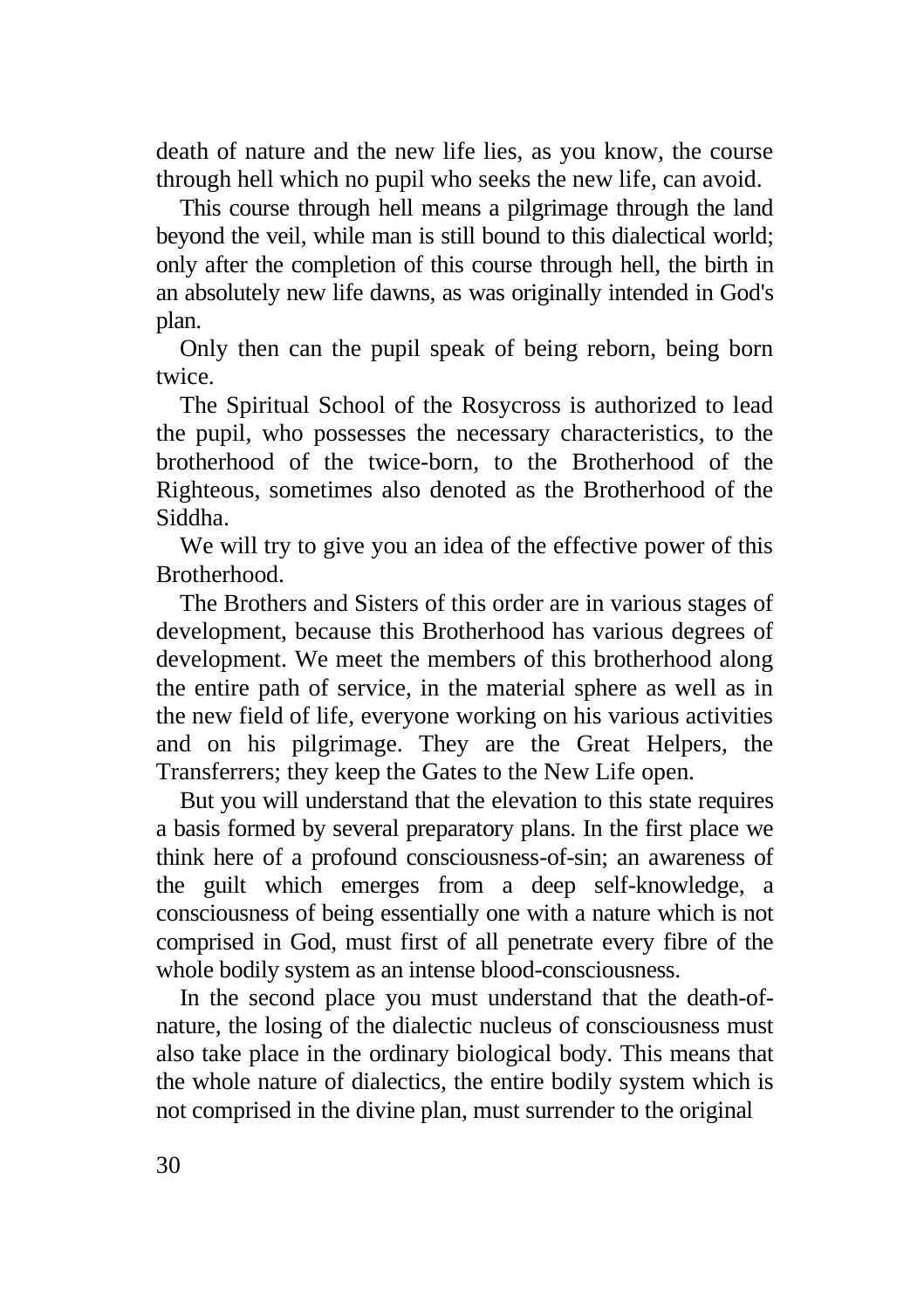death of nature and the new life lies, as you know, the course through hell which no pupil who seeks the new life, can avoid.

This course through hell means a pilgrimage through the land beyond the veil, while man is still bound to this dialectical world; only after the completion of this course through hell, the birth in an absolutely new life dawns, as was originally intended in God's plan.

Only then can the pupil speak of being reborn, being born twice.

The Spiritual School of the Rosycross is authorized to lead the pupil, who possesses the necessary characteristics, to the brotherhood of the twice-born, to the Brotherhood of the Righteous, sometimes also denoted as the Brotherhood of the Siddha.

We will try to give you an idea of the effective power of this Brotherhood.

The Brothers and Sisters of this order are in various stages of development, because this Brotherhood has various degrees of development. We meet the members of this brotherhood along the entire path of service, in the material sphere as well as in the new field of life, everyone working on his various activities and on his pilgrimage. They are the Great Helpers, the Transferrers; they keep the Gates to the New Life open.

But you will understand that the elevation to this state requires a basis formed by several preparatory plans. In the first place we think here of a profound consciousness-of-sin; an awareness of the guilt which emerges from a deep self-knowledge, a consciousness of being essentially one with a nature which is not comprised in God, must first of all penetrate every fibre of the whole bodily system as an intense blood-consciousness.

In the second place you must understand that the death-of-nature, the losing of the dialectic nucleus of consciousness must also take place in the ordinary biological body. This means that the whole nature of dialectics, the entire bodily system which is not comprised in the divine plan, must surrender to the original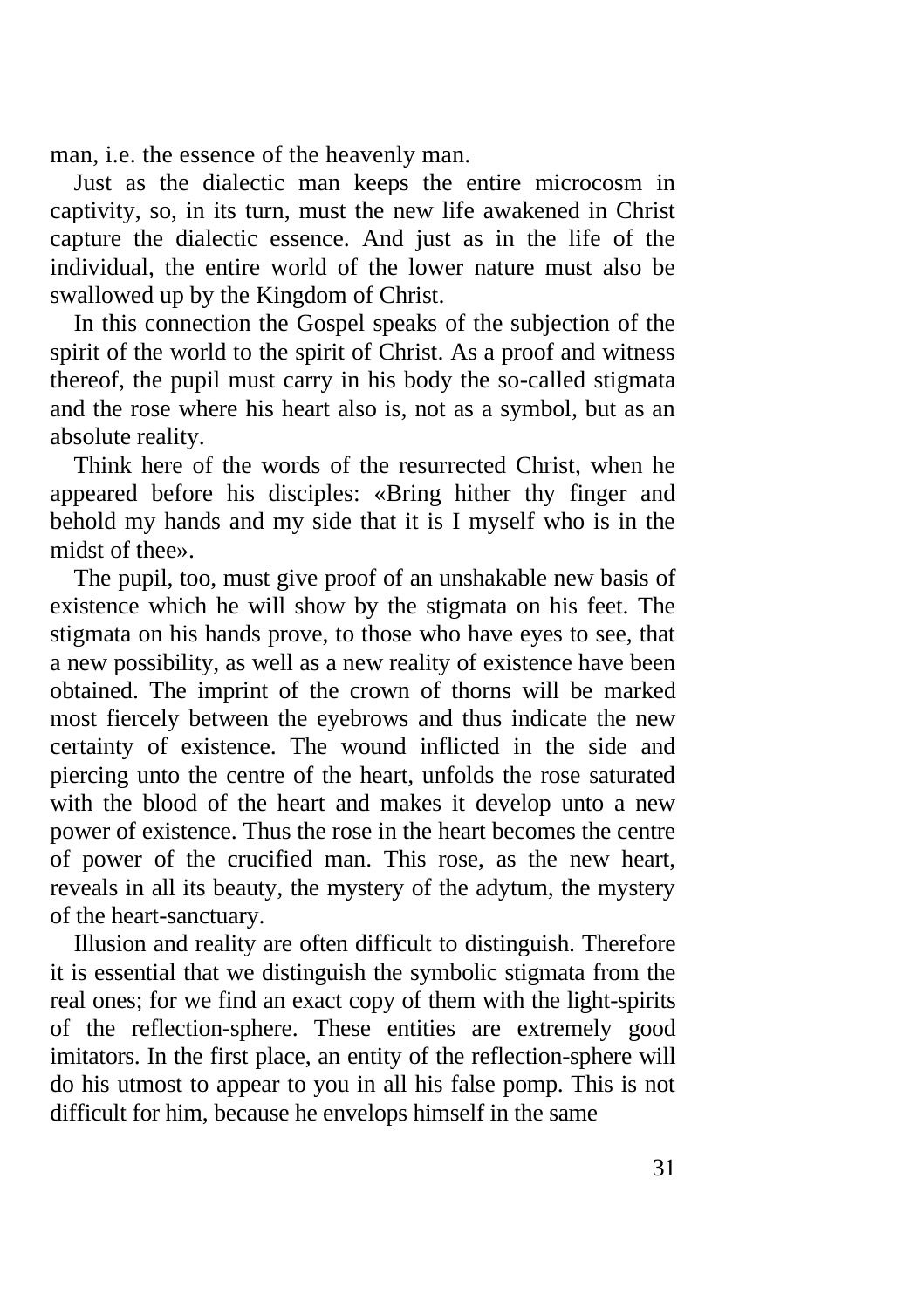man, i.e. the essence of the heavenly man.

Just as the dialectic man keeps the entire microcosm in captivity, so, in its turn, must the new life awakened in Christ capture the dialectic essence. And just as in the life of the individual, the entire world of the lower nature must also be swallowed up by the Kingdom of Christ.

In this connection the Gospel speaks of the subjection of the spirit of the world to the spirit of Christ. As a proof and witness thereof, the pupil must carry in his body the so-called stigmata and the rose where his heart also is, not as a symbol, but as an absolute reality.

Think here of the words of the resurrected Christ, when he appeared before his disciples: «Bring hither thy finger and behold my hands and my side that it is I myself who is in the midst of thee».

The pupil, too, must give proof of an unshakable new basis of existence which he will show by the stigmata on his feet. The stigmata on his hands prove, to those who have eyes to see, that a new possibility, as well as a new reality of existence have been obtained. The imprint of the crown of thorns will be marked most fiercely between the eyebrows and thus indicate the new certainty of existence. The wound inflicted in the side and piercing unto the centre of the heart, unfolds the rose saturated with the blood of the heart and makes it develop unto a new power of existence. Thus the rose in the heart becomes the centre of power of the crucified man. This rose, as the new heart, reveals in all its beauty, the mystery of the adytum, the mystery of the heart-sanctuary.

Illusion and reality are often difficult to distinguish. Therefore it is essential that we distinguish the symbolic stigmata from the real ones; for we find an exact copy of them with the light-spirits of the reflection-sphere. These entities are extremely good imitators. In the first place, an entity of the reflection-sphere will do his utmost to appear to you in all his false pomp. This is not difficult for him, because he envelops himself in the same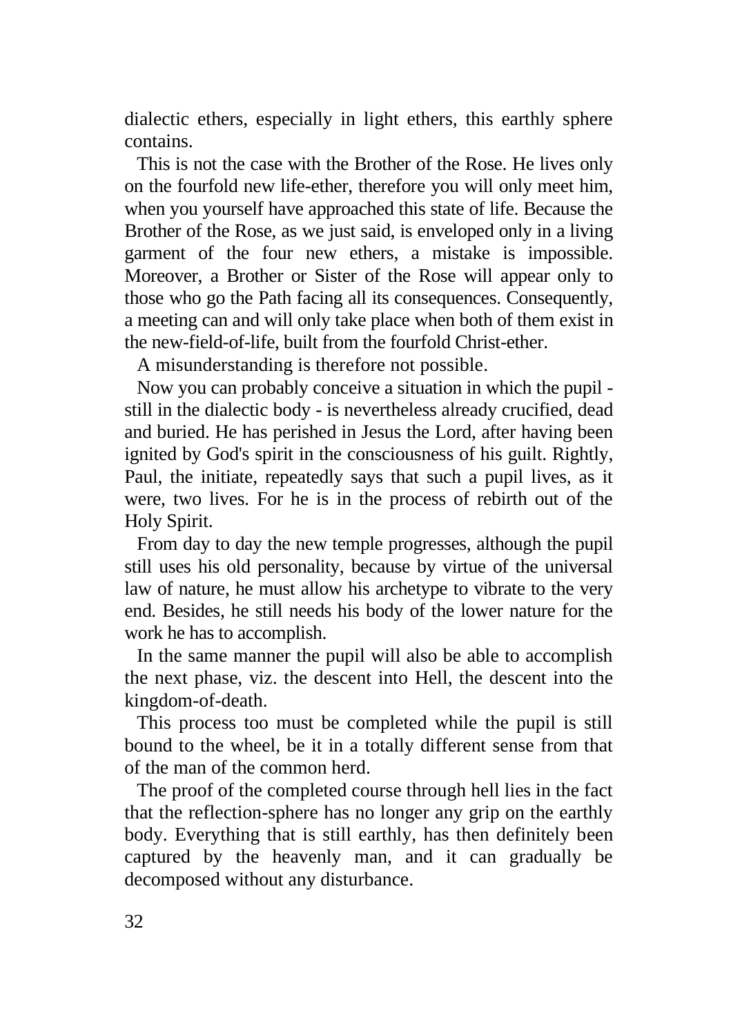dialectic ethers, especially in light ethers, this earthly sphere contains.

This is not the case with the Brother of the Rose. He lives only on the fourfold new life-ether, therefore you will only meet him, when you yourself have approached this state of life. Because the Brother of the Rose, as we just said, is enveloped only in a living garment of the four new ethers, a mistake is impossible. Moreover, a Brother or Sister of the Rose will appear only to those who go the Path facing all its consequences. Consequently, a meeting can and will only take place when both of them exist in the new-field-of-life, built from the fourfold Christ-ether.

A misunderstanding is therefore not possible.

Now you can probably conceive a situation in which the pupil - still in the dialectic body - is nevertheless already crucified, dead and buried. He has perished in Jesus the Lord, after having been ignited by God's spirit in the consciousness of his guilt. Rightly, Paul, the initiate, repeatedly says that such a pupil lives, as it were, two lives. For he is in the process of rebirth out of the Holy Spirit.

From day to day the new temple progresses, although the pupil still uses his old personality, because by virtue of the universal law of nature, he must allow his archetype to vibrate to the very end. Besides, he still needs his body of the lower nature for the work he has to accomplish.

In the same manner the pupil will also be able to accomplish the next phase, viz. the descent into Hell, the descent into the kingdom-of-death.

This process too must be completed while the pupil is still bound to the wheel, be it in a totally different sense from that of the man of the common herd.

The proof of the completed course through hell lies in the fact that the reflection-sphere has no longer any grip on the earthly body. Everything that is still earthly, has then definitely been captured by the heavenly man, and it can gradually be decomposed without any disturbance.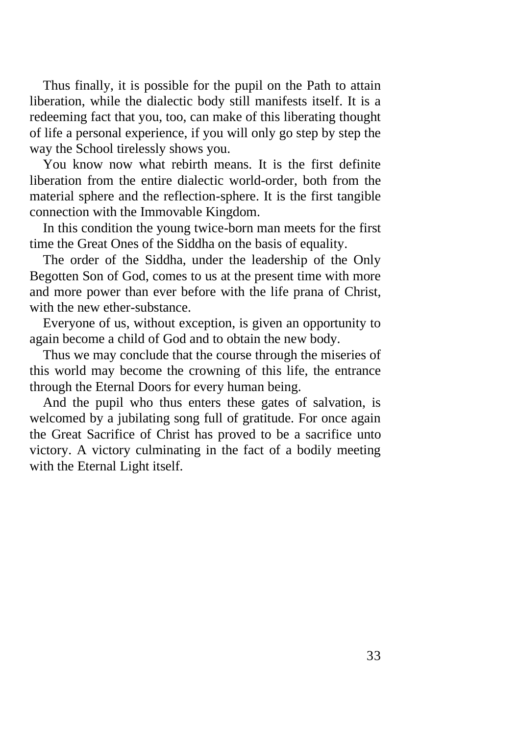Thus finally, it is possible for the pupil on the Path to attain liberation, while the dialectic body still manifests itself. It is a redeeming fact that you, too, can make of this liberating thought of life a personal experience, if you will only go step by step the way the School tirelessly shows you.

You know now what rebirth means. It is the first definite liberation from the entire dialectic world-order, both from the material sphere and the reflection-sphere. It is the first tangible connection with the Immovable Kingdom.

In this condition the young twice-born man meets for the first time the Great Ones of the Siddha on the basis of equality.

The order of the Siddha, under the leadership of the Only Begotten Son of God, comes to us at the present time with more and more power than ever before with the life prana of Christ, with the new ether-substance.

Everyone of us, without exception, is given an opportunity to again become a child of God and to obtain the new body.

Thus we may conclude that the course through the miseries of this world may become the crowning of this life, the entrance through the Eternal Doors for every human being.

And the pupil who thus enters these gates of salvation, is welcomed by a jubilating song full of gratitude. For once again the Great Sacrifice of Christ has proved to be a sacrifice unto victory. A victory culminating in the fact of a bodily meeting with the Eternal Light itself.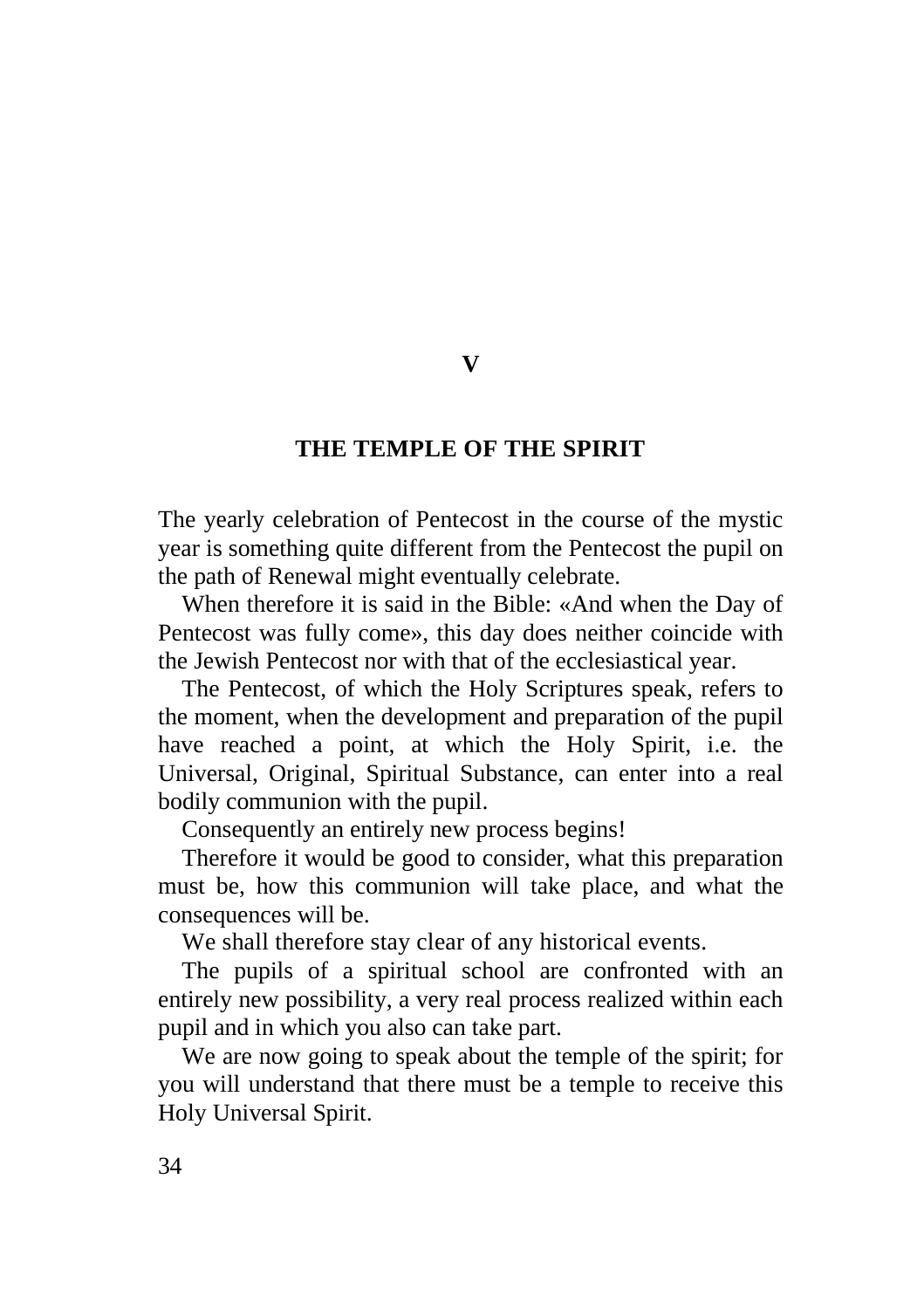# V

# THE TEMPLE OF THE SPIRIT

The yearly celebration of Pentecost in the course of the mystic year is something quite different from the Pentecost the pupil on the path of Renewal might eventually celebrate.

When therefore it is said in the Bible: «And when the Day of Pentecost was fully come», this day does neither coincide with the Jewish Pentecost nor with that of the ecclesiastical year.

The Pentecost, of which the Holy Scriptures speak, refers to the moment, when the development and preparation of the pupil have reached a point, at which the Holy Spirit, i.e. the Universal, Original, Spiritual Substance, can enter into a real bodily communion with the pupil.

Consequently an entirely new process begins!

Therefore it would be good to consider, what this preparation must be, how this communion will take place, and what the consequences will be.

We shall therefore stay clear of any historical events.

The pupils of a spiritual school are confronted with an entirely new possibility, a very real process realized within each pupil and in which you also can take part.

We are now going to speak about the temple of the spirit; for you will understand that there must be a temple to receive this Holy Universal Spirit.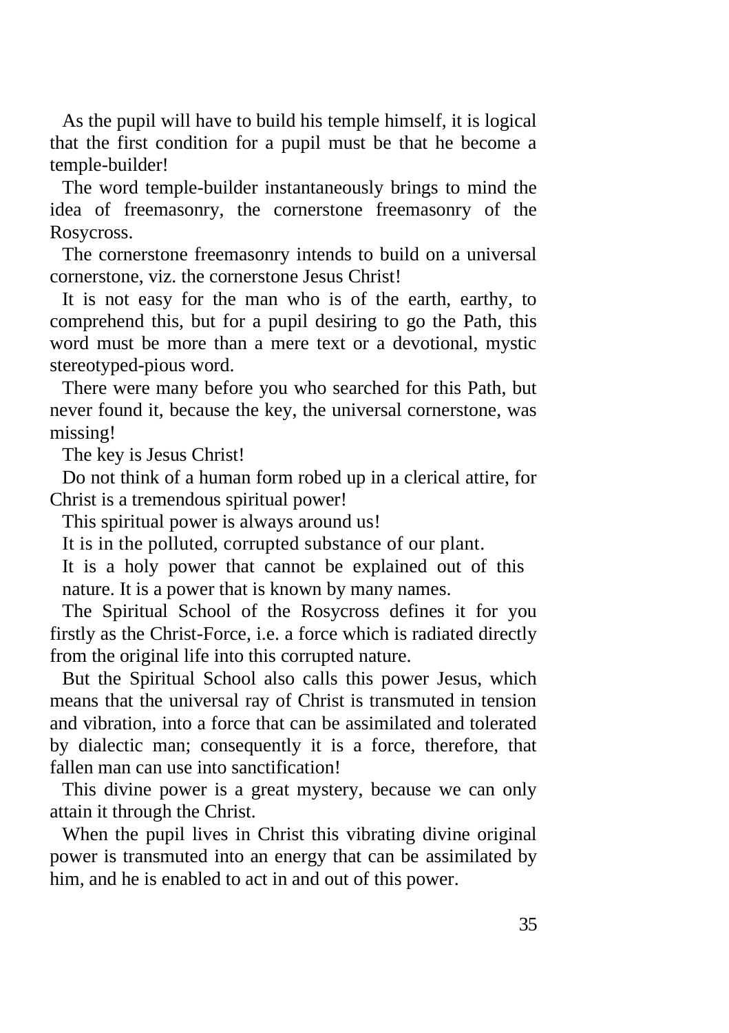As the pupil will have to build his temple himself, it is logical that the first condition for a pupil must be that he become a temple-builder!

The word temple-builder instantaneously brings to mind the idea of freemasonry, the cornerstone freemasonry of the Rosycross.

The cornerstone freemasonry intends to build on a universal cornerstone, viz. the cornerstone Jesus Christ!

It is not easy for the man who is of the earth, earthy, to comprehend this, but for a pupil desiring to go the Path, this word must be more than a mere text or a devotional, mystic stereotyped-pious word.

There were many before you who searched for this Path, but never found it, because the key, the universal cornerstone, was missing!

The key is Jesus Christ!

Do not think of a human form robed up in a clerical attire, for Christ is a tremendous spiritual power!

This spiritual power is always around us!

It is in the polluted, corrupted substance of our plant.

It is a holy power that cannot be explained out of this nature. It is a power that is known by many names.

The Spiritual School of the Rosycross defines it for you firstly as the Christ-Force, i.e. a force which is radiated directly from the original life into this corrupted nature.

But the Spiritual School also calls this power Jesus, which means that the universal ray of Christ is transmuted in tension and vibration, into a force that can be assimilated and tolerated by dialectic man; consequently it is a force, therefore, that fallen man can use into sanctification!

This divine power is a great mystery, because we can only attain it through the Christ.

When the pupil lives in Christ this vibrating divine original power is transmuted into an energy that can be assimilated by him, and he is enabled to act in and out of this power.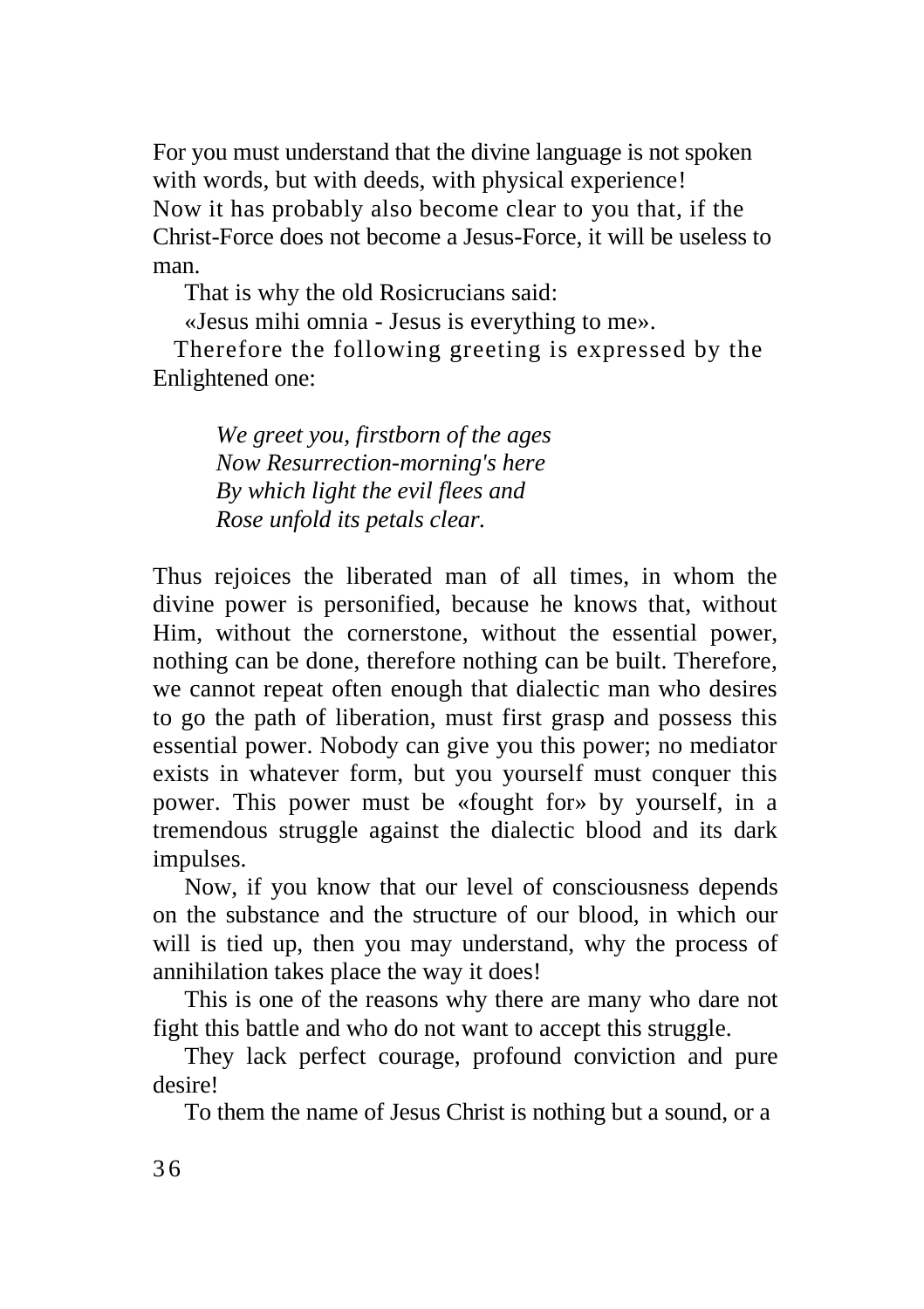For you must understand that the divine language is not spoken with words, but with deeds, with physical experience! Now it has probably also become clear to you that, if the Christ-Force does not become a Jesus-Force, it will be useless to man.

That is why the old Rosicrucians said:

«Jesus mihi omnia - Jesus is everything to me».

Therefore the following greeting is expressed by the Enlightened one:

> *We greet you, firstborn of the ages*
> *Now Resurrection-morning's here*
> *By which light the evil flees and*
> *Rose unfold its petals clear.*

Thus rejoices the liberated man of all times, in whom the divine power is personified, because he knows that, without Him, without the cornerstone, without the essential power, nothing can be done, therefore nothing can be built. Therefore, we cannot repeat often enough that dialectic man who desires to go the path of liberation, must first grasp and possess this essential power. Nobody can give you this power; no mediator exists in whatever form, but you yourself must conquer this power. This power must be «fought for» by yourself, in a tremendous struggle against the dialectic blood and its dark impulses.

Now, if you know that our level of consciousness depends on the substance and the structure of our blood, in which our will is tied up, then you may understand, why the process of annihilation takes place the way it does!

This is one of the reasons why there are many who dare not fight this battle and who do not want to accept this struggle.

They lack perfect courage, profound conviction and pure desire!

To them the name of Jesus Christ is nothing but a sound, or a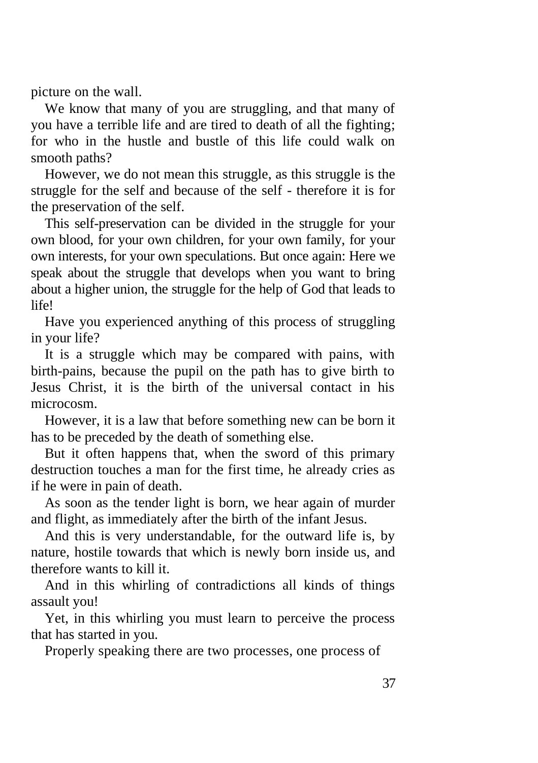picture on the wall.

We know that many of you are struggling, and that many of you have a terrible life and are tired to death of all the fighting; for who in the hustle and bustle of this life could walk on smooth paths?

However, we do not mean this struggle, as this struggle is the struggle for the self and because of the self - therefore it is for the preservation of the self.

This self-preservation can be divided in the struggle for your own blood, for your own children, for your own family, for your own interests, for your own speculations. But once again: Here we speak about the struggle that develops when you want to bring about a higher union, the struggle for the help of God that leads to life!

Have you experienced anything of this process of struggling in your life?

It is a struggle which may be compared with pains, with birth-pains, because the pupil on the path has to give birth to Jesus Christ, it is the birth of the universal contact in his microcosm.

However, it is a law that before something new can be born it has to be preceded by the death of something else.

But it often happens that, when the sword of this primary destruction touches a man for the first time, he already cries as if he were in pain of death.

As soon as the tender light is born, we hear again of murder and flight, as immediately after the birth of the infant Jesus.

And this is very understandable, for the outward life is, by nature, hostile towards that which is newly born inside us, and therefore wants to kill it.

And in this whirling of contradictions all kinds of things assault you!

Yet, in this whirling you must learn to perceive the process that has started in you.

Properly speaking there are two processes, one process of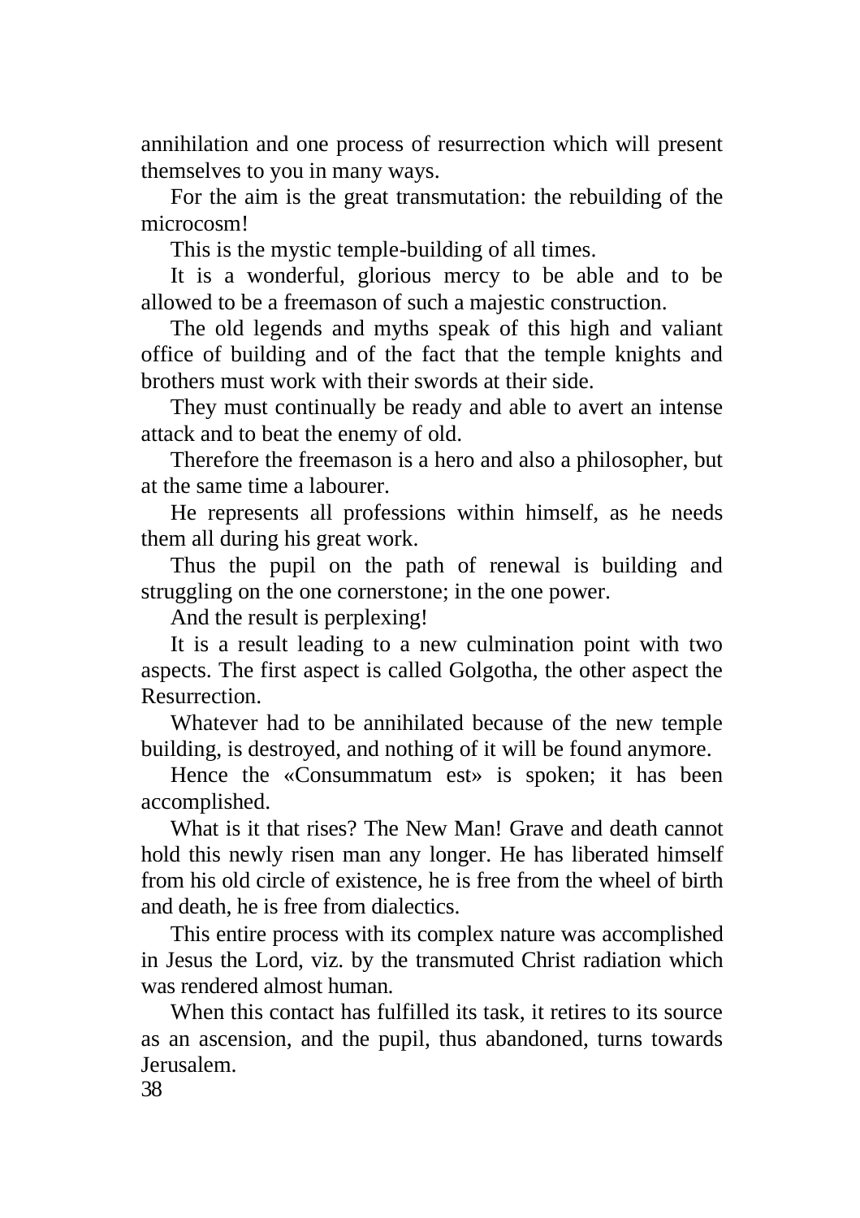annihilation and one process of resurrection which will present themselves to you in many ways.

For the aim is the great transmutation: the rebuilding of the microcosm!

This is the mystic temple-building of all times.

It is a wonderful, glorious mercy to be able and to be allowed to be a freemason of such a majestic construction.

The old legends and myths speak of this high and valiant office of building and of the fact that the temple knights and brothers must work with their swords at their side.

They must continually be ready and able to avert an intense attack and to beat the enemy of old.

Therefore the freemason is a hero and also a philosopher, but at the same time a labourer.

He represents all professions within himself, as he needs them all during his great work.

Thus the pupil on the path of renewal is building and struggling on the one cornerstone; in the one power.

And the result is perplexing!

It is a result leading to a new culmination point with two aspects. The first aspect is called Golgotha, the other aspect the Resurrection.

Whatever had to be annihilated because of the new temple building, is destroyed, and nothing of it will be found anymore.

Hence the «Consummatum est» is spoken; it has been accomplished.

What is it that rises? The New Man! Grave and death cannot hold this newly risen man any longer. He has liberated himself from his old circle of existence, he is free from the wheel of birth and death, he is free from dialectics.

This entire process with its complex nature was accomplished in Jesus the Lord, viz. by the transmuted Christ radiation which was rendered almost human.

When this contact has fulfilled its task, it retires to its source as an ascension, and the pupil, thus abandoned, turns towards Jerusalem.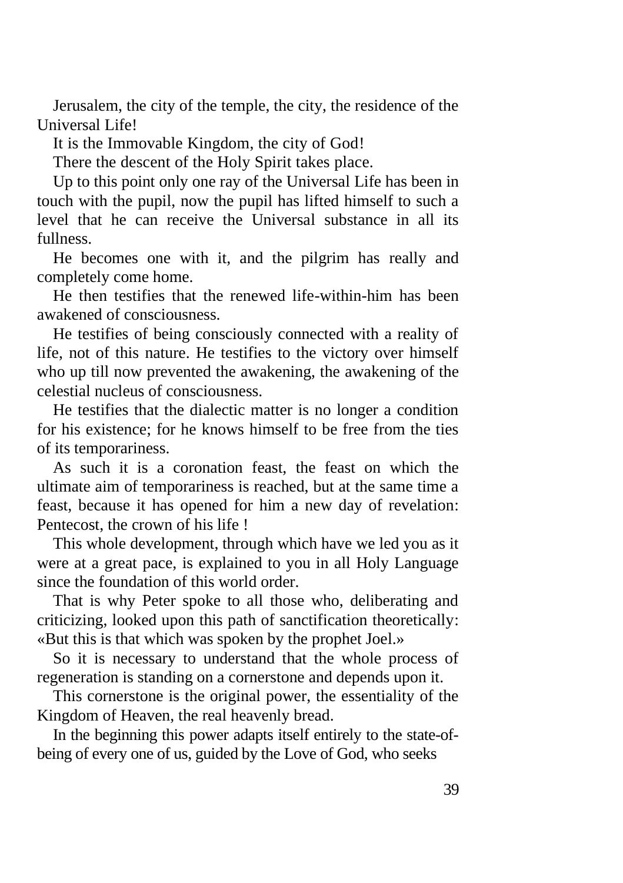Jerusalem, the city of the temple, the city, the residence of the Universal Life!

It is the Immovable Kingdom, the city of God!

There the descent of the Holy Spirit takes place.

Up to this point only one ray of the Universal Life has been in touch with the pupil, now the pupil has lifted himself to such a level that he can receive the Universal substance in all its fullness.

He becomes one with it, and the pilgrim has really and completely come home.

He then testifies that the renewed life-within-him has been awakened of consciousness.

He testifies of being consciously connected with a reality of life, not of this nature. He testifies to the victory over himself who up till now prevented the awakening, the awakening of the celestial nucleus of consciousness.

He testifies that the dialectic matter is no longer a condition for his existence; for he knows himself to be free from the ties of its temporariness.

As such it is a coronation feast, the feast on which the ultimate aim of temporariness is reached, but at the same time a feast, because it has opened for him a new day of revelation: Pentecost, the crown of his life !

This whole development, through which have we led you as it were at a great pace, is explained to you in all Holy Language since the foundation of this world order.

That is why Peter spoke to all those who, deliberating and criticizing, looked upon this path of sanctification theoretically: «But this is that which was spoken by the prophet Joel.»

So it is necessary to understand that the whole process of regeneration is standing on a cornerstone and depends upon it.

This cornerstone is the original power, the essentiality of the Kingdom of Heaven, the real heavenly bread.

In the beginning this power adapts itself entirely to the state-of-being of every one of us, guided by the Love of God, who seeks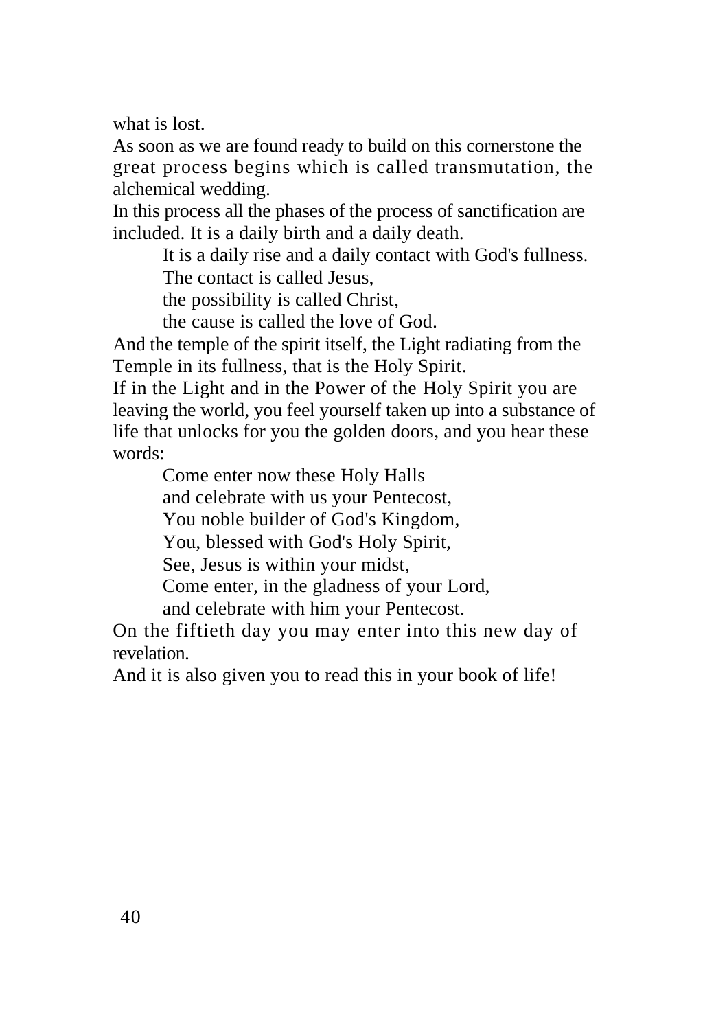what is lost.

As soon as we are found ready to build on this cornerstone the great process begins which is called transmutation, the alchemical wedding.

In this process all the phases of the process of sanctification are included. It is a daily birth and a daily death.

> It is a daily rise and a daily contact with God's fullness.
> The contact is called Jesus,
> the possibility is called Christ,
> the cause is called the love of God.

And the temple of the spirit itself, the Light radiating from the Temple in its fullness, that is the Holy Spirit.

If in the Light and in the Power of the Holy Spirit you are leaving the world, you feel yourself taken up into a substance of life that unlocks for you the golden doors, and you hear these words:

> Come enter now these Holy Halls
> and celebrate with us your Pentecost,
> You noble builder of God's Kingdom,
> You, blessed with God's Holy Spirit,
> See, Jesus is within your midst,
> Come enter, in the gladness of your Lord,
> and celebrate with him your Pentecost.

On the fiftieth day you may enter into this new day of revelation.

And it is also given you to read this in your book of life!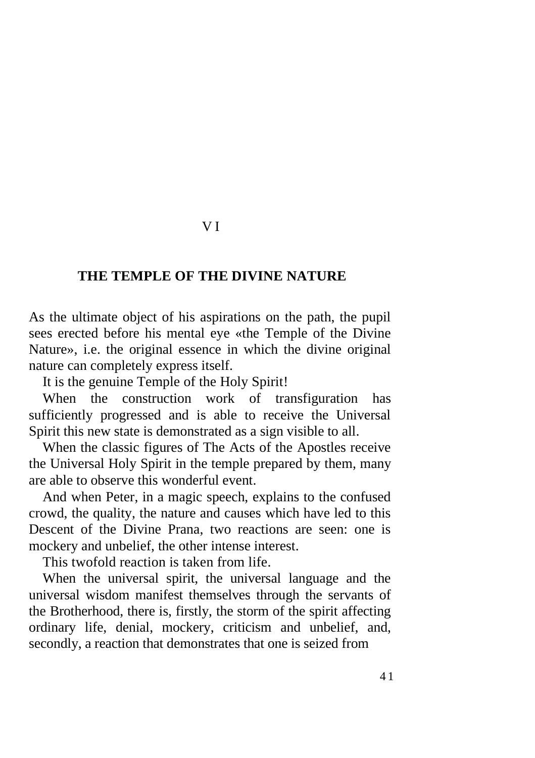# VI

## THE TEMPLE OF THE DIVINE NATURE

As the ultimate object of his aspirations on the path, the pupil sees erected before his mental eye «the Temple of the Divine Nature», i.e. the original essence in which the divine original nature can completely express itself.

It is the genuine Temple of the Holy Spirit!

When the construction work of transfiguration has sufficiently progressed and is able to receive the Universal Spirit this new state is demonstrated as a sign visible to all.

When the classic figures of The Acts of the Apostles receive the Universal Holy Spirit in the temple prepared by them, many are able to observe this wonderful event.

And when Peter, in a magic speech, explains to the confused crowd, the quality, the nature and causes which have led to this Descent of the Divine Prana, two reactions are seen: one is mockery and unbelief, the other intense interest.

This twofold reaction is taken from life.

When the universal spirit, the universal language and the universal wisdom manifest themselves through the servants of the Brotherhood, there is, firstly, the storm of the spirit affecting ordinary life, denial, mockery, criticism and unbelief, and, secondly, a reaction that demonstrates that one is seized from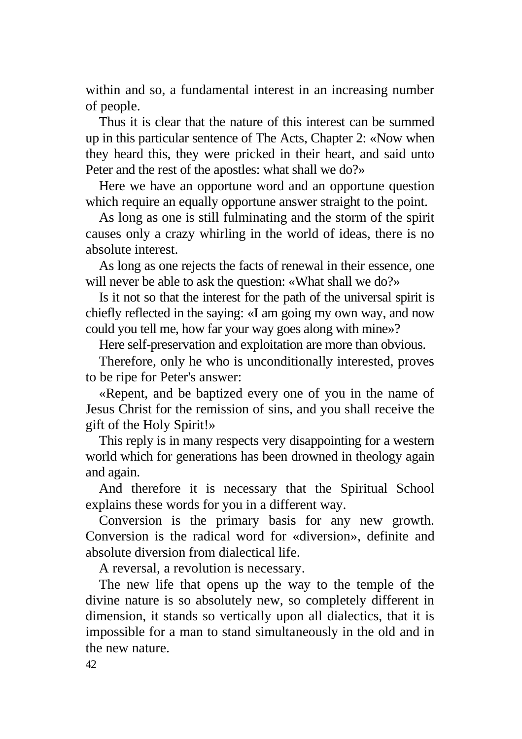within and so, a fundamental interest in an increasing number of people.

Thus it is clear that the nature of this interest can be summed up in this particular sentence of The Acts, Chapter 2: «Now when they heard this, they were pricked in their heart, and said unto Peter and the rest of the apostles: what shall we do?»

Here we have an opportune word and an opportune question which require an equally opportune answer straight to the point.

As long as one is still fulminating and the storm of the spirit causes only a crazy whirling in the world of ideas, there is no absolute interest.

As long as one rejects the facts of renewal in their essence, one will never be able to ask the question: «What shall we do?»

Is it not so that the interest for the path of the universal spirit is chiefly reflected in the saying: «I am going my own way, and now could you tell me, how far your way goes along with mine»?

Here self-preservation and exploitation are more than obvious.

Therefore, only he who is unconditionally interested, proves to be ripe for Peter's answer:

«Repent, and be baptized every one of you in the name of Jesus Christ for the remission of sins, and you shall receive the gift of the Holy Spirit!»

This reply is in many respects very disappointing for a western world which for generations has been drowned in theology again and again.

And therefore it is necessary that the Spiritual School explains these words for you in a different way.

Conversion is the primary basis for any new growth. Conversion is the radical word for «diversion», definite and absolute diversion from dialectical life.

A reversal, a revolution is necessary.

The new life that opens up the way to the temple of the divine nature is so absolutely new, so completely different in dimension, it stands so vertically upon all dialectics, that it is impossible for a man to stand simultaneously in the old and in the new nature.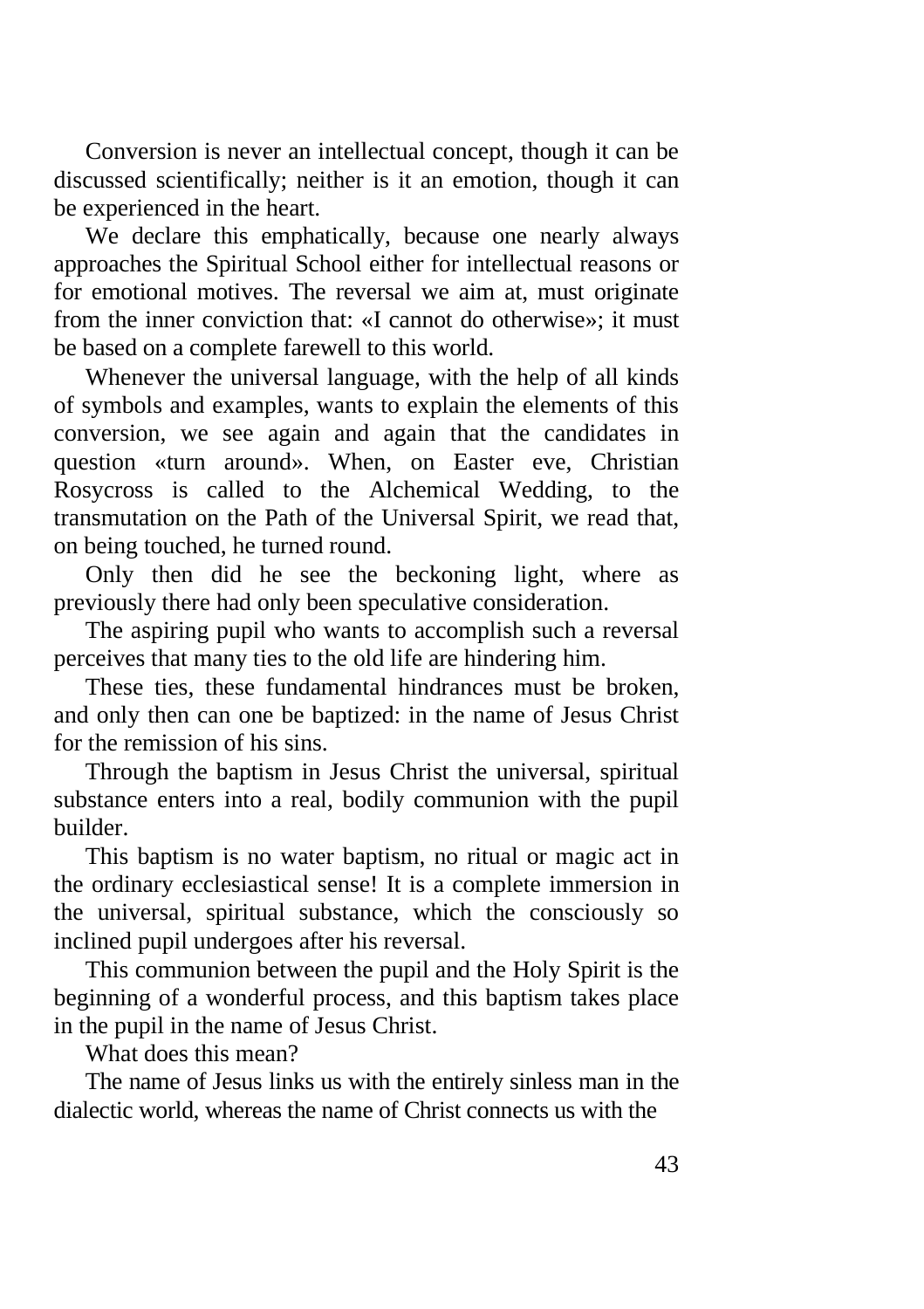Conversion is never an intellectual concept, though it can be discussed scientifically; neither is it an emotion, though it can be experienced in the heart.

We declare this emphatically, because one nearly always approaches the Spiritual School either for intellectual reasons or for emotional motives. The reversal we aim at, must originate from the inner conviction that: «I cannot do otherwise»; it must be based on a complete farewell to this world.

Whenever the universal language, with the help of all kinds of symbols and examples, wants to explain the elements of this conversion, we see again and again that the candidates in question «turn around». When, on Easter eve, Christian Rosycross is called to the Alchemical Wedding, to the transmutation on the Path of the Universal Spirit, we read that, on being touched, he turned round.

Only then did he see the beckoning light, where as previously there had only been speculative consideration.

The aspiring pupil who wants to accomplish such a reversal perceives that many ties to the old life are hindering him.

These ties, these fundamental hindrances must be broken, and only then can one be baptized: in the name of Jesus Christ for the remission of his sins.

Through the baptism in Jesus Christ the universal, spiritual substance enters into a real, bodily communion with the pupil builder.

This baptism is no water baptism, no ritual or magic act in the ordinary ecclesiastical sense! It is a complete immersion in the universal, spiritual substance, which the consciously so inclined pupil undergoes after his reversal.

This communion between the pupil and the Holy Spirit is the beginning of a wonderful process, and this baptism takes place in the pupil in the name of Jesus Christ.

What does this mean?

The name of Jesus links us with the entirely sinless man in the dialectic world, whereas the name of Christ connects us with the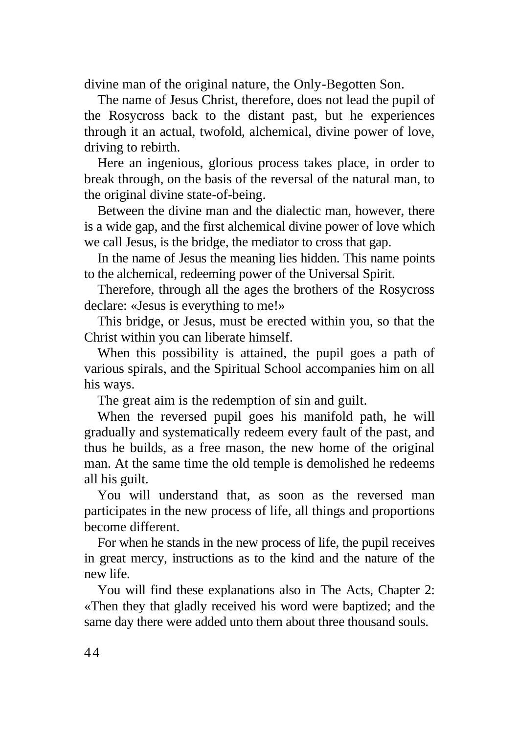divine man of the original nature, the Only-Begotten Son.

The name of Jesus Christ, therefore, does not lead the pupil of the Rosycross back to the distant past, but he experiences through it an actual, twofold, alchemical, divine power of love, driving to rebirth.

Here an ingenious, glorious process takes place, in order to break through, on the basis of the reversal of the natural man, to the original divine state-of-being.

Between the divine man and the dialectic man, however, there is a wide gap, and the first alchemical divine power of love which we call Jesus, is the bridge, the mediator to cross that gap.

In the name of Jesus the meaning lies hidden. This name points to the alchemical, redeeming power of the Universal Spirit.

Therefore, through all the ages the brothers of the Rosycross declare: «Jesus is everything to me!»

This bridge, or Jesus, must be erected within you, so that the Christ within you can liberate himself.

When this possibility is attained, the pupil goes a path of various spirals, and the Spiritual School accompanies him on all his ways.

The great aim is the redemption of sin and guilt.

When the reversed pupil goes his manifold path, he will gradually and systematically redeem every fault of the past, and thus he builds, as a free mason, the new home of the original man. At the same time the old temple is demolished he redeems all his guilt.

You will understand that, as soon as the reversed man participates in the new process of life, all things and proportions become different.

For when he stands in the new process of life, the pupil receives in great mercy, instructions as to the kind and the nature of the new life.

You will find these explanations also in The Acts, Chapter 2: «Then they that gladly received his word were baptized; and the same day there were added unto them about three thousand souls.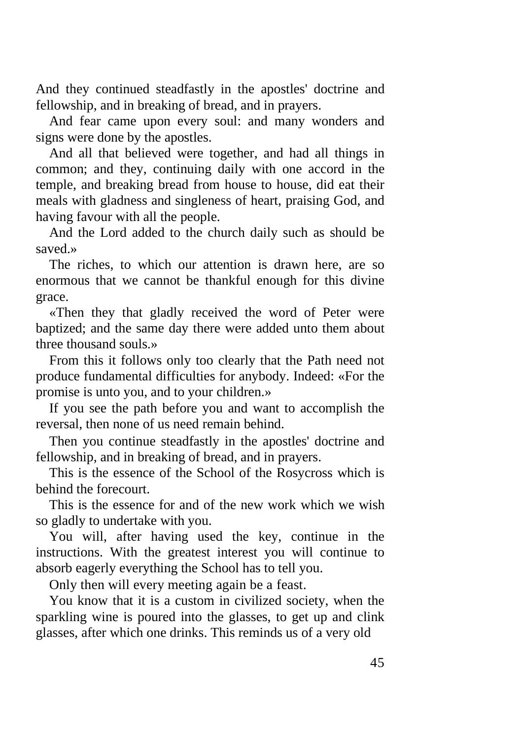And they continued steadfastly in the apostles' doctrine and fellowship, and in breaking of bread, and in prayers.

And fear came upon every soul: and many wonders and signs were done by the apostles.

And all that believed were together, and had all things in common; and they, continuing daily with one accord in the temple, and breaking bread from house to house, did eat their meals with gladness and singleness of heart, praising God, and having favour with all the people.

And the Lord added to the church daily such as should be saved.»

The riches, to which our attention is drawn here, are so enormous that we cannot be thankful enough for this divine grace.

«Then they that gladly received the word of Peter were baptized; and the same day there were added unto them about three thousand souls.»

From this it follows only too clearly that the Path need not produce fundamental difficulties for anybody. Indeed: «For the promise is unto you, and to your children.»

If you see the path before you and want to accomplish the reversal, then none of us need remain behind.

Then you continue steadfastly in the apostles' doctrine and fellowship, and in breaking of bread, and in prayers.

This is the essence of the School of the Rosycross which is behind the forecourt.

This is the essence for and of the new work which we wish so gladly to undertake with you.

You will, after having used the key, continue in the instructions. With the greatest interest you will continue to absorb eagerly everything the School has to tell you.

Only then will every meeting again be a feast.

You know that it is a custom in civilized society, when the sparkling wine is poured into the glasses, to get up and clink glasses, after which one drinks. This reminds us of a very old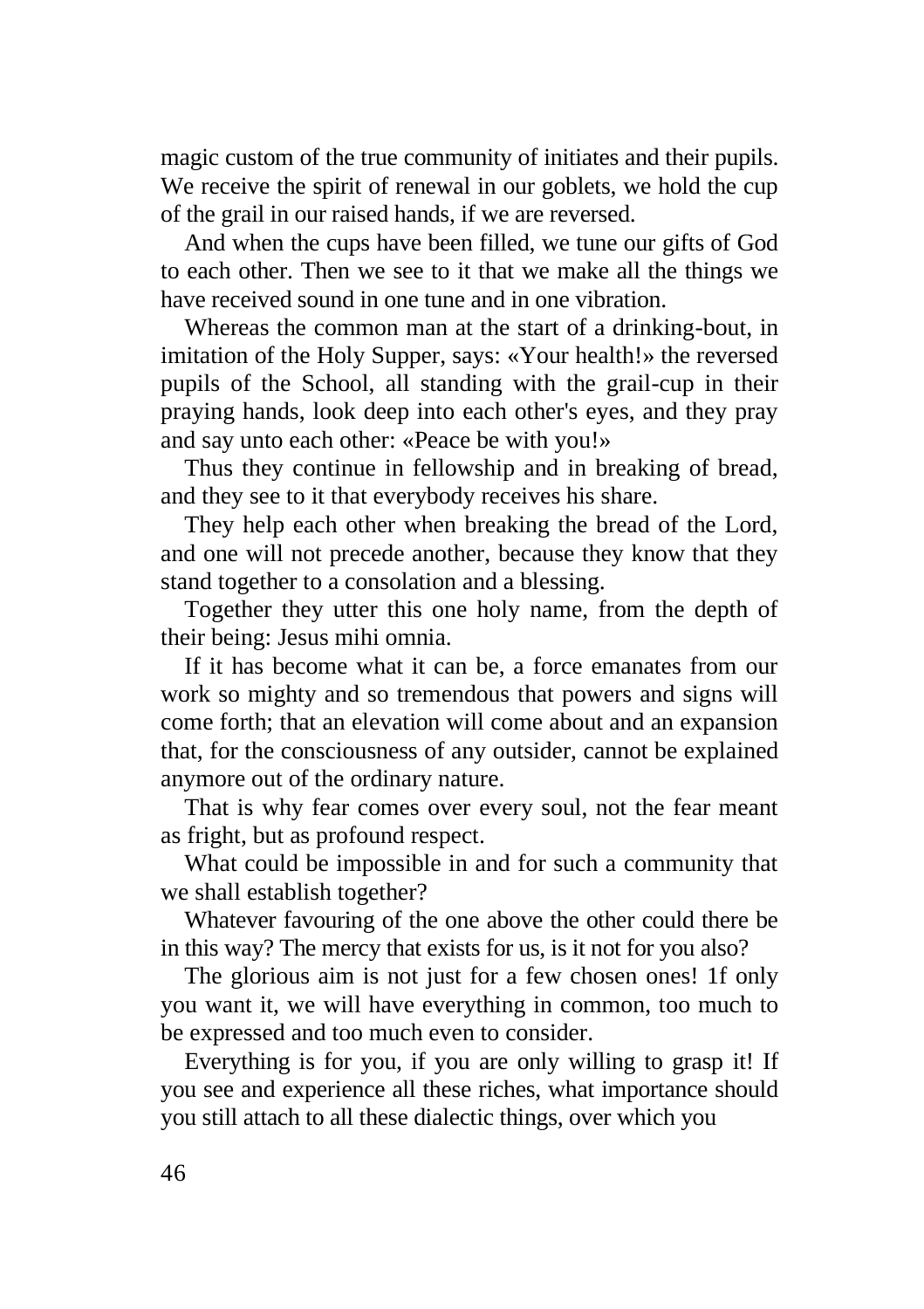magic custom of the true community of initiates and their pupils. We receive the spirit of renewal in our goblets, we hold the cup of the grail in our raised hands, if we are reversed.

And when the cups have been filled, we tune our gifts of God to each other. Then we see to it that we make all the things we have received sound in one tune and in one vibration.

Whereas the common man at the start of a drinking-bout, in imitation of the Holy Supper, says: «Your health!» the reversed pupils of the School, all standing with the grail-cup in their praying hands, look deep into each other's eyes, and they pray and say unto each other: «Peace be with you!»

Thus they continue in fellowship and in breaking of bread, and they see to it that everybody receives his share.

They help each other when breaking the bread of the Lord, and one will not precede another, because they know that they stand together to a consolation and a blessing.

Together they utter this one holy name, from the depth of their being: Jesus mihi omnia.

If it has become what it can be, a force emanates from our work so mighty and so tremendous that powers and signs will come forth; that an elevation will come about and an expansion that, for the consciousness of any outsider, cannot be explained anymore out of the ordinary nature.

That is why fear comes over every soul, not the fear meant as fright, but as profound respect.

What could be impossible in and for such a community that we shall establish together?

Whatever favouring of the one above the other could there be in this way? The mercy that exists for us, is it not for you also?

The glorious aim is not just for a few chosen ones! 1f only you want it, we will have everything in common, too much to be expressed and too much even to consider.

Everything is for you, if you are only willing to grasp it! If you see and experience all these riches, what importance should you still attach to all these dialectic things, over which you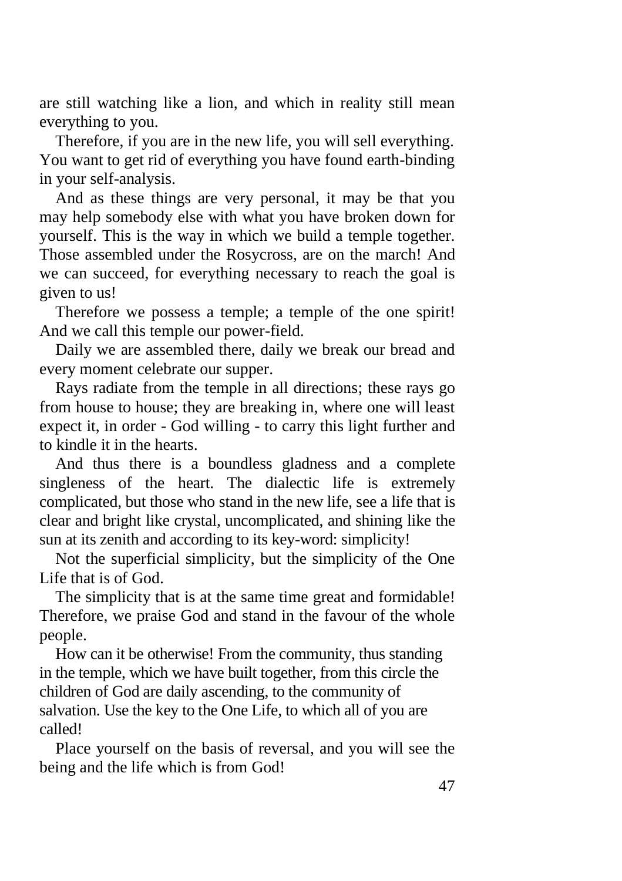are still watching like a lion, and which in reality still mean everything to you.

Therefore, if you are in the new life, you will sell everything. You want to get rid of everything you have found earth-binding in your self-analysis.

And as these things are very personal, it may be that you may help somebody else with what you have broken down for yourself. This is the way in which we build a temple together. Those assembled under the Rosycross, are on the march! And we can succeed, for everything necessary to reach the goal is given to us!

Therefore we possess a temple; a temple of the one spirit! And we call this temple our power-field.

Daily we are assembled there, daily we break our bread and every moment celebrate our supper.

Rays radiate from the temple in all directions; these rays go from house to house; they are breaking in, where one will least expect it, in order - God willing - to carry this light further and to kindle it in the hearts.

And thus there is a boundless gladness and a complete singleness of the heart. The dialectic life is extremely complicated, but those who stand in the new life, see a life that is clear and bright like crystal, uncomplicated, and shining like the sun at its zenith and according to its key-word: simplicity!

Not the superficial simplicity, but the simplicity of the One Life that is of God.

The simplicity that is at the same time great and formidable! Therefore, we praise God and stand in the favour of the whole people.

How can it be otherwise! From the community, thus standing in the temple, which we have built together, from this circle the children of God are daily ascending, to the community of salvation. Use the key to the One Life, to which all of you are called!

Place yourself on the basis of reversal, and you will see the being and the life which is from God!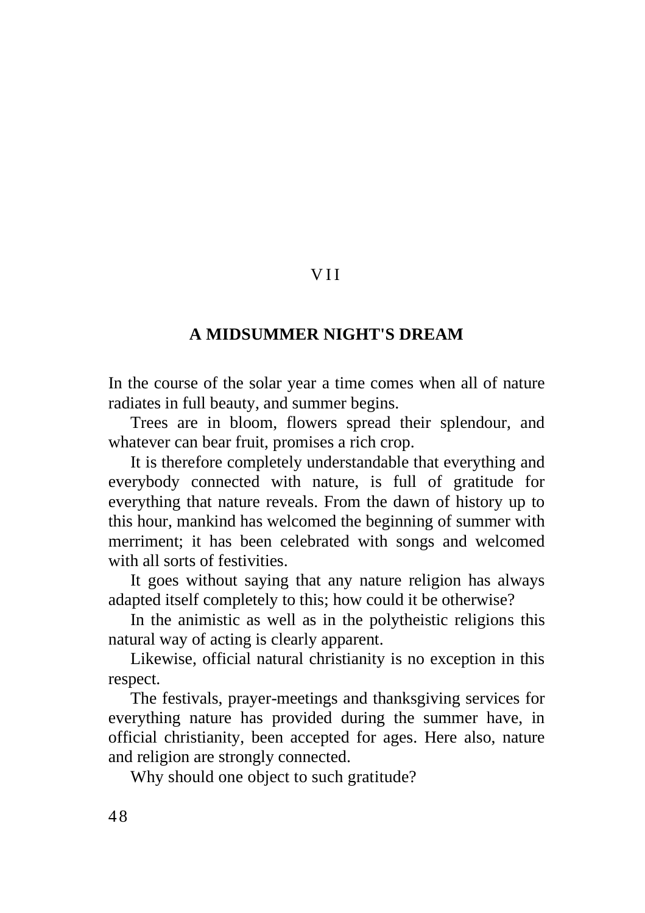# VII

## A MIDSUMMER NIGHT'S DREAM

In the course of the solar year a time comes when all of nature radiates in full beauty, and summer begins.

Trees are in bloom, flowers spread their splendour, and whatever can bear fruit, promises a rich crop.

It is therefore completely understandable that everything and everybody connected with nature, is full of gratitude for everything that nature reveals. From the dawn of history up to this hour, mankind has welcomed the beginning of summer with merriment; it has been celebrated with songs and welcomed with all sorts of festivities.

It goes without saying that any nature religion has always adapted itself completely to this; how could it be otherwise?

In the animistic as well as in the polytheistic religions this natural way of acting is clearly apparent.

Likewise, official natural christianity is no exception in this respect.

The festivals, prayer-meetings and thanksgiving services for everything nature has provided during the summer have, in official christianity, been accepted for ages. Here also, nature and religion are strongly connected.

Why should one object to such gratitude?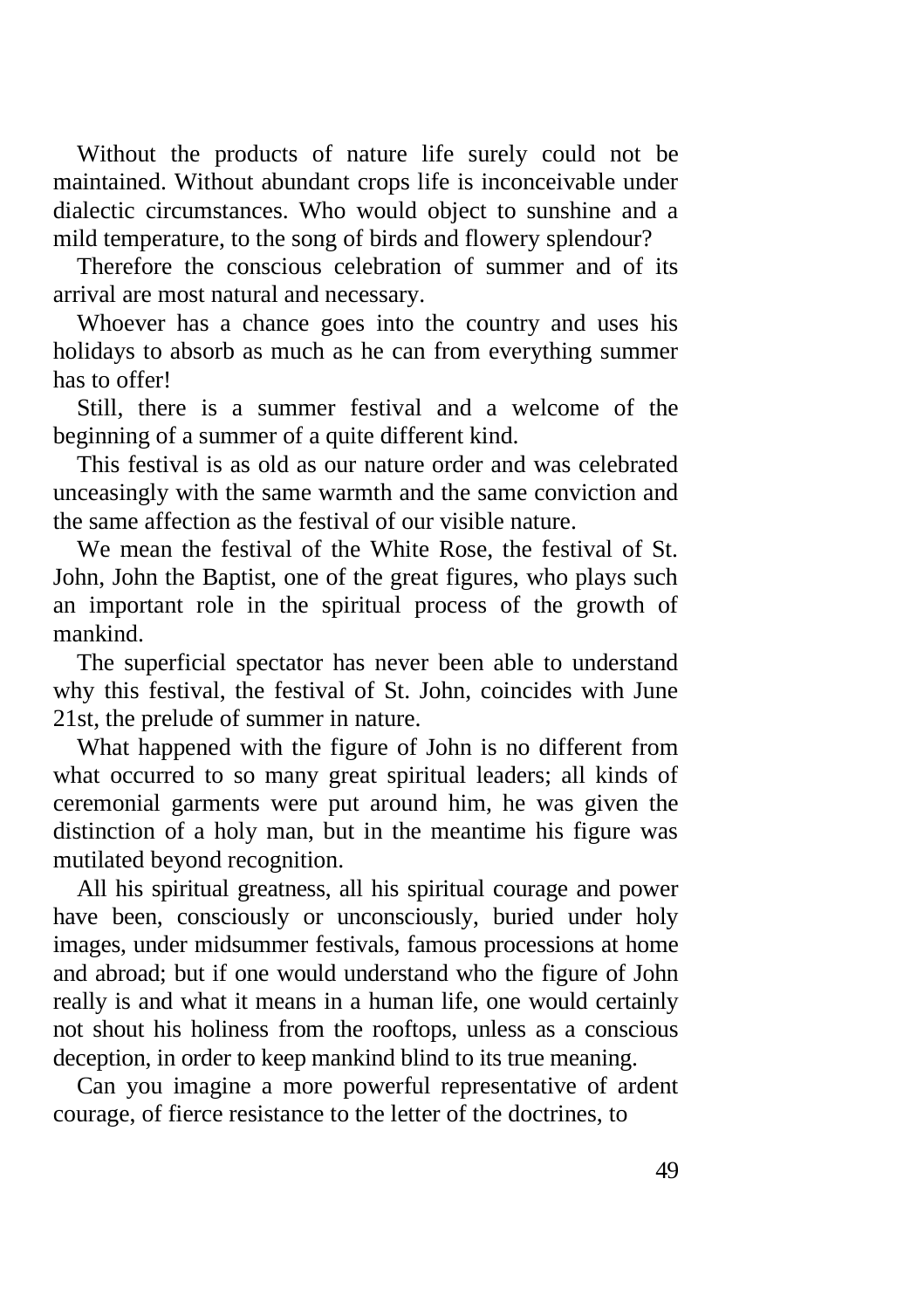Without the products of nature life surely could not be maintained. Without abundant crops life is inconceivable under dialectic circumstances. Who would object to sunshine and a mild temperature, to the song of birds and flowery splendour?

Therefore the conscious celebration of summer and of its arrival are most natural and necessary.

Whoever has a chance goes into the country and uses his holidays to absorb as much as he can from everything summer has to offer!

Still, there is a summer festival and a welcome of the beginning of a summer of a quite different kind.

This festival is as old as our nature order and was celebrated unceasingly with the same warmth and the same conviction and the same affection as the festival of our visible nature.

We mean the festival of the White Rose, the festival of St. John, John the Baptist, one of the great figures, who plays such an important role in the spiritual process of the growth of mankind.

The superficial spectator has never been able to understand why this festival, the festival of St. John, coincides with June 21st, the prelude of summer in nature.

What happened with the figure of John is no different from what occurred to so many great spiritual leaders; all kinds of ceremonial garments were put around him, he was given the distinction of a holy man, but in the meantime his figure was mutilated beyond recognition.

All his spiritual greatness, all his spiritual courage and power have been, consciously or unconsciously, buried under holy images, under midsummer festivals, famous processions at home and abroad; but if one would understand who the figure of John really is and what it means in a human life, one would certainly not shout his holiness from the rooftops, unless as a conscious deception, in order to keep mankind blind to its true meaning.

Can you imagine a more powerful representative of ardent courage, of fierce resistance to the letter of the doctrines, to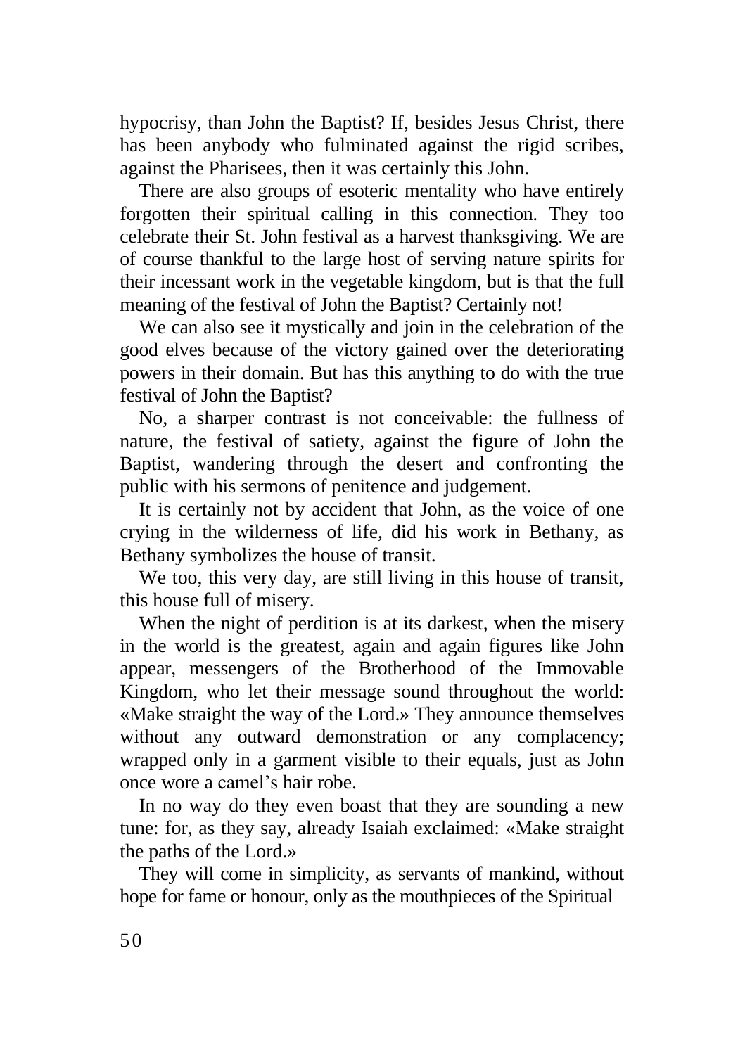hypocrisy, than John the Baptist? If, besides Jesus Christ, there has been anybody who fulminated against the rigid scribes, against the Pharisees, then it was certainly this John.

There are also groups of esoteric mentality who have entirely forgotten their spiritual calling in this connection. They too celebrate their St. John festival as a harvest thanksgiving. We are of course thankful to the large host of serving nature spirits for their incessant work in the vegetable kingdom, but is that the full meaning of the festival of John the Baptist? Certainly not!

We can also see it mystically and join in the celebration of the good elves because of the victory gained over the deteriorating powers in their domain. But has this anything to do with the true festival of John the Baptist?

No, a sharper contrast is not conceivable: the fullness of nature, the festival of satiety, against the figure of John the Baptist, wandering through the desert and confronting the public with his sermons of penitence and judgement.

It is certainly not by accident that John, as the voice of one crying in the wilderness of life, did his work in Bethany, as Bethany symbolizes the house of transit.

We too, this very day, are still living in this house of transit, this house full of misery.

When the night of perdition is at its darkest, when the misery in the world is the greatest, again and again figures like John appear, messengers of the Brotherhood of the Immovable Kingdom, who let their message sound throughout the world: «Make straight the way of the Lord.» They announce themselves without any outward demonstration or any complacency; wrapped only in a garment visible to their equals, just as John once wore a camel's hair robe.

In no way do they even boast that they are sounding a new tune: for, as they say, already Isaiah exclaimed: «Make straight the paths of the Lord.»

They will come in simplicity, as servants of mankind, without hope for fame or honour, only as the mouthpieces of the Spiritual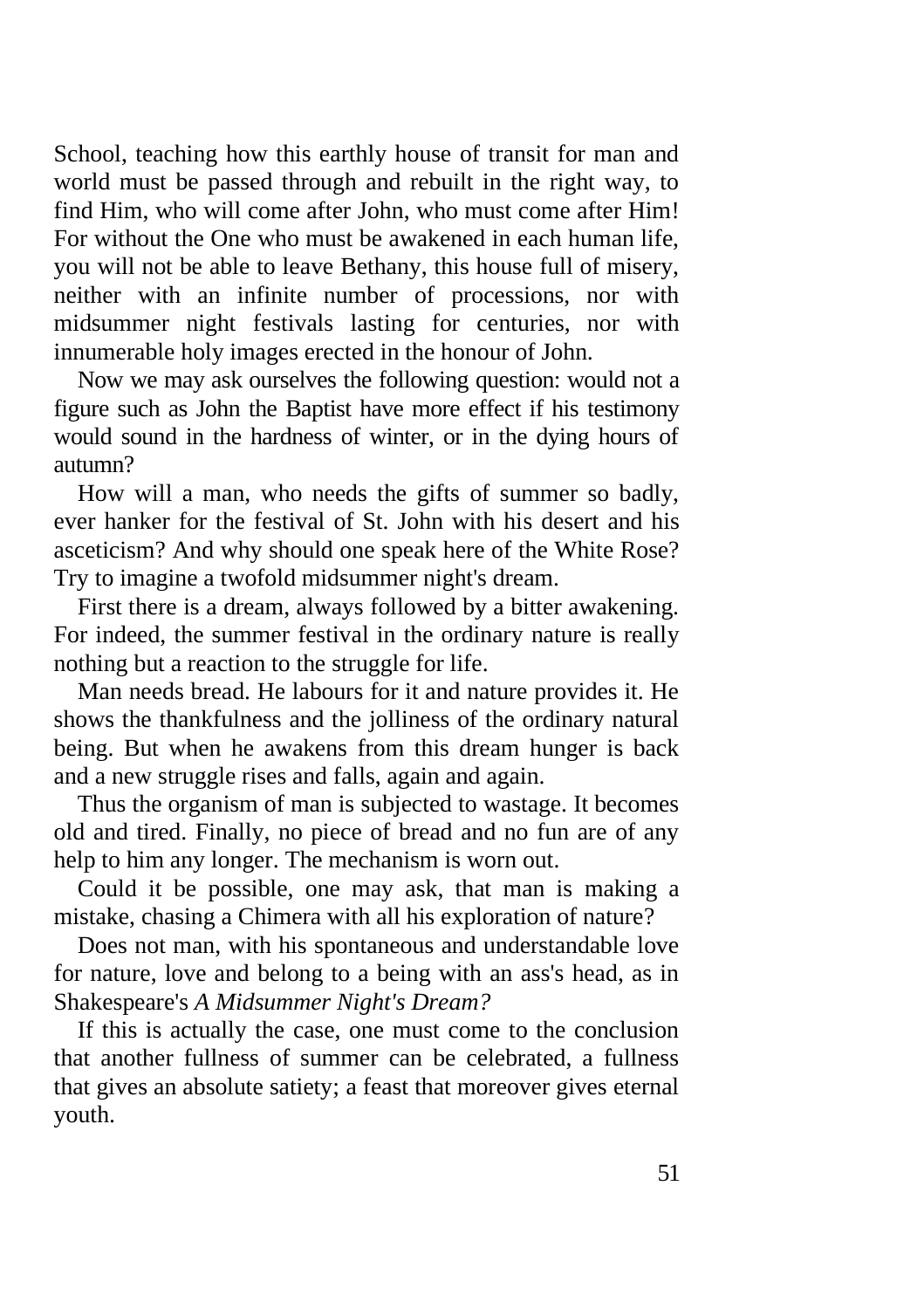School, teaching how this earthly house of transit for man and world must be passed through and rebuilt in the right way, to find Him, who will come after John, who must come after Him! For without the One who must be awakened in each human life, you will not be able to leave Bethany, this house full of misery, neither with an infinite number of processions, nor with midsummer night festivals lasting for centuries, nor with innumerable holy images erected in the honour of John.

Now we may ask ourselves the following question: would not a figure such as John the Baptist have more effect if his testimony would sound in the hardness of winter, or in the dying hours of autumn?

How will a man, who needs the gifts of summer so badly, ever hanker for the festival of St. John with his desert and his asceticism? And why should one speak here of the White Rose? Try to imagine a twofold midsummer night's dream.

First there is a dream, always followed by a bitter awakening. For indeed, the summer festival in the ordinary nature is really nothing but a reaction to the struggle for life.

Man needs bread. He labours for it and nature provides it. He shows the thankfulness and the jolliness of the ordinary natural being. But when he awakens from this dream hunger is back and a new struggle rises and falls, again and again.

Thus the organism of man is subjected to wastage. It becomes old and tired. Finally, no piece of bread and no fun are of any help to him any longer. The mechanism is worn out.

Could it be possible, one may ask, that man is making a mistake, chasing a Chimera with all his exploration of nature?

Does not man, with his spontaneous and understandable love for nature, love and belong to a being with an ass's head, as in Shakespeare's *A Midsummer Night's Dream?*

If this is actually the case, one must come to the conclusion that another fullness of summer can be celebrated, a fullness that gives an absolute satiety; a feast that moreover gives eternal youth.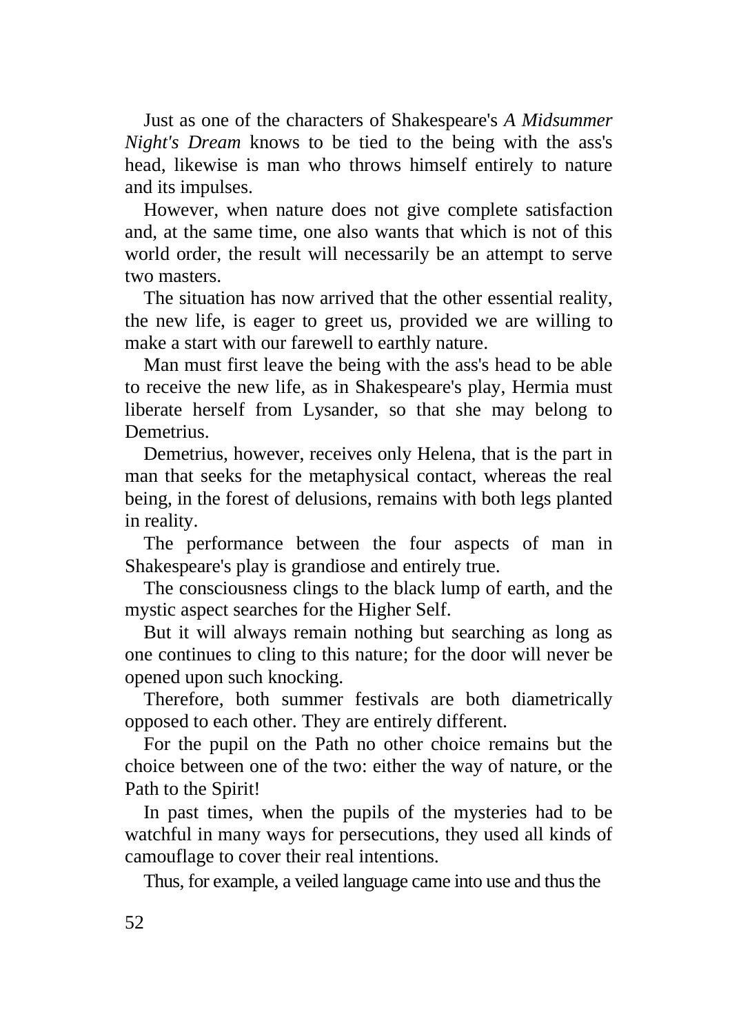Just as one of the characters of Shakespeare's *A Midsummer Night's Dream* knows to be tied to the being with the ass's head, likewise is man who throws himself entirely to nature and its impulses.

However, when nature does not give complete satisfaction and, at the same time, one also wants that which is not of this world order, the result will necessarily be an attempt to serve two masters.

The situation has now arrived that the other essential reality, the new life, is eager to greet us, provided we are willing to make a start with our farewell to earthly nature.

Man must first leave the being with the ass's head to be able to receive the new life, as in Shakespeare's play, Hermia must liberate herself from Lysander, so that she may belong to Demetrius.

Demetrius, however, receives only Helena, that is the part in man that seeks for the metaphysical contact, whereas the real being, in the forest of delusions, remains with both legs planted in reality.

The performance between the four aspects of man in Shakespeare's play is grandiose and entirely true.

The consciousness clings to the black lump of earth, and the mystic aspect searches for the Higher Self.

But it will always remain nothing but searching as long as one continues to cling to this nature; for the door will never be opened upon such knocking.

Therefore, both summer festivals are both diametrically opposed to each other. They are entirely different.

For the pupil on the Path no other choice remains but the choice between one of the two: either the way of nature, or the Path to the Spirit!

In past times, when the pupils of the mysteries had to be watchful in many ways for persecutions, they used all kinds of camouflage to cover their real intentions.

Thus, for example, a veiled language came into use and thus the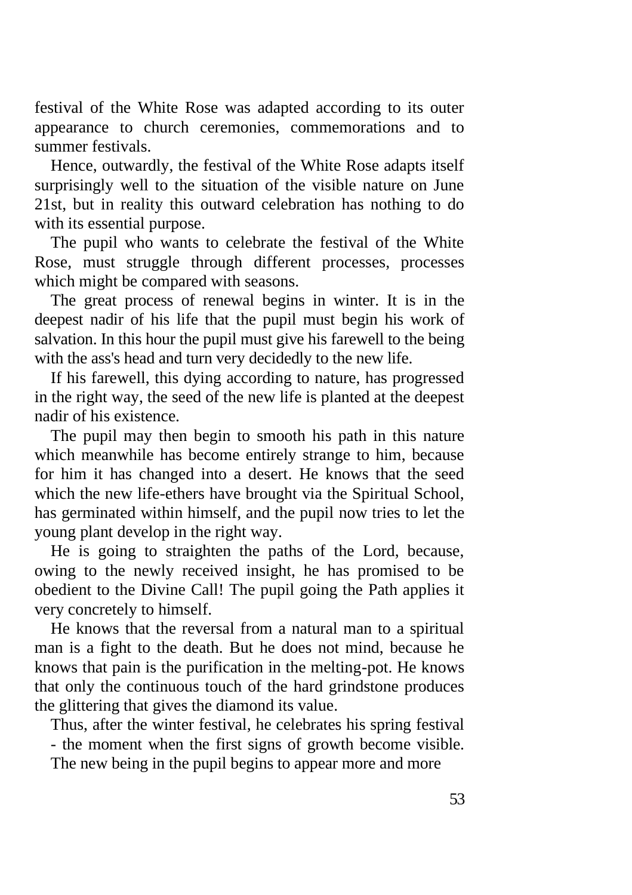festival of the White Rose was adapted according to its outer appearance to church ceremonies, commemorations and to summer festivals.

Hence, outwardly, the festival of the White Rose adapts itself surprisingly well to the situation of the visible nature on June 21st, but in reality this outward celebration has nothing to do with its essential purpose.

The pupil who wants to celebrate the festival of the White Rose, must struggle through different processes, processes which might be compared with seasons.

The great process of renewal begins in winter. It is in the deepest nadir of his life that the pupil must begin his work of salvation. In this hour the pupil must give his farewell to the being with the ass's head and turn very decidedly to the new life.

If his farewell, this dying according to nature, has progressed in the right way, the seed of the new life is planted at the deepest nadir of his existence.

The pupil may then begin to smooth his path in this nature which meanwhile has become entirely strange to him, because for him it has changed into a desert. He knows that the seed which the new life-ethers have brought via the Spiritual School, has germinated within himself, and the pupil now tries to let the young plant develop in the right way.

He is going to straighten the paths of the Lord, because, owing to the newly received insight, he has promised to be obedient to the Divine Call! The pupil going the Path applies it very concretely to himself.

He knows that the reversal from a natural man to a spiritual man is a fight to the death. But he does not mind, because he knows that pain is the purification in the melting-pot. He knows that only the continuous touch of the hard grindstone produces the glittering that gives the diamond its value.

Thus, after the winter festival, he celebrates his spring festival - the moment when the first signs of growth become visible.

The new being in the pupil begins to appear more and more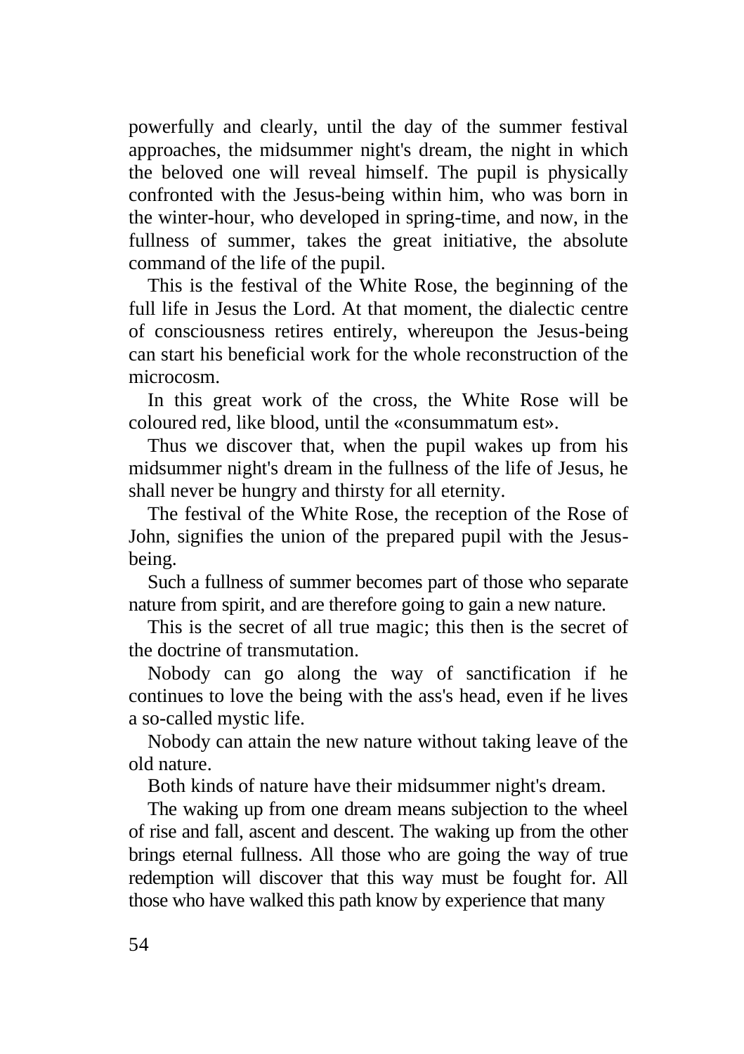powerfully and clearly, until the day of the summer festival approaches, the midsummer night's dream, the night in which the beloved one will reveal himself. The pupil is physically confronted with the Jesus-being within him, who was born in the winter-hour, who developed in spring-time, and now, in the fullness of summer, takes the great initiative, the absolute command of the life of the pupil.

This is the festival of the White Rose, the beginning of the full life in Jesus the Lord. At that moment, the dialectic centre of consciousness retires entirely, whereupon the Jesus-being can start his beneficial work for the whole reconstruction of the microcosm.

In this great work of the cross, the White Rose will be coloured red, like blood, until the «consummatum est».

Thus we discover that, when the pupil wakes up from his midsummer night's dream in the fullness of the life of Jesus, he shall never be hungry and thirsty for all eternity.

The festival of the White Rose, the reception of the Rose of John, signifies the union of the prepared pupil with the Jesus-being.

Such a fullness of summer becomes part of those who separate nature from spirit, and are therefore going to gain a new nature.

This is the secret of all true magic; this then is the secret of the doctrine of transmutation.

Nobody can go along the way of sanctification if he continues to love the being with the ass's head, even if he lives a so-called mystic life.

Nobody can attain the new nature without taking leave of the old nature.

Both kinds of nature have their midsummer night's dream.

The waking up from one dream means subjection to the wheel of rise and fall, ascent and descent. The waking up from the other brings eternal fullness. All those who are going the way of true redemption will discover that this way must be fought for. All those who have walked this path know by experience that many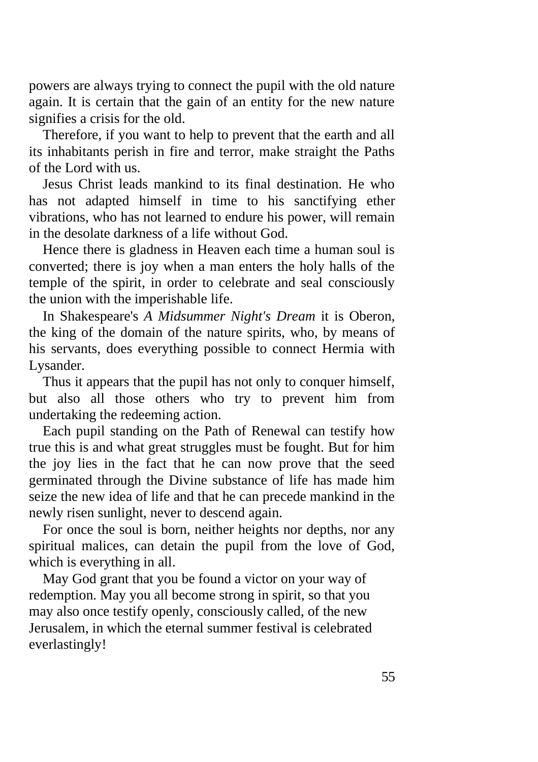powers are always trying to connect the pupil with the old nature again. It is certain that the gain of an entity for the new nature signifies a crisis for the old.

Therefore, if you want to help to prevent that the earth and all its inhabitants perish in fire and terror, make straight the Paths of the Lord with us.

Jesus Christ leads mankind to its final destination. He who has not adapted himself in time to his sanctifying ether vibrations, who has not learned to endure his power, will remain in the desolate darkness of a life without God.

Hence there is gladness in Heaven each time a human soul is converted; there is joy when a man enters the holy halls of the temple of the spirit, in order to celebrate and seal consciously the union with the imperishable life.

In Shakespeare's *A Midsummer Night's Dream* it is Oberon, the king of the domain of the nature spirits, who, by means of his servants, does everything possible to connect Hermia with Lysander.

Thus it appears that the pupil has not only to conquer himself, but also all those others who try to prevent him from undertaking the redeeming action.

Each pupil standing on the Path of Renewal can testify how true this is and what great struggles must be fought. But for him the joy lies in the fact that he can now prove that the seed germinated through the Divine substance of life has made him seize the new idea of life and that he can precede mankind in the newly risen sunlight, never to descend again.

For once the soul is born, neither heights nor depths, nor any spiritual malices, can detain the pupil from the love of God, which is everything in all.

May God grant that you be found a victor on your way of redemption. May you all become strong in spirit, so that you may also once testify openly, consciously called, of the new Jerusalem, in which the eternal summer festival is celebrated everlastingly!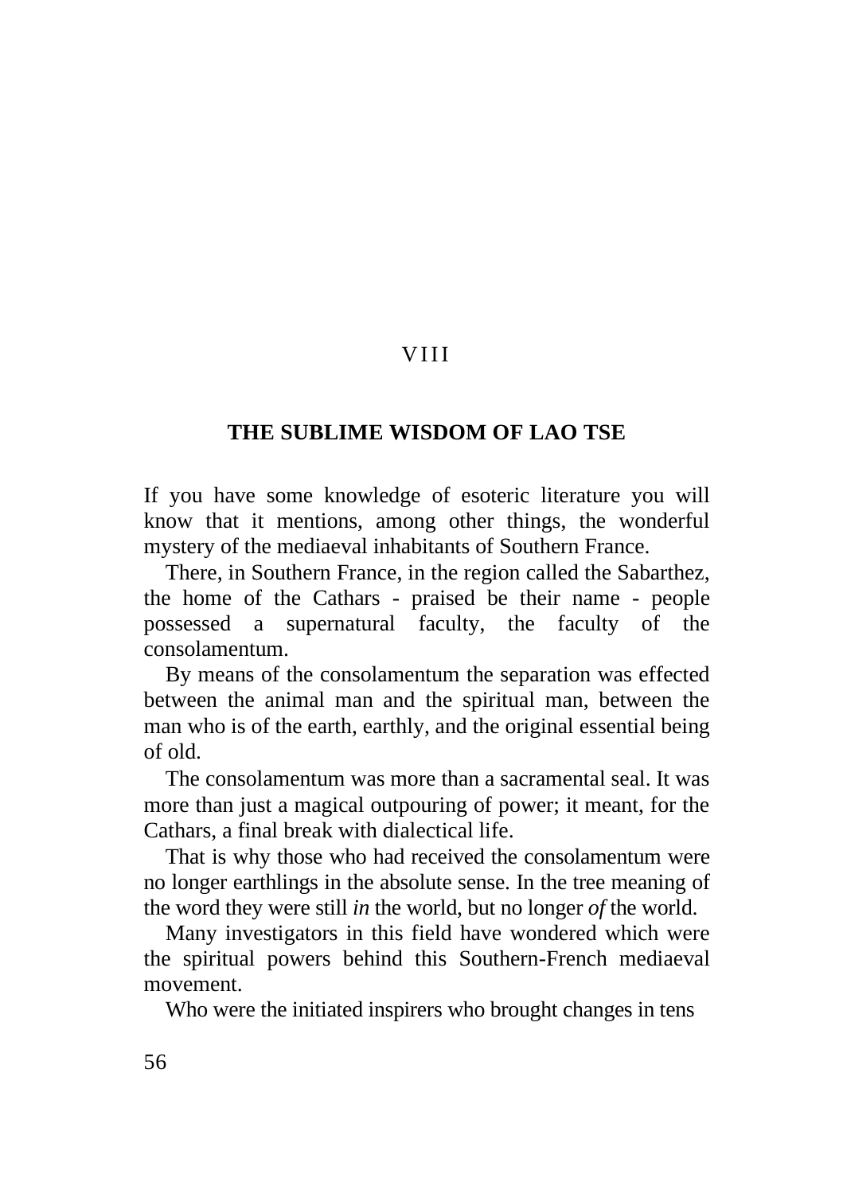VIII

## THE SUBLIME WISDOM OF LAO TSE

If you have some knowledge of esoteric literature you will know that it mentions, among other things, the wonderful mystery of the mediaeval inhabitants of Southern France.

There, in Southern France, in the region called the Sabarthez, the home of the Cathars - praised be their name - people possessed a supernatural faculty, the faculty of the consolamentum.

By means of the consolamentum the separation was effected between the animal man and the spiritual man, between the man who is of the earth, earthly, and the original essential being of old.

The consolamentum was more than a sacramental seal. It was more than just a magical outpouring of power; it meant, for the Cathars, a final break with dialectical life.

That is why those who had received the consolamentum were no longer earthlings in the absolute sense. In the tree meaning of the word they were still *in* the world, but no longer *of* the world.

Many investigators in this field have wondered which were the spiritual powers behind this Southern-French mediaeval movement.

Who were the initiated inspirers who brought changes in tens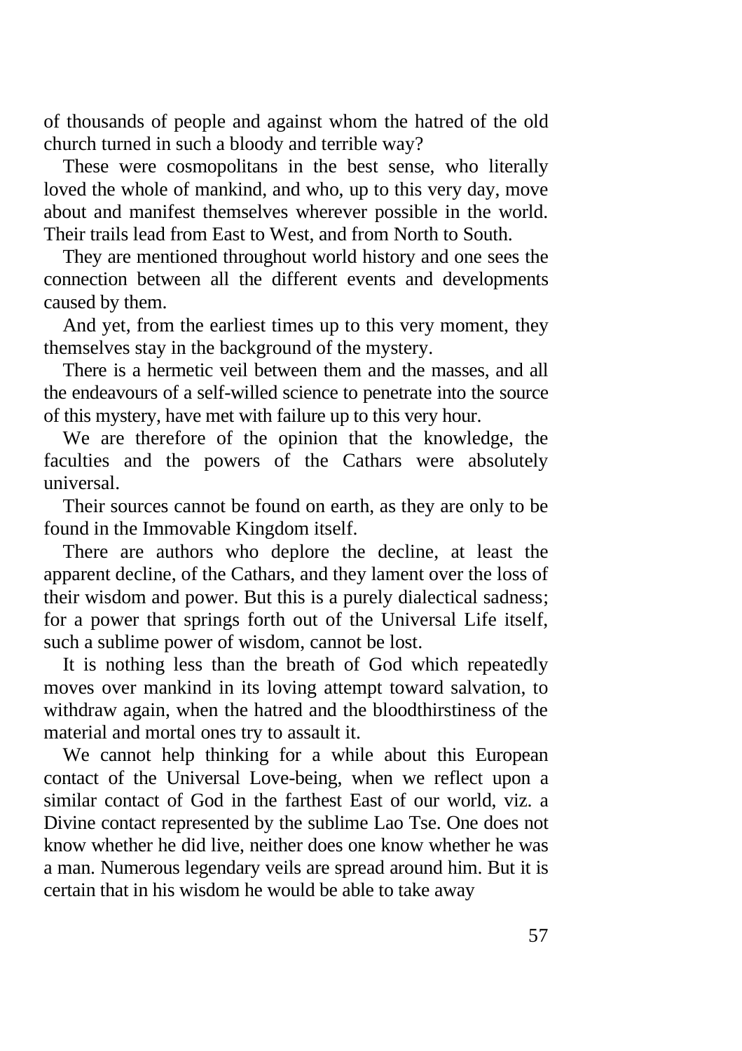of thousands of people and against whom the hatred of the old church turned in such a bloody and terrible way?

These were cosmopolitans in the best sense, who literally loved the whole of mankind, and who, up to this very day, move about and manifest themselves wherever possible in the world. Their trails lead from East to West, and from North to South.

They are mentioned throughout world history and one sees the connection between all the different events and developments caused by them.

And yet, from the earliest times up to this very moment, they themselves stay in the background of the mystery.

There is a hermetic veil between them and the masses, and all the endeavours of a self-willed science to penetrate into the source of this mystery, have met with failure up to this very hour.

We are therefore of the opinion that the knowledge, the faculties and the powers of the Cathars were absolutely universal.

Their sources cannot be found on earth, as they are only to be found in the Immovable Kingdom itself.

There are authors who deplore the decline, at least the apparent decline, of the Cathars, and they lament over the loss of their wisdom and power. But this is a purely dialectical sadness; for a power that springs forth out of the Universal Life itself, such a sublime power of wisdom, cannot be lost.

It is nothing less than the breath of God which repeatedly moves over mankind in its loving attempt toward salvation, to withdraw again, when the hatred and the bloodthirstiness of the material and mortal ones try to assault it.

We cannot help thinking for a while about this European contact of the Universal Love-being, when we reflect upon a similar contact of God in the farthest East of our world, viz. a Divine contact represented by the sublime Lao Tse. One does not know whether he did live, neither does one know whether he was a man. Numerous legendary veils are spread around him. But it is certain that in his wisdom he would be able to take away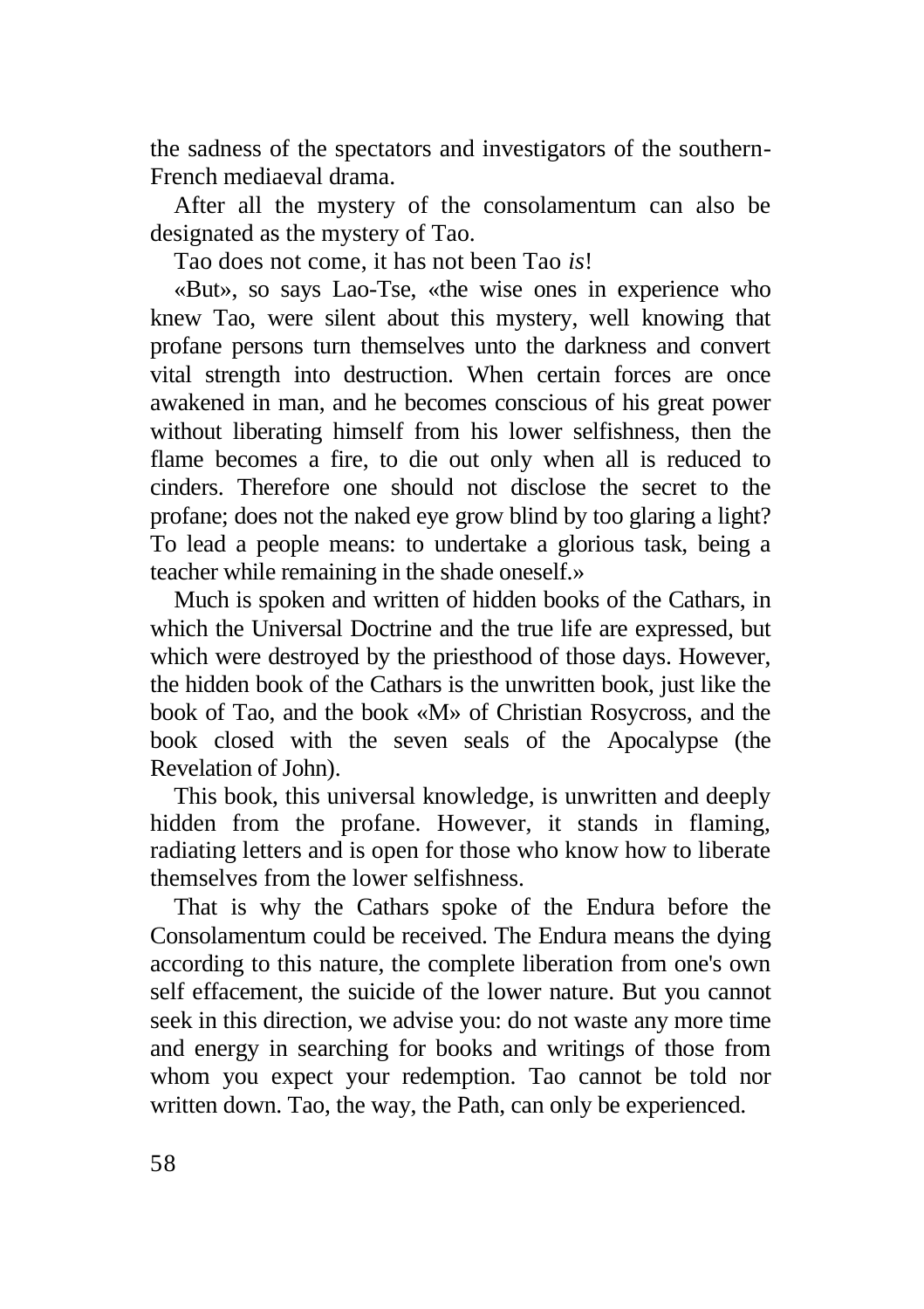the sadness of the spectators and investigators of the southern-French mediaeval drama.

After all the mystery of the consolamentum can also be designated as the mystery of Tao.

Tao does not come, it has not been Tao *is*!

«But», so says Lao-Tse, «the wise ones in experience who knew Tao, were silent about this mystery, well knowing that profane persons turn themselves unto the darkness and convert vital strength into destruction. When certain forces are once awakened in man, and he becomes conscious of his great power without liberating himself from his lower selfishness, then the flame becomes a fire, to die out only when all is reduced to cinders. Therefore one should not disclose the secret to the profane; does not the naked eye grow blind by too glaring a light? To lead a people means: to undertake a glorious task, being a teacher while remaining in the shade oneself.»

Much is spoken and written of hidden books of the Cathars, in which the Universal Doctrine and the true life are expressed, but which were destroyed by the priesthood of those days. However, the hidden book of the Cathars is the unwritten book, just like the book of Tao, and the book «M» of Christian Rosycross, and the book closed with the seven seals of the Apocalypse (the Revelation of John).

This book, this universal knowledge, is unwritten and deeply hidden from the profane. However, it stands in flaming, radiating letters and is open for those who know how to liberate themselves from the lower selfishness.

That is why the Cathars spoke of the Endura before the Consolamentum could be received. The Endura means the dying according to this nature, the complete liberation from one's own self effacement, the suicide of the lower nature. But you cannot seek in this direction, we advise you: do not waste any more time and energy in searching for books and writings of those from whom you expect your redemption. Tao cannot be told nor written down. Tao, the way, the Path, can only be experienced.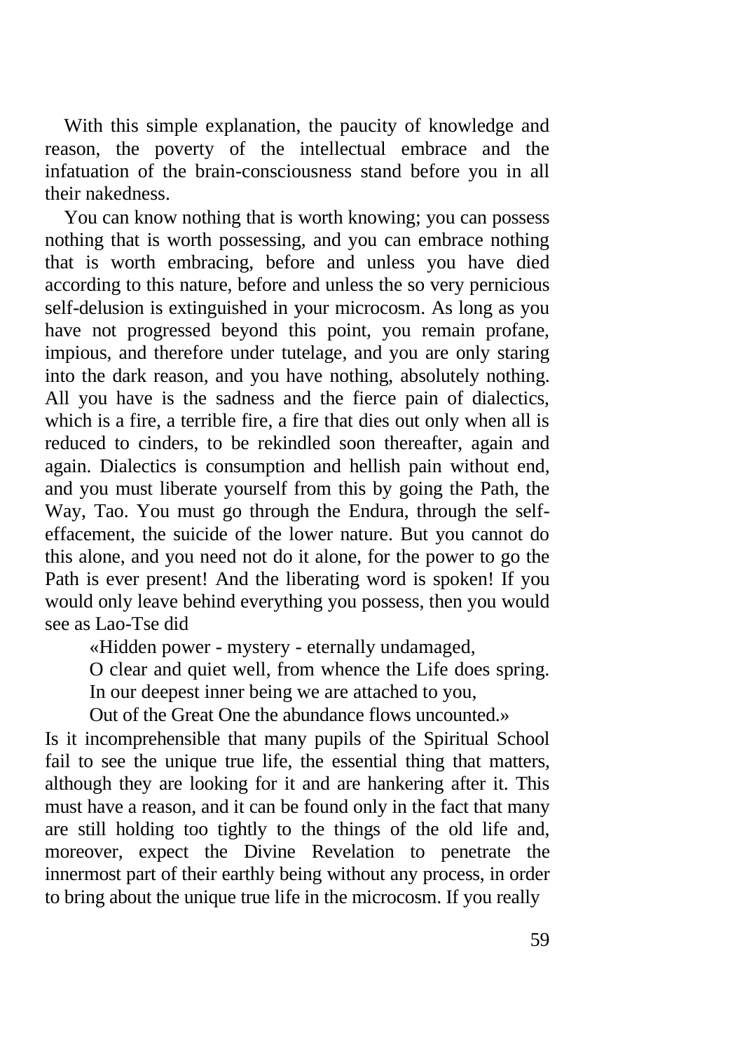With this simple explanation, the paucity of knowledge and reason, the poverty of the intellectual embrace and the infatuation of the brain-consciousness stand before you in all their nakedness.

You can know nothing that is worth knowing; you can possess nothing that is worth possessing, and you can embrace nothing that is worth embracing, before and unless you have died according to this nature, before and unless the so very pernicious self-delusion is extinguished in your microcosm. As long as you have not progressed beyond this point, you remain profane, impious, and therefore under tutelage, and you are only staring into the dark reason, and you have nothing, absolutely nothing. All you have is the sadness and the fierce pain of dialectics, which is a fire, a terrible fire, a fire that dies out only when all is reduced to cinders, to be rekindled soon thereafter, again and again. Dialectics is consumption and hellish pain without end, and you must liberate yourself from this by going the Path, the Way, Tao. You must go through the Endura, through the self-effacement, the suicide of the lower nature. But you cannot do this alone, and you need not do it alone, for the power to go the Path is ever present! And the liberating word is spoken! If you would only leave behind everything you possess, then you would see as Lao-Tse did

> «Hidden power - mystery - eternally undamaged,
> O clear and quiet well, from whence the Life does spring.
> In our deepest inner being we are attached to you,
> Out of the Great One the abundance flows uncounted.»

Is it incomprehensible that many pupils of the Spiritual School fail to see the unique true life, the essential thing that matters, although they are looking for it and are hankering after it. This must have a reason, and it can be found only in the fact that many are still holding too tightly to the things of the old life and, moreover, expect the Divine Revelation to penetrate the innermost part of their earthly being without any process, in order to bring about the unique true life in the microcosm. If you really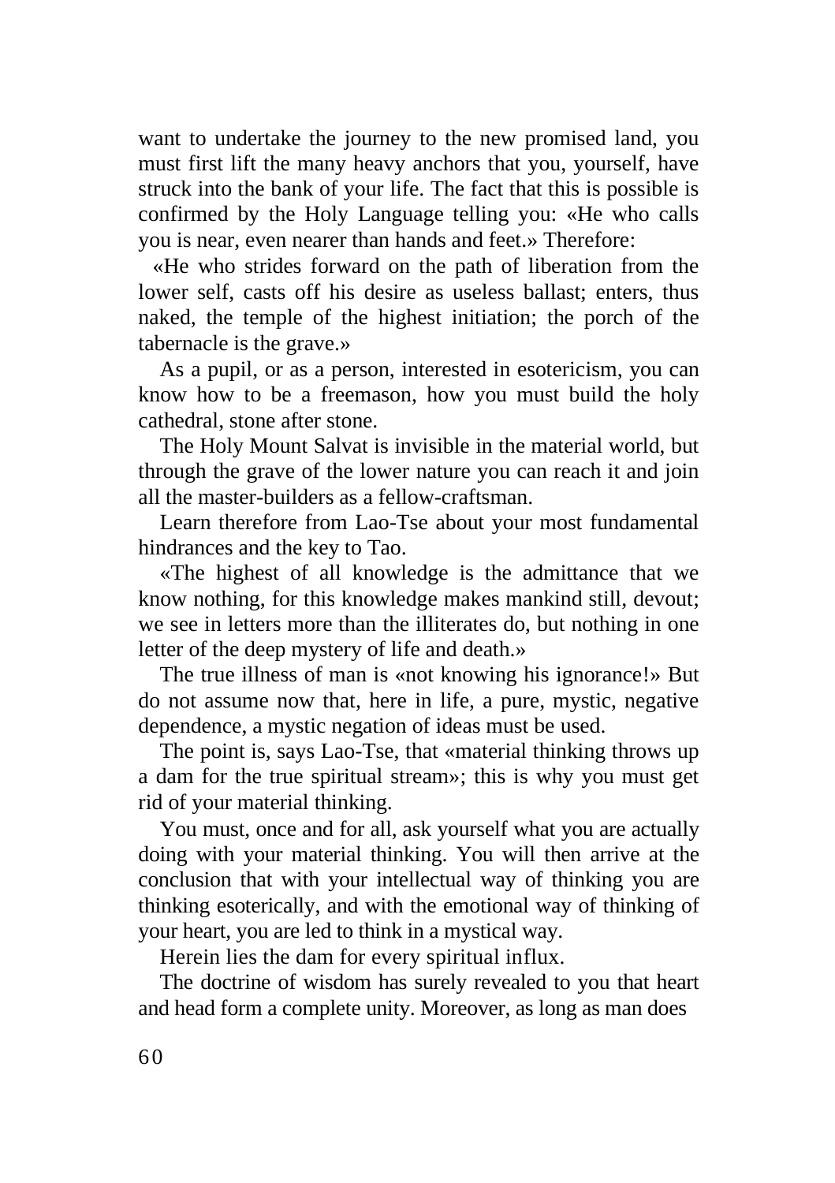want to undertake the journey to the new promised land, you must first lift the many heavy anchors that you, yourself, have struck into the bank of your life. The fact that this is possible is confirmed by the Holy Language telling you: «He who calls you is near, even nearer than hands and feet.» Therefore:

«He who strides forward on the path of liberation from the lower self, casts off his desire as useless ballast; enters, thus naked, the temple of the highest initiation; the porch of the tabernacle is the grave.»

As a pupil, or as a person, interested in esotericism, you can know how to be a freemason, how you must build the holy cathedral, stone after stone.

The Holy Mount Salvat is invisible in the material world, but through the grave of the lower nature you can reach it and join all the master-builders as a fellow-craftsman.

Learn therefore from Lao-Tse about your most fundamental hindrances and the key to Tao.

«The highest of all knowledge is the admittance that we know nothing, for this knowledge makes mankind still, devout; we see in letters more than the illiterates do, but nothing in one letter of the deep mystery of life and death.»

The true illness of man is «not knowing his ignorance!» But do not assume now that, here in life, a pure, mystic, negative dependence, a mystic negation of ideas must be used.

The point is, says Lao-Tse, that «material thinking throws up a dam for the true spiritual stream»; this is why you must get rid of your material thinking.

You must, once and for all, ask yourself what you are actually doing with your material thinking. You will then arrive at the conclusion that with your intellectual way of thinking you are thinking esoterically, and with the emotional way of thinking of your heart, you are led to think in a mystical way.

Herein lies the dam for every spiritual influx.

The doctrine of wisdom has surely revealed to you that heart and head form a complete unity. Moreover, as long as man does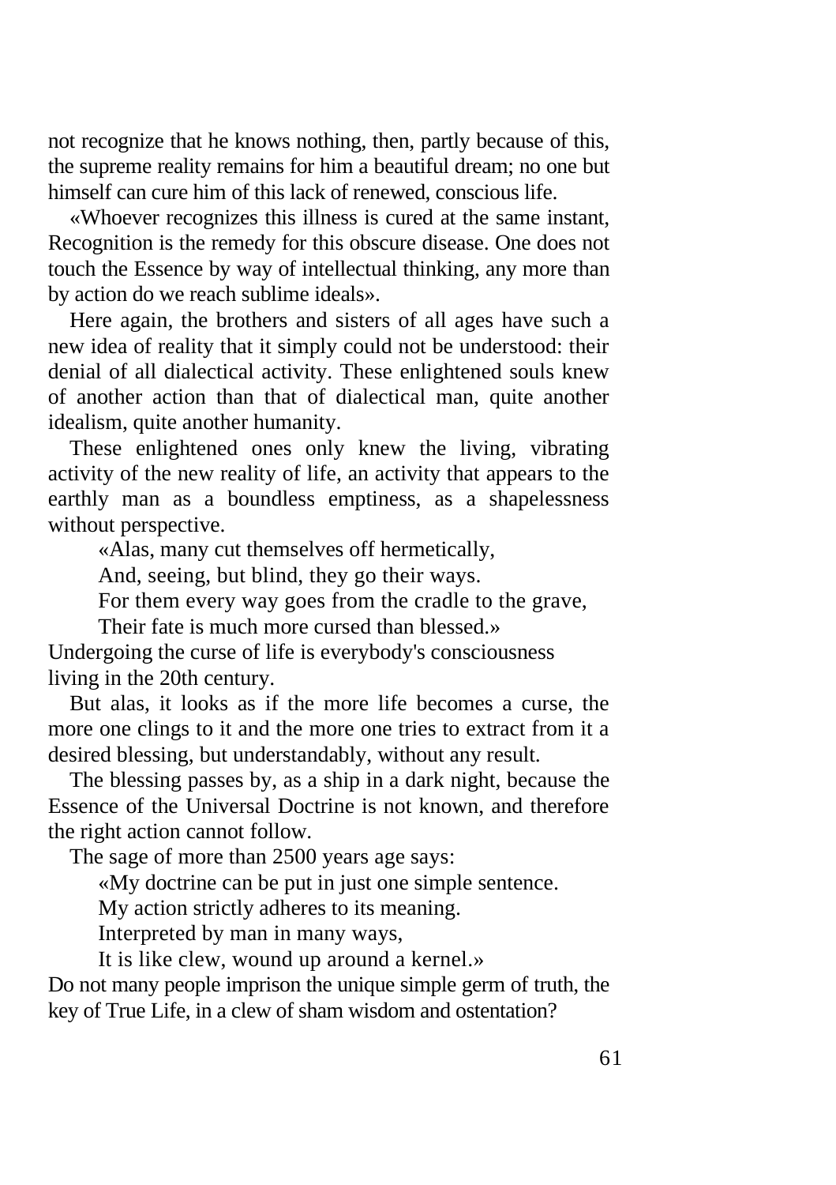not recognize that he knows nothing, then, partly because of this, the supreme reality remains for him a beautiful dream; no one but himself can cure him of this lack of renewed, conscious life.

«Whoever recognizes this illness is cured at the same instant, Recognition is the remedy for this obscure disease. One does not touch the Essence by way of intellectual thinking, any more than by action do we reach sublime ideals».

Here again, the brothers and sisters of all ages have such a new idea of reality that it simply could not be understood: their denial of all dialectical activity. These enlightened souls knew of another action than that of dialectical man, quite another idealism, quite another humanity.

These enlightened ones only knew the living, vibrating activity of the new reality of life, an activity that appears to the earthly man as a boundless emptiness, as a shapelessness without perspective.

> «Alas, many cut themselves off hermetically,
> And, seeing, but blind, they go their ways.
> For them every way goes from the cradle to the grave,
> Their fate is much more cursed than blessed.»

Undergoing the curse of life is everybody's consciousness living in the 20th century.

But alas, it looks as if the more life becomes a curse, the more one clings to it and the more one tries to extract from it a desired blessing, but understandably, without any result.

The blessing passes by, as a ship in a dark night, because the Essence of the Universal Doctrine is not known, and therefore the right action cannot follow.

The sage of more than 2500 years age says:

> «My doctrine can be put in just one simple sentence.
> My action strictly adheres to its meaning.
> Interpreted by man in many ways,
> It is like clew, wound up around a kernel.»

Do not many people imprison the unique simple germ of truth, the key of True Life, in a clew of sham wisdom and ostentation?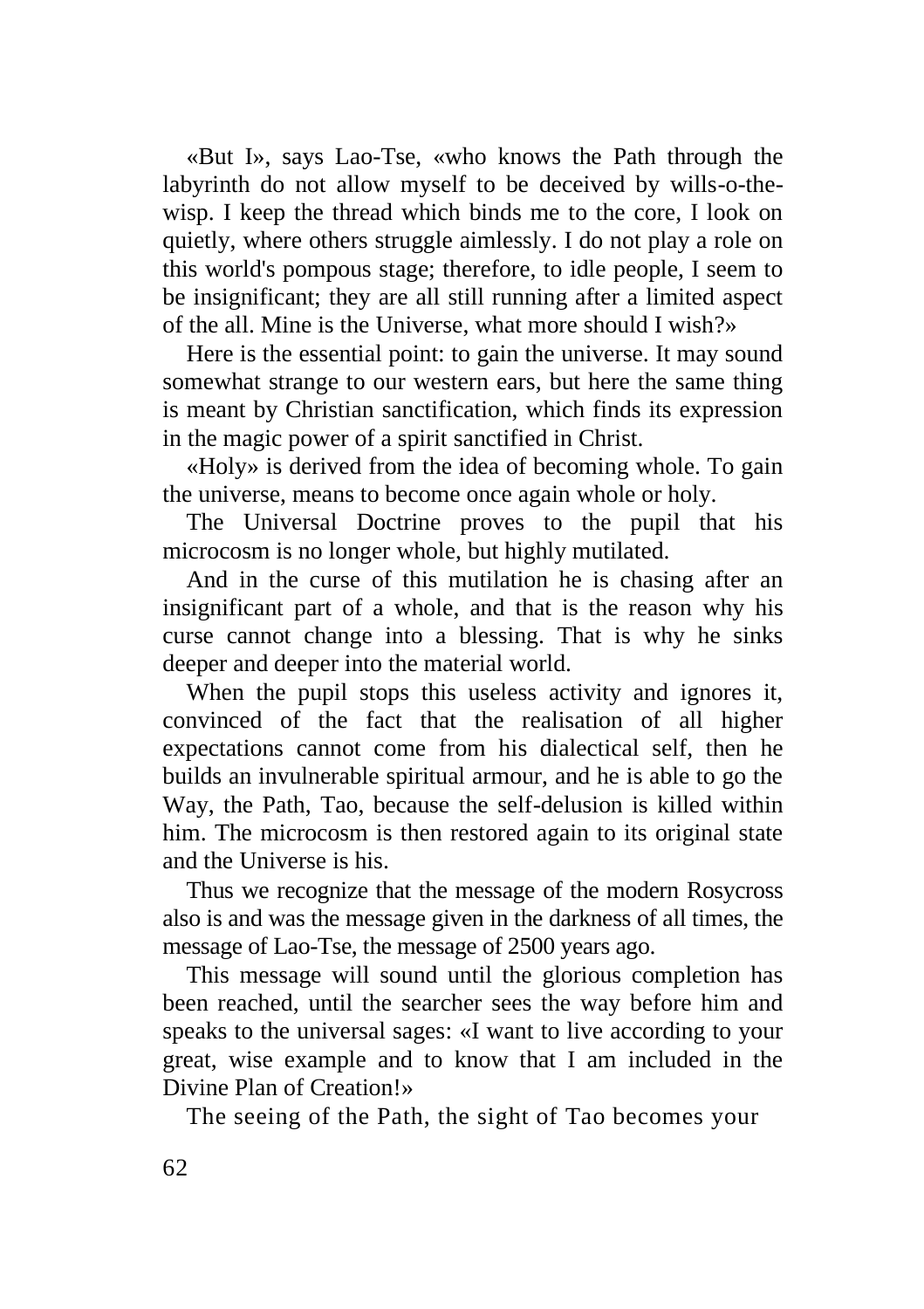«But I», says Lao-Tse, «who knows the Path through the labyrinth do not allow myself to be deceived by wills-o-the-wisp. I keep the thread which binds me to the core, I look on quietly, where others struggle aimlessly. I do not play a role on this world's pompous stage; therefore, to idle people, I seem to be insignificant; they are all still running after a limited aspect of the all. Mine is the Universe, what more should I wish?»

Here is the essential point: to gain the universe. It may sound somewhat strange to our western ears, but here the same thing is meant by Christian sanctification, which finds its expression in the magic power of a spirit sanctified in Christ.

«Holy» is derived from the idea of becoming whole. To gain the universe, means to become once again whole or holy.

The Universal Doctrine proves to the pupil that his microcosm is no longer whole, but highly mutilated.

And in the curse of this mutilation he is chasing after an insignificant part of a whole, and that is the reason why his curse cannot change into a blessing. That is why he sinks deeper and deeper into the material world.

When the pupil stops this useless activity and ignores it, convinced of the fact that the realisation of all higher expectations cannot come from his dialectical self, then he builds an invulnerable spiritual armour, and he is able to go the Way, the Path, Tao, because the self-delusion is killed within him. The microcosm is then restored again to its original state and the Universe is his.

Thus we recognize that the message of the modern Rosycross also is and was the message given in the darkness of all times, the message of Lao-Tse, the message of 2500 years ago.

This message will sound until the glorious completion has been reached, until the searcher sees the way before him and speaks to the universal sages: «I want to live according to your great, wise example and to know that I am included in the Divine Plan of Creation!»

The seeing of the Path, the sight of Tao becomes your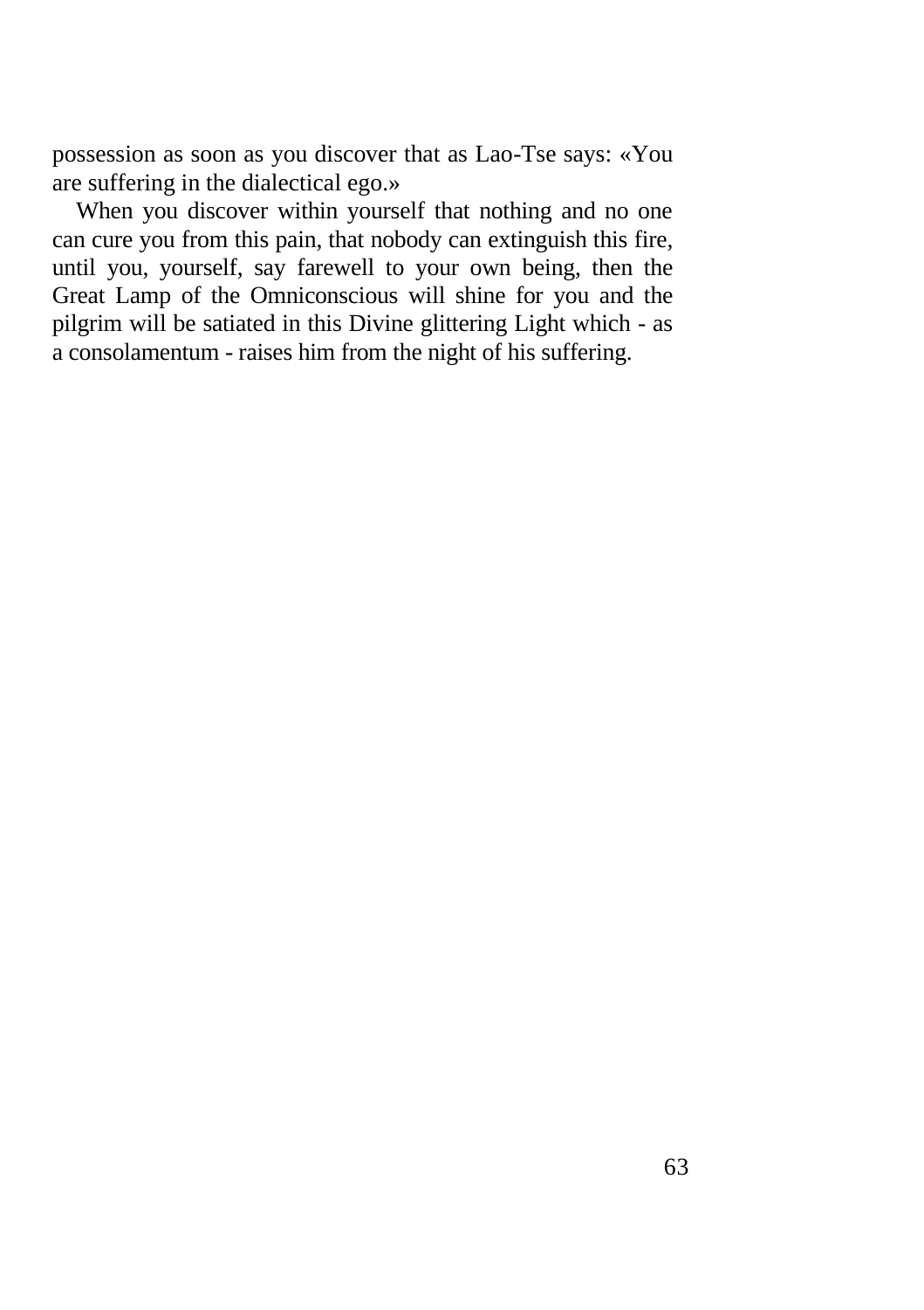possession as soon as you discover that as Lao-Tse says: «You are suffering in the dialectical ego.»

When you discover within yourself that nothing and no one can cure you from this pain, that nobody can extinguish this fire, until you, yourself, say farewell to your own being, then the Great Lamp of the Omniconscious will shine for you and the pilgrim will be satiated in this Divine glittering Light which - as a consolamentum - raises him from the night of his suffering.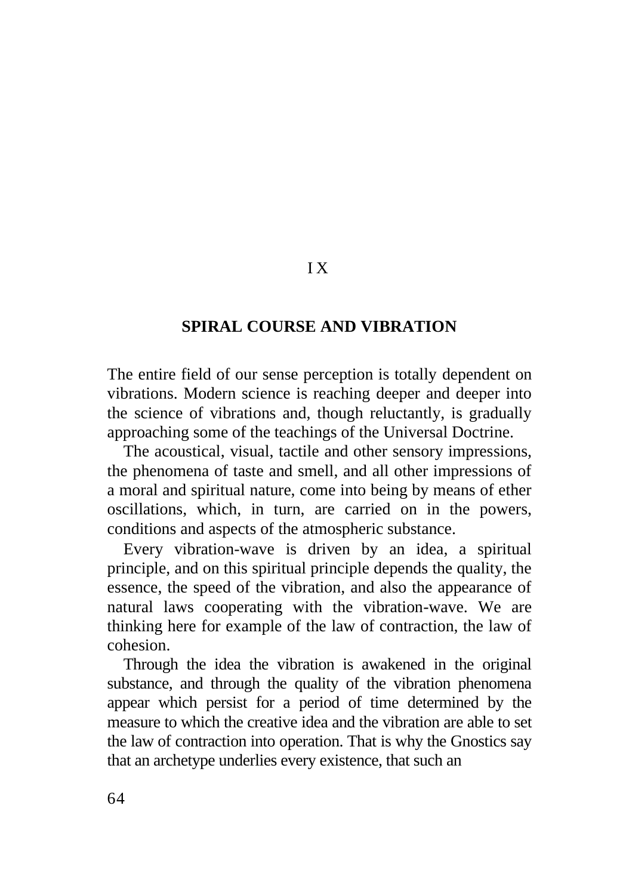# IX

## SPIRAL COURSE AND VIBRATION

The entire field of our sense perception is totally dependent on vibrations. Modern science is reaching deeper and deeper into the science of vibrations and, though reluctantly, is gradually approaching some of the teachings of the Universal Doctrine.

The acoustical, visual, tactile and other sensory impressions, the phenomena of taste and smell, and all other impressions of a moral and spiritual nature, come into being by means of ether oscillations, which, in turn, are carried on in the powers, conditions and aspects of the atmospheric substance.

Every vibration-wave is driven by an idea, a spiritual principle, and on this spiritual principle depends the quality, the essence, the speed of the vibration, and also the appearance of natural laws cooperating with the vibration-wave. We are thinking here for example of the law of contraction, the law of cohesion.

Through the idea the vibration is awakened in the original substance, and through the quality of the vibration phenomena appear which persist for a period of time determined by the measure to which the creative idea and the vibration are able to set the law of contraction into operation. That is why the Gnostics say that an archetype underlies every existence, that such an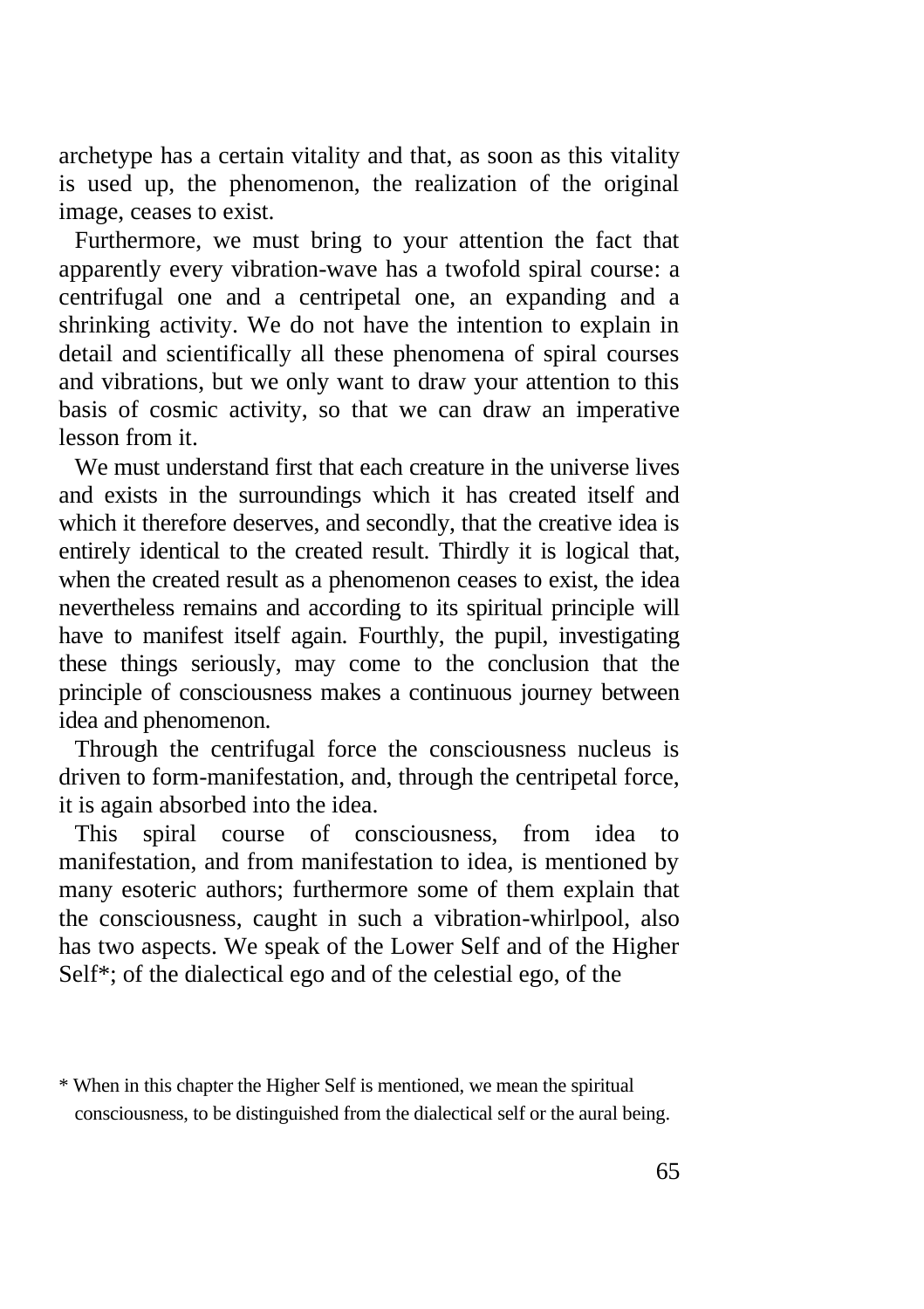archetype has a certain vitality and that, as soon as this vitality is used up, the phenomenon, the realization of the original image, ceases to exist.

Furthermore, we must bring to your attention the fact that apparently every vibration-wave has a twofold spiral course: a centrifugal one and a centripetal one, an expanding and a shrinking activity. We do not have the intention to explain in detail and scientifically all these phenomena of spiral courses and vibrations, but we only want to draw your attention to this basis of cosmic activity, so that we can draw an imperative lesson from it.

We must understand first that each creature in the universe lives and exists in the surroundings which it has created itself and which it therefore deserves, and secondly, that the creative idea is entirely identical to the created result. Thirdly it is logical that, when the created result as a phenomenon ceases to exist, the idea nevertheless remains and according to its spiritual principle will have to manifest itself again. Fourthly, the pupil, investigating these things seriously, may come to the conclusion that the principle of consciousness makes a continuous journey between idea and phenomenon.

Through the centrifugal force the consciousness nucleus is driven to form-manifestation, and, through the centripetal force, it is again absorbed into the idea.

This spiral course of consciousness, from idea to manifestation, and from manifestation to idea, is mentioned by many esoteric authors; furthermore some of them explain that the consciousness, caught in such a vibration-whirlpool, also has two aspects. We speak of the Lower Self and of the Higher Self*; of the dialectical ego and of the celestial ego, of the

* When in this chapter the Higher Self is mentioned, we mean the spiritual consciousness, to be distinguished from the dialectical self or the aural being.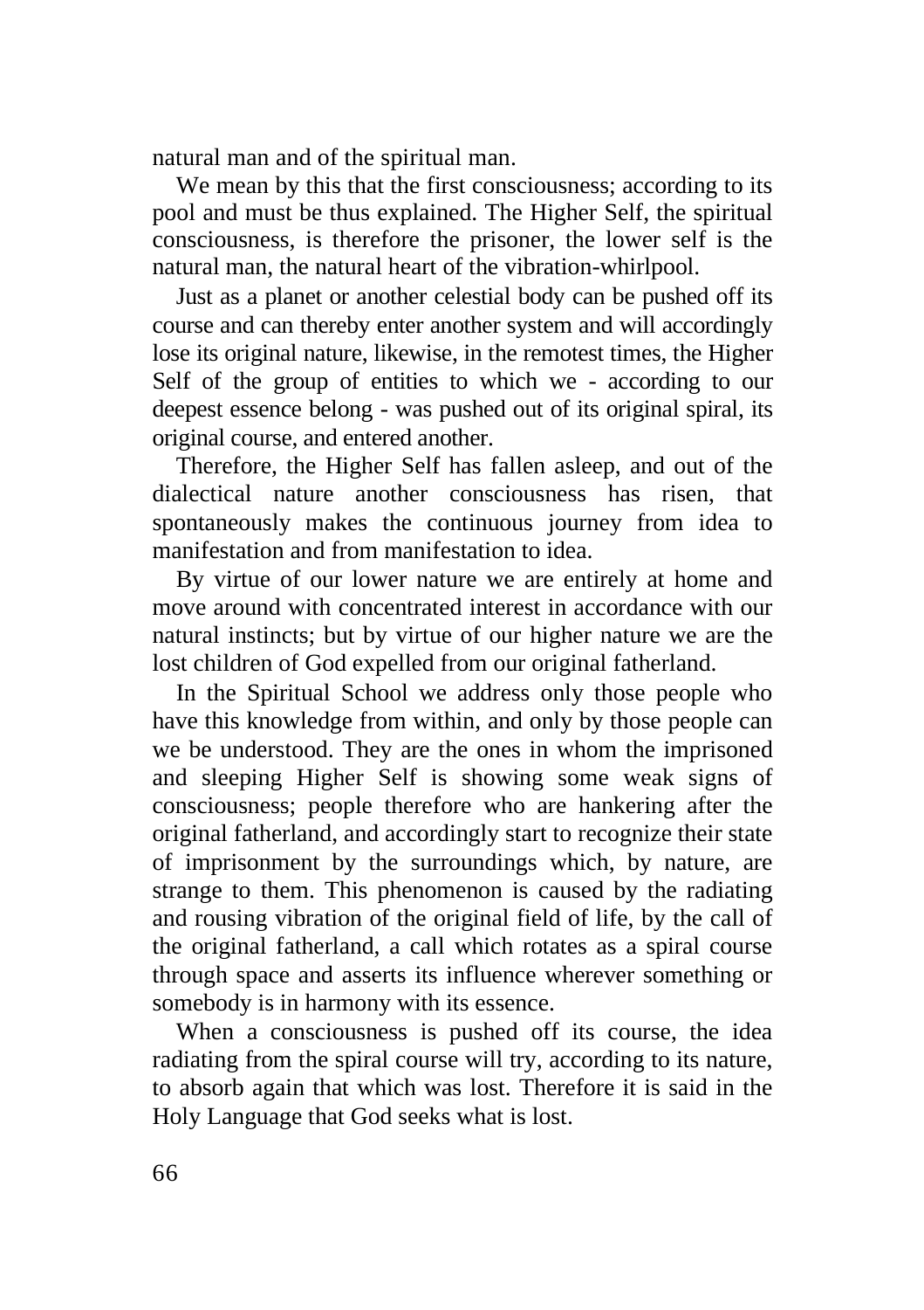natural man and of the spiritual man.

We mean by this that the first consciousness; according to its pool and must be thus explained. The Higher Self, the spiritual consciousness, is therefore the prisoner, the lower self is the natural man, the natural heart of the vibration-whirlpool.

Just as a planet or another celestial body can be pushed off its course and can thereby enter another system and will accordingly lose its original nature, likewise, in the remotest times, the Higher Self of the group of entities to which we - according to our deepest essence belong - was pushed out of its original spiral, its original course, and entered another.

Therefore, the Higher Self has fallen asleep, and out of the dialectical nature another consciousness has risen, that spontaneously makes the continuous journey from idea to manifestation and from manifestation to idea.

By virtue of our lower nature we are entirely at home and move around with concentrated interest in accordance with our natural instincts; but by virtue of our higher nature we are the lost children of God expelled from our original fatherland.

In the Spiritual School we address only those people who have this knowledge from within, and only by those people can we be understood. They are the ones in whom the imprisoned and sleeping Higher Self is showing some weak signs of consciousness; people therefore who are hankering after the original fatherland, and accordingly start to recognize their state of imprisonment by the surroundings which, by nature, are strange to them. This phenomenon is caused by the radiating and rousing vibration of the original field of life, by the call of the original fatherland, a call which rotates as a spiral course through space and asserts its influence wherever something or somebody is in harmony with its essence.

When a consciousness is pushed off its course, the idea radiating from the spiral course will try, according to its nature, to absorb again that which was lost. Therefore it is said in the Holy Language that God seeks what is lost.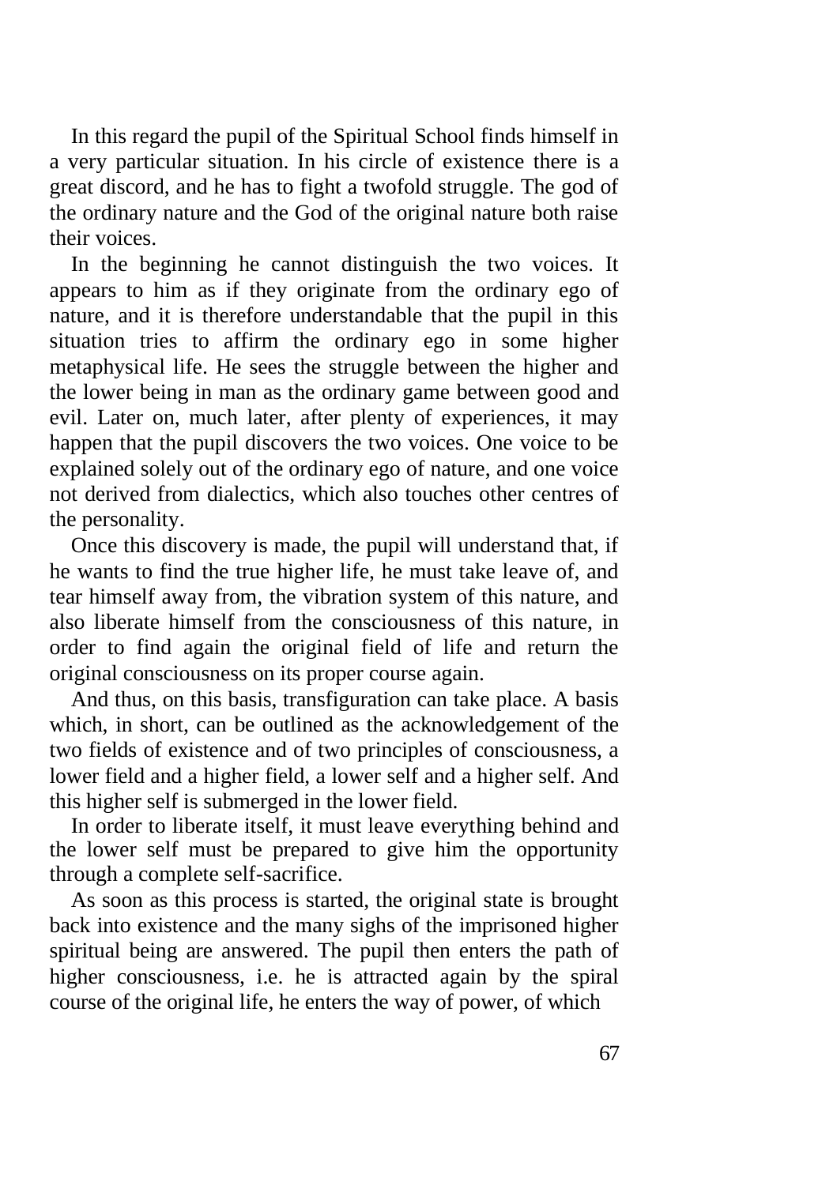In this regard the pupil of the Spiritual School finds himself in a very particular situation. In his circle of existence there is a great discord, and he has to fight a twofold struggle. The god of the ordinary nature and the God of the original nature both raise their voices.

In the beginning he cannot distinguish the two voices. It appears to him as if they originate from the ordinary ego of nature, and it is therefore understandable that the pupil in this situation tries to affirm the ordinary ego in some higher metaphysical life. He sees the struggle between the higher and the lower being in man as the ordinary game between good and evil. Later on, much later, after plenty of experiences, it may happen that the pupil discovers the two voices. One voice to be explained solely out of the ordinary ego of nature, and one voice not derived from dialectics, which also touches other centres of the personality.

Once this discovery is made, the pupil will understand that, if he wants to find the true higher life, he must take leave of, and tear himself away from, the vibration system of this nature, and also liberate himself from the consciousness of this nature, in order to find again the original field of life and return the original consciousness on its proper course again.

And thus, on this basis, transfiguration can take place. A basis which, in short, can be outlined as the acknowledgement of the two fields of existence and of two principles of consciousness, a lower field and a higher field, a lower self and a higher self. And this higher self is submerged in the lower field.

In order to liberate itself, it must leave everything behind and the lower self must be prepared to give him the opportunity through a complete self-sacrifice.

As soon as this process is started, the original state is brought back into existence and the many sighs of the imprisoned higher spiritual being are answered. The pupil then enters the path of higher consciousness, i.e. he is attracted again by the spiral course of the original life, he enters the way of power, of which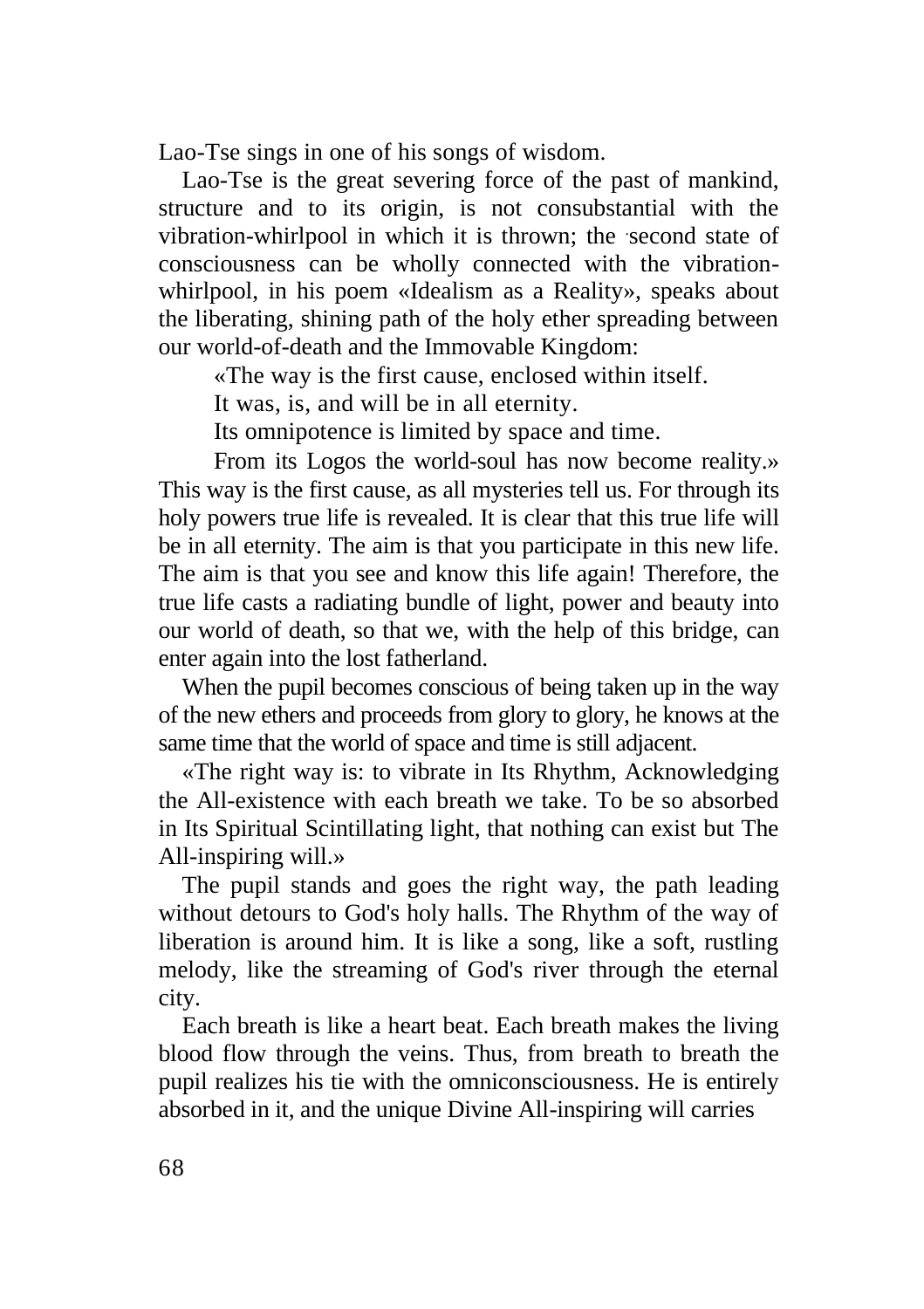Lao-Tse sings in one of his songs of wisdom.

Lao-Tse is the great severing force of the past of mankind, structure and to its origin, is not consubstantial with the vibration-whirlpool in which it is thrown; the second state of consciousness can be wholly connected with the vibration-whirlpool, in his poem «Idealism as a Reality», speaks about the liberating, shining path of the holy ether spreading between our world-of-death and the Immovable Kingdom:

> «The way is the first cause, enclosed within itself.
> It was, is, and will be in all eternity.
> Its omnipotence is limited by space and time.
> From its Logos the world-soul has now become reality.»

This way is the first cause, as all mysteries tell us. For through its holy powers true life is revealed. It is clear that this true life will be in all eternity. The aim is that you participate in this new life. The aim is that you see and know this life again! Therefore, the true life casts a radiating bundle of light, power and beauty into our world of death, so that we, with the help of this bridge, can enter again into the lost fatherland.

When the pupil becomes conscious of being taken up in the way of the new ethers and proceeds from glory to glory, he knows at the same time that the world of space and time is still adjacent.

«The right way is: to vibrate in Its Rhythm, Acknowledging the All-existence with each breath we take. To be so absorbed in Its Spiritual Scintillating light, that nothing can exist but The All-inspiring will.»

The pupil stands and goes the right way, the path leading without detours to God's holy halls. The Rhythm of the way of liberation is around him. It is like a song, like a soft, rustling melody, like the streaming of God's river through the eternal city.

Each breath is like a heart beat. Each breath makes the living blood flow through the veins. Thus, from breath to breath the pupil realizes his tie with the omniconsciousness. He is entirely absorbed in it, and the unique Divine All-inspiring will carries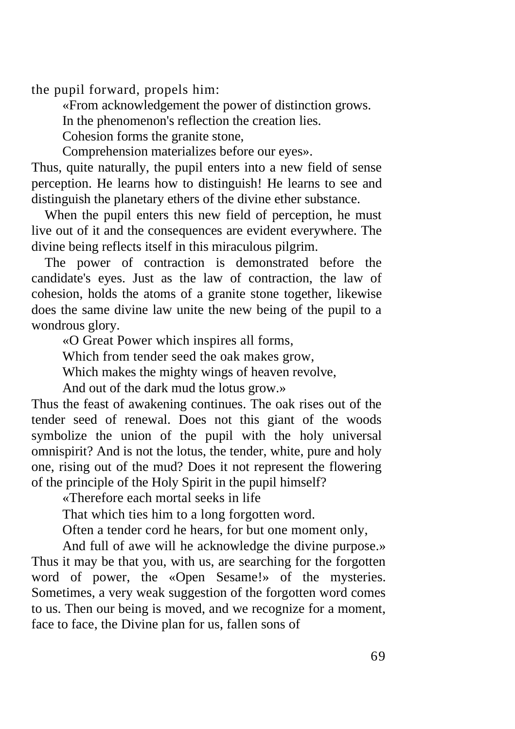the pupil forward, propels him:

> «From acknowledgement the power of distinction grows.
> In the phenomenon's reflection the creation lies.
> Cohesion forms the granite stone,
> Comprehension materializes before our eyes».

Thus, quite naturally, the pupil enters into a new field of sense perception. He learns how to distinguish! He learns to see and distinguish the planetary ethers of the divine ether substance.

When the pupil enters this new field of perception, he must live out of it and the consequences are evident everywhere. The divine being reflects itself in this miraculous pilgrim.

The power of contraction is demonstrated before the candidate's eyes. Just as the law of contraction, the law of cohesion, holds the atoms of a granite stone together, likewise does the same divine law unite the new being of the pupil to a wondrous glory.

> «O Great Power which inspires all forms,
> Which from tender seed the oak makes grow,
> Which makes the mighty wings of heaven revolve,
> And out of the dark mud the lotus grow.»

Thus the feast of awakening continues. The oak rises out of the tender seed of renewal. Does not this giant of the woods symbolize the union of the pupil with the holy universal omnispirit? And is not the lotus, the tender, white, pure and holy one, rising out of the mud? Does it not represent the flowering of the principle of the Holy Spirit in the pupil himself?

> «Therefore each mortal seeks in life
> That which ties him to a long forgotten word.
> Often a tender cord he hears, for but one moment only,
> And full of awe will he acknowledge the divine purpose.»

Thus it may be that you, with us, are searching for the forgotten word of power, the «Open Sesame!» of the mysteries. Sometimes, a very weak suggestion of the forgotten word comes to us. Then our being is moved, and we recognize for a moment, face to face, the Divine plan for us, fallen sons of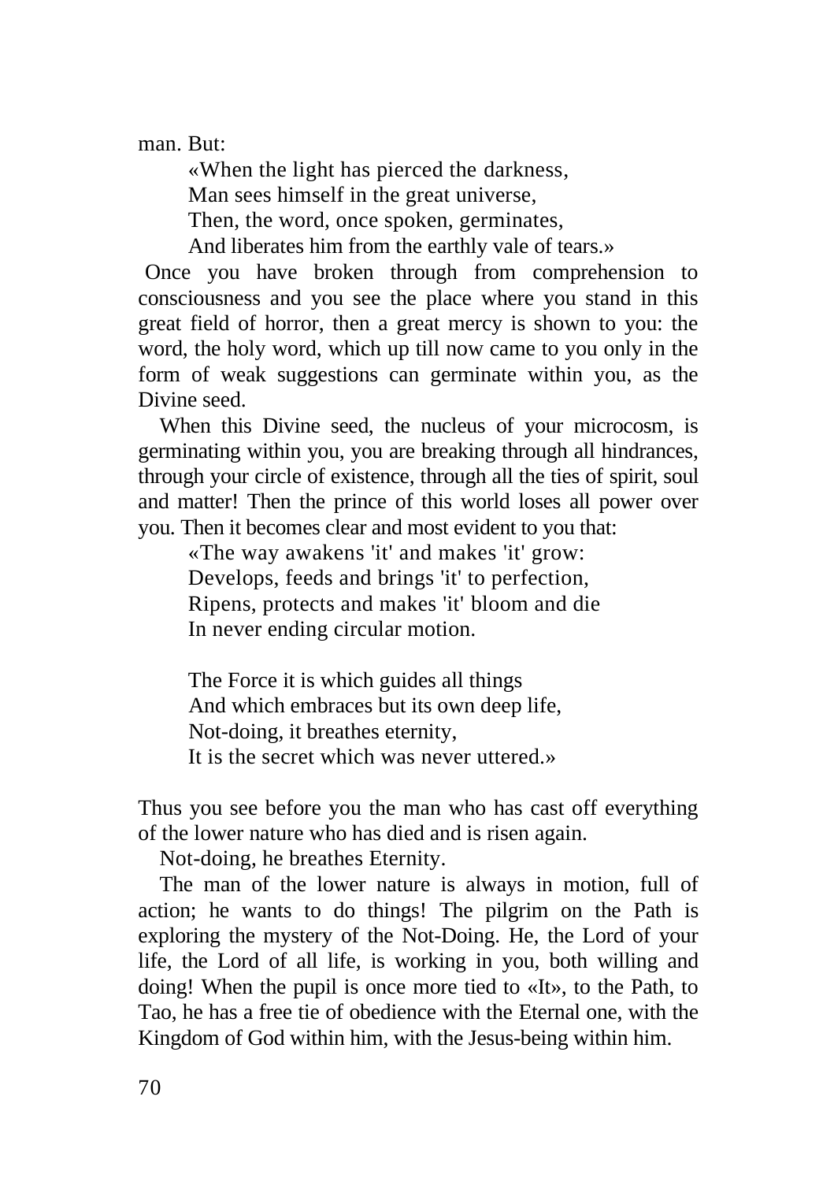man. But:

> «When the light has pierced the darkness,  
> Man sees himself in the great universe,  
> Then, the word, once spoken, germinates,  
> And liberates him from the earthly vale of tears.»

Once you have broken through from comprehension to consciousness and you see the place where you stand in this great field of horror, then a great mercy is shown to you: the word, the holy word, which up till now came to you only in the form of weak suggestions can germinate within you, as the Divine seed.

When this Divine seed, the nucleus of your microcosm, is germinating within you, you are breaking through all hindrances, through your circle of existence, through all the ties of spirit, soul and matter! Then the prince of this world loses all power over you. Then it becomes clear and most evident to you that:

> «The way awakens 'it' and makes 'it' grow:  
> Develops, feeds and brings 'it' to perfection,  
> Ripens, protects and makes 'it' bloom and die  
> In never ending circular motion.
>
> The Force it is which guides all things  
> And which embraces but its own deep life,  
> Not-doing, it breathes eternity,  
> It is the secret which was never uttered.»

Thus you see before you the man who has cast off everything of the lower nature who has died and is risen again.

Not-doing, he breathes Eternity.

The man of the lower nature is always in motion, full of action; he wants to do things! The pilgrim on the Path is exploring the mystery of the Not-Doing. He, the Lord of your life, the Lord of all life, is working in you, both willing and doing! When the pupil is once more tied to «It», to the Path, to Tao, he has a free tie of obedience with the Eternal one, with the Kingdom of God within him, with the Jesus-being within him.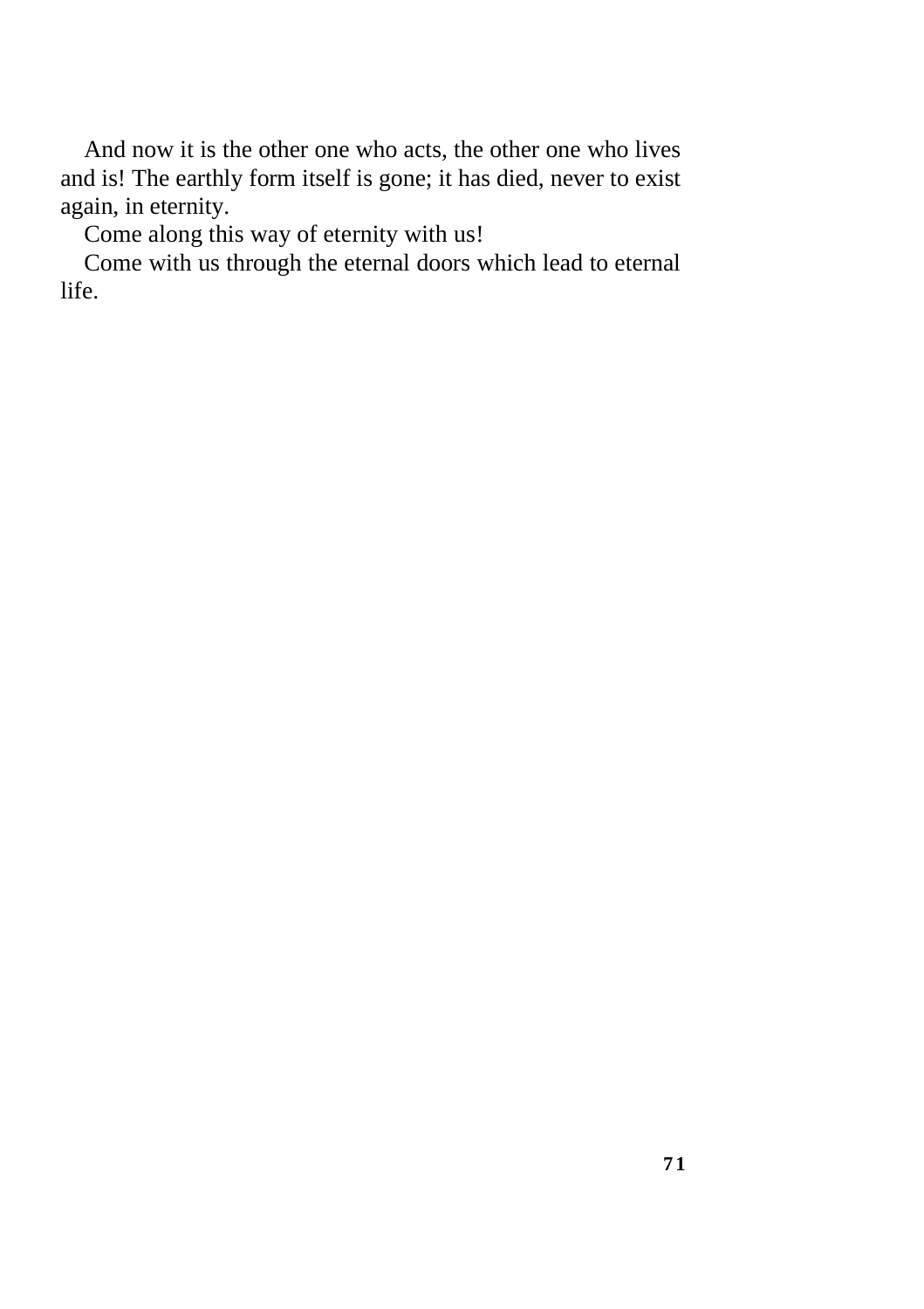And now it is the other one who acts, the other one who lives and is! The earthly form itself is gone; it has died, never to exist again, in eternity.

Come along this way of eternity with us!

Come with us through the eternal doors which lead to eternal life.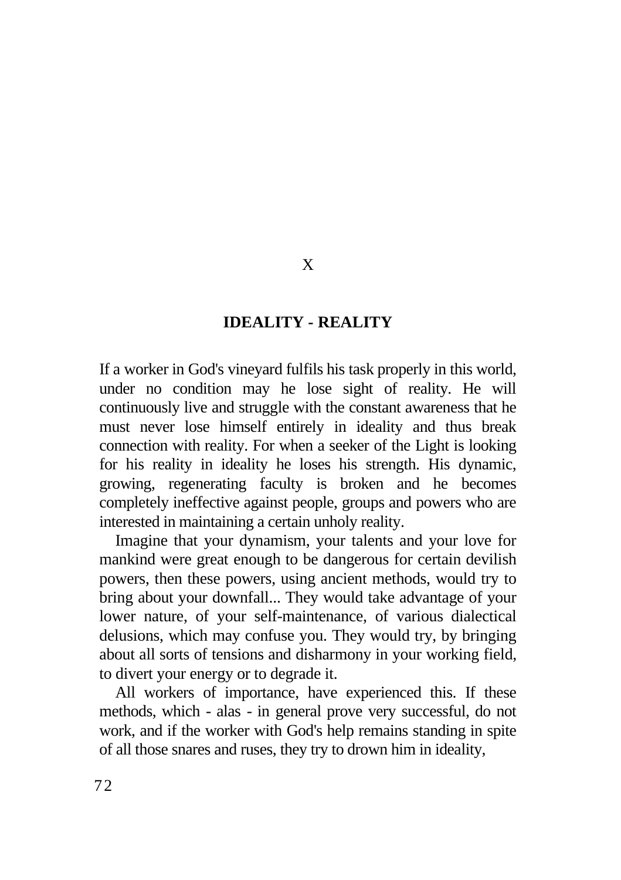X

## IDEALITY - REALITY

If a worker in God's vineyard fulfils his task properly in this world, under no condition may he lose sight of reality. He will continuously live and struggle with the constant awareness that he must never lose himself entirely in ideality and thus break connection with reality. For when a seeker of the Light is looking for his reality in ideality he loses his strength. His dynamic, growing, regenerating faculty is broken and he becomes completely ineffective against people, groups and powers who are interested in maintaining a certain unholy reality.

Imagine that your dynamism, your talents and your love for mankind were great enough to be dangerous for certain devilish powers, then these powers, using ancient methods, would try to bring about your downfall... They would take advantage of your lower nature, of your self-maintenance, of various dialectical delusions, which may confuse you. They would try, by bringing about all sorts of tensions and disharmony in your working field, to divert your energy or to degrade it.

All workers of importance, have experienced this. If these methods, which - alas - in general prove very successful, do not work, and if the worker with God's help remains standing in spite of all those snares and ruses, they try to drown him in ideality,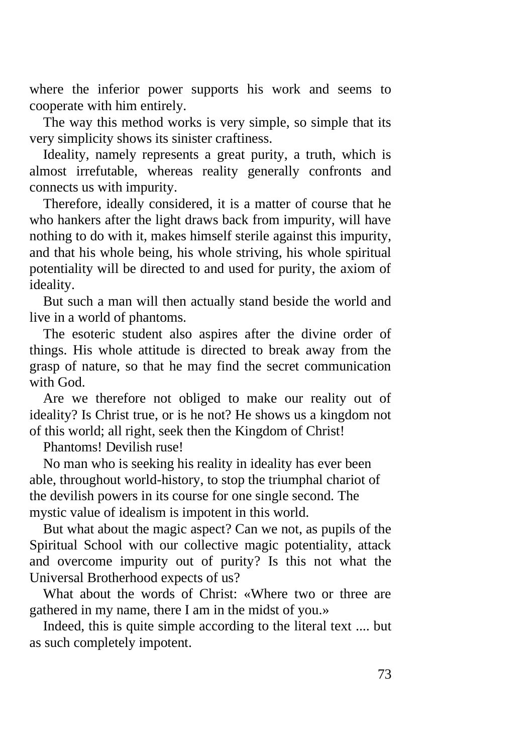where the inferior power supports his work and seems to cooperate with him entirely.

The way this method works is very simple, so simple that its very simplicity shows its sinister craftiness.

Ideality, namely represents a great purity, a truth, which is almost irrefutable, whereas reality generally confronts and connects us with impurity.

Therefore, ideally considered, it is a matter of course that he who hankers after the light draws back from impurity, will have nothing to do with it, makes himself sterile against this impurity, and that his whole being, his whole striving, his whole spiritual potentiality will be directed to and used for purity, the axiom of ideality.

But such a man will then actually stand beside the world and live in a world of phantoms.

The esoteric student also aspires after the divine order of things. His whole attitude is directed to break away from the grasp of nature, so that he may find the secret communication with God.

Are we therefore not obliged to make our reality out of ideality? Is Christ true, or is he not? He shows us a kingdom not of this world; all right, seek then the Kingdom of Christ!

Phantoms! Devilish ruse!

No man who is seeking his reality in ideality has ever been able, throughout world-history, to stop the triumphal chariot of the devilish powers in its course for one single second. The mystic value of idealism is impotent in this world.

But what about the magic aspect? Can we not, as pupils of the Spiritual School with our collective magic potentiality, attack and overcome impurity out of purity? Is this not what the Universal Brotherhood expects of us?

What about the words of Christ: «Where two or three are gathered in my name, there I am in the midst of you.»

Indeed, this is quite simple according to the literal text .... but as such completely impotent.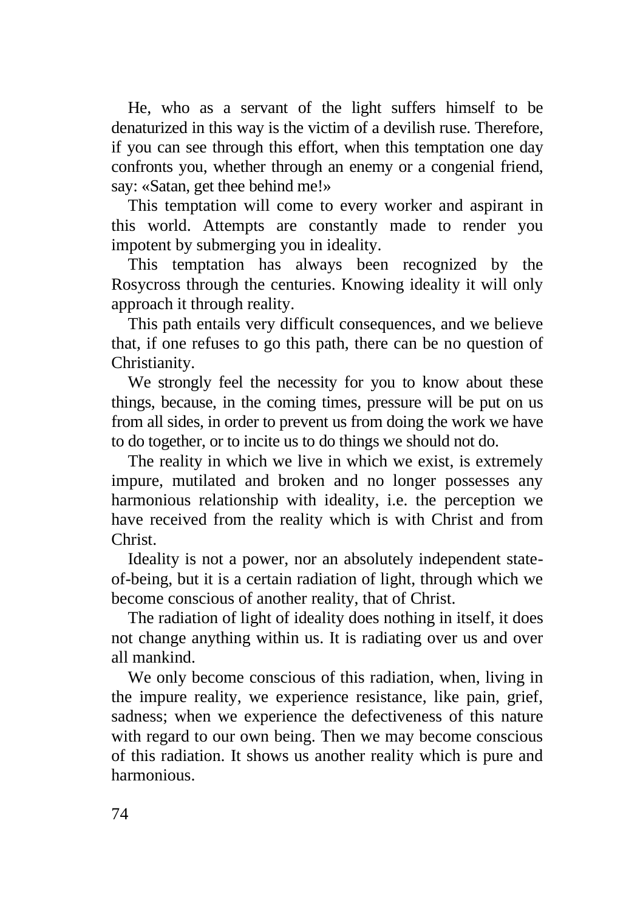He, who as a servant of the light suffers himself to be denaturized in this way is the victim of a devilish ruse. Therefore, if you can see through this effort, when this temptation one day confronts you, whether through an enemy or a congenial friend, say: «Satan, get thee behind me!»

This temptation will come to every worker and aspirant in this world. Attempts are constantly made to render you impotent by submerging you in ideality.

This temptation has always been recognized by the Rosycross through the centuries. Knowing ideality it will only approach it through reality.

This path entails very difficult consequences, and we believe that, if one refuses to go this path, there can be no question of Christianity.

We strongly feel the necessity for you to know about these things, because, in the coming times, pressure will be put on us from all sides, in order to prevent us from doing the work we have to do together, or to incite us to do things we should not do.

The reality in which we live in which we exist, is extremely impure, mutilated and broken and no longer possesses any harmonious relationship with ideality, i.e. the perception we have received from the reality which is with Christ and from Christ.

Ideality is not a power, nor an absolutely independent state-of-being, but it is a certain radiation of light, through which we become conscious of another reality, that of Christ.

The radiation of light of ideality does nothing in itself, it does not change anything within us. It is radiating over us and over all mankind.

We only become conscious of this radiation, when, living in the impure reality, we experience resistance, like pain, grief, sadness; when we experience the defectiveness of this nature with regard to our own being. Then we may become conscious of this radiation. It shows us another reality which is pure and harmonious.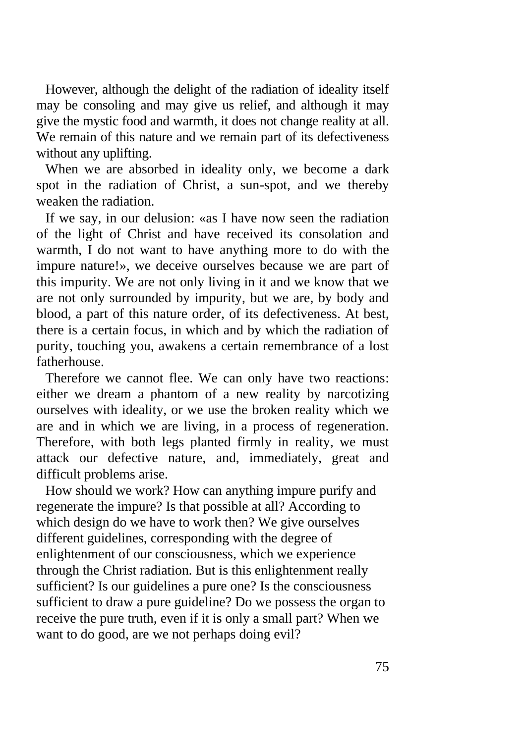However, although the delight of the radiation of ideality itself may be consoling and may give us relief, and although it may give the mystic food and warmth, it does not change reality at all. We remain of this nature and we remain part of its defectiveness without any uplifting.

When we are absorbed in ideality only, we become a dark spot in the radiation of Christ, a sun-spot, and we thereby weaken the radiation.

If we say, in our delusion: «as I have now seen the radiation of the light of Christ and have received its consolation and warmth, I do not want to have anything more to do with the impure nature!», we deceive ourselves because we are part of this impurity. We are not only living in it and we know that we are not only surrounded by impurity, but we are, by body and blood, a part of this nature order, of its defectiveness. At best, there is a certain focus, in which and by which the radiation of purity, touching you, awakens a certain remembrance of a lost fatherhouse.

Therefore we cannot flee. We can only have two reactions: either we dream a phantom of a new reality by narcotizing ourselves with ideality, or we use the broken reality which we are and in which we are living, in a process of regeneration. Therefore, with both legs planted firmly in reality, we must attack our defective nature, and, immediately, great and difficult problems arise.

How should we work? How can anything impure purify and regenerate the impure? Is that possible at all? According to which design do we have to work then? We give ourselves different guidelines, corresponding with the degree of enlightenment of our consciousness, which we experience through the Christ radiation. But is this enlightenment really sufficient? Is our guidelines a pure one? Is the consciousness sufficient to draw a pure guideline? Do we possess the organ to receive the pure truth, even if it is only a small part? When we want to do good, are we not perhaps doing evil?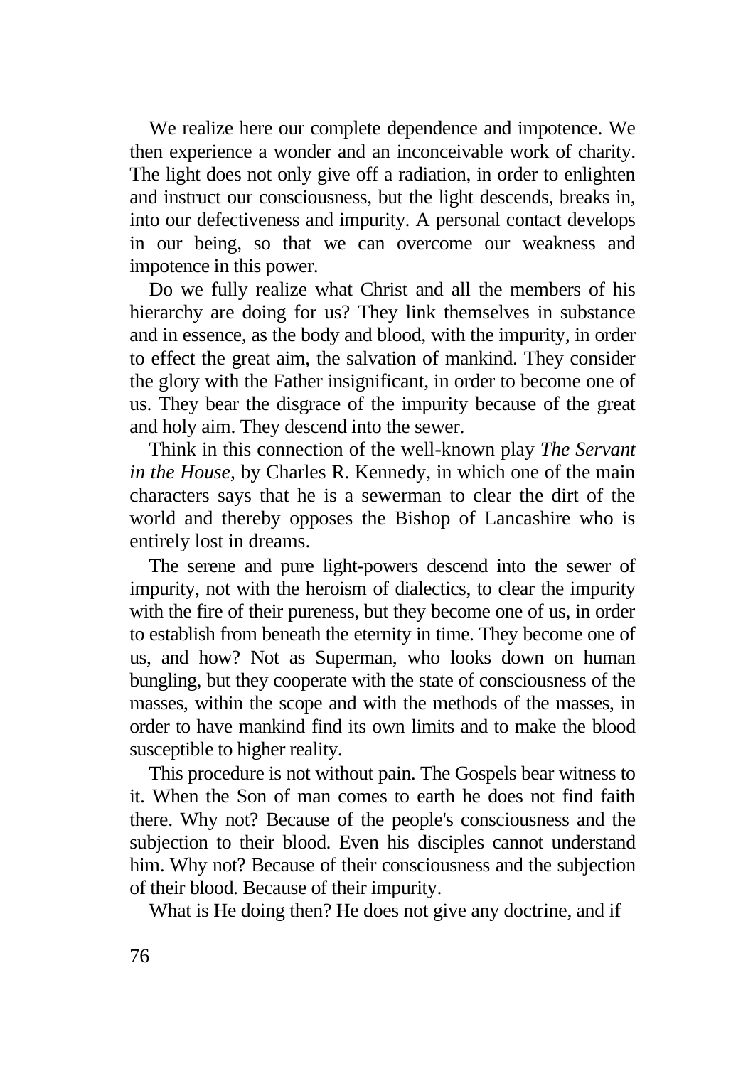We realize here our complete dependence and impotence. We then experience a wonder and an inconceivable work of charity. The light does not only give off a radiation, in order to enlighten and instruct our consciousness, but the light descends, breaks in, into our defectiveness and impurity. A personal contact develops in our being, so that we can overcome our weakness and impotence in this power.

Do we fully realize what Christ and all the members of his hierarchy are doing for us? They link themselves in substance and in essence, as the body and blood, with the impurity, in order to effect the great aim, the salvation of mankind. They consider the glory with the Father insignificant, in order to become one of us. They bear the disgrace of the impurity because of the great and holy aim. They descend into the sewer.

Think in this connection of the well-known play *The Servant in the House,* by Charles R. Kennedy, in which one of the main characters says that he is a sewerman to clear the dirt of the world and thereby opposes the Bishop of Lancashire who is entirely lost in dreams.

The serene and pure light-powers descend into the sewer of impurity, not with the heroism of dialectics, to clear the impurity with the fire of their pureness, but they become one of us, in order to establish from beneath the eternity in time. They become one of us, and how? Not as Superman, who looks down on human bungling, but they cooperate with the state of consciousness of the masses, within the scope and with the methods of the masses, in order to have mankind find its own limits and to make the blood susceptible to higher reality.

This procedure is not without pain. The Gospels bear witness to it. When the Son of man comes to earth he does not find faith there. Why not? Because of the people's consciousness and the subjection to their blood. Even his disciples cannot understand him. Why not? Because of their consciousness and the subjection of their blood. Because of their impurity.

What is He doing then? He does not give any doctrine, and if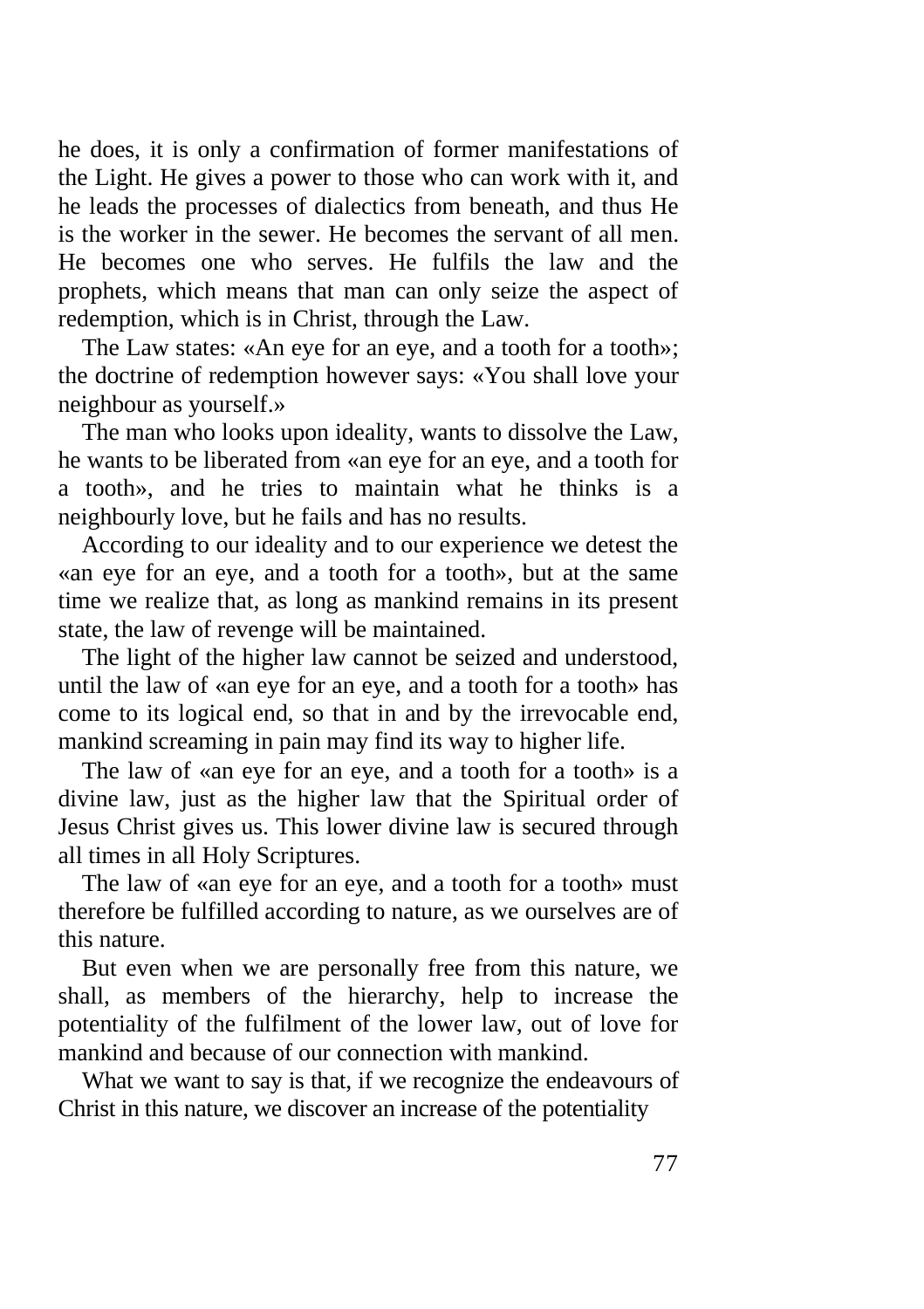he does, it is only a confirmation of former manifestations of the Light. He gives a power to those who can work with it, and he leads the processes of dialectics from beneath, and thus He is the worker in the sewer. He becomes the servant of all men. He becomes one who serves. He fulfils the law and the prophets, which means that man can only seize the aspect of redemption, which is in Christ, through the Law.

The Law states: «An eye for an eye, and a tooth for a tooth»; the doctrine of redemption however says: «You shall love your neighbour as yourself.»

The man who looks upon ideality, wants to dissolve the Law, he wants to be liberated from «an eye for an eye, and a tooth for a tooth», and he tries to maintain what he thinks is a neighbourly love, but he fails and has no results.

According to our ideality and to our experience we detest the «an eye for an eye, and a tooth for a tooth», but at the same time we realize that, as long as mankind remains in its present state, the law of revenge will be maintained.

The light of the higher law cannot be seized and understood, until the law of «an eye for an eye, and a tooth for a tooth» has come to its logical end, so that in and by the irrevocable end, mankind screaming in pain may find its way to higher life.

The law of «an eye for an eye, and a tooth for a tooth» is a divine law, just as the higher law that the Spiritual order of Jesus Christ gives us. This lower divine law is secured through all times in all Holy Scriptures.

The law of «an eye for an eye, and a tooth for a tooth» must therefore be fulfilled according to nature, as we ourselves are of this nature.

But even when we are personally free from this nature, we shall, as members of the hierarchy, help to increase the potentiality of the fulfilment of the lower law, out of love for mankind and because of our connection with mankind.

What we want to say is that, if we recognize the endeavours of Christ in this nature, we discover an increase of the potentiality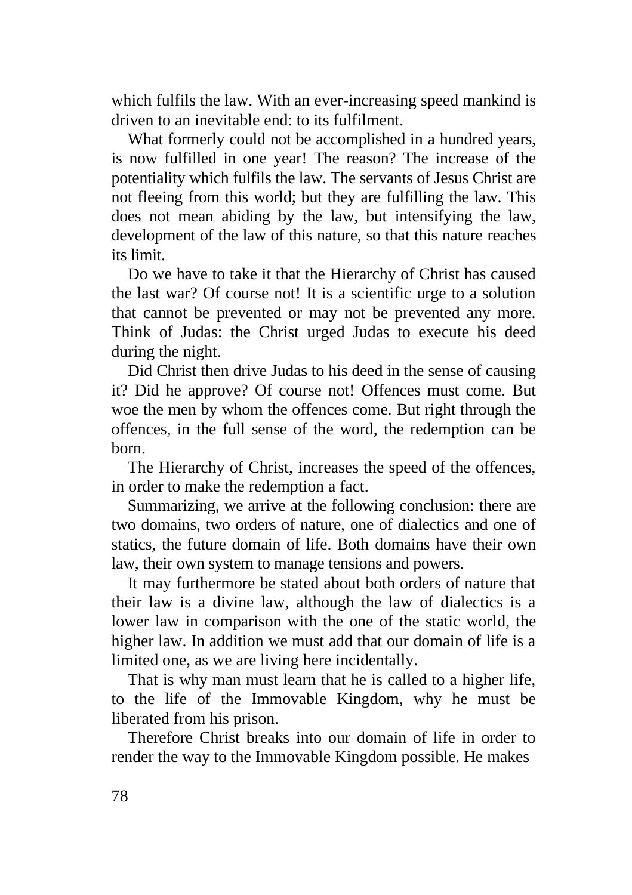which fulfils the law. With an ever-increasing speed mankind is driven to an inevitable end: to its fulfilment.

What formerly could not be accomplished in a hundred years, is now fulfilled in one year! The reason? The increase of the potentiality which fulfils the law. The servants of Jesus Christ are not fleeing from this world; but they are fulfilling the law. This does not mean abiding by the law, but intensifying the law, development of the law of this nature, so that this nature reaches its limit.

Do we have to take it that the Hierarchy of Christ has caused the last war? Of course not! It is a scientific urge to a solution that cannot be prevented or may not be prevented any more. Think of Judas: the Christ urged Judas to execute his deed during the night.

Did Christ then drive Judas to his deed in the sense of causing it? Did he approve? Of course not! Offences must come. But woe the men by whom the offences come. But right through the offences, in the full sense of the word, the redemption can be born.

The Hierarchy of Christ, increases the speed of the offences, in order to make the redemption a fact.

Summarizing, we arrive at the following conclusion: there are two domains, two orders of nature, one of dialectics and one of statics, the future domain of life. Both domains have their own law, their own system to manage tensions and powers.

It may furthermore be stated about both orders of nature that their law is a divine law, although the law of dialectics is a lower law in comparison with the one of the static world, the higher law. In addition we must add that our domain of life is a limited one, as we are living here incidentally.

That is why man must learn that he is called to a higher life, to the life of the Immovable Kingdom, why he must be liberated from his prison.

Therefore Christ breaks into our domain of life in order to render the way to the Immovable Kingdom possible. He makes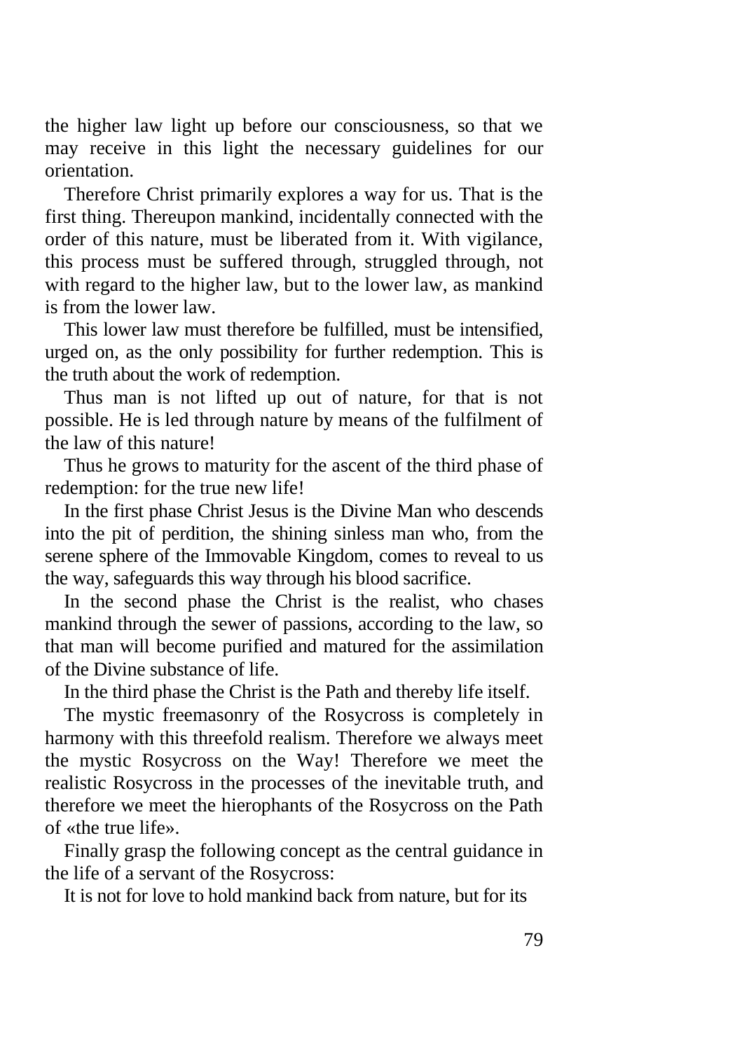the higher law light up before our consciousness, so that we may receive in this light the necessary guidelines for our orientation.

Therefore Christ primarily explores a way for us. That is the first thing. Thereupon mankind, incidentally connected with the order of this nature, must be liberated from it. With vigilance, this process must be suffered through, struggled through, not with regard to the higher law, but to the lower law, as mankind is from the lower law.

This lower law must therefore be fulfilled, must be intensified, urged on, as the only possibility for further redemption. This is the truth about the work of redemption.

Thus man is not lifted up out of nature, for that is not possible. He is led through nature by means of the fulfilment of the law of this nature!

Thus he grows to maturity for the ascent of the third phase of redemption: for the true new life!

In the first phase Christ Jesus is the Divine Man who descends into the pit of perdition, the shining sinless man who, from the serene sphere of the Immovable Kingdom, comes to reveal to us the way, safeguards this way through his blood sacrifice.

In the second phase the Christ is the realist, who chases mankind through the sewer of passions, according to the law, so that man will become purified and matured for the assimilation of the Divine substance of life.

In the third phase the Christ is the Path and thereby life itself.

The mystic freemasonry of the Rosycross is completely in harmony with this threefold realism. Therefore we always meet the mystic Rosycross on the Way! Therefore we meet the realistic Rosycross in the processes of the inevitable truth, and therefore we meet the hierophants of the Rosycross on the Path of «the true life».

Finally grasp the following concept as the central guidance in the life of a servant of the Rosycross:

It is not for love to hold mankind back from nature, but for its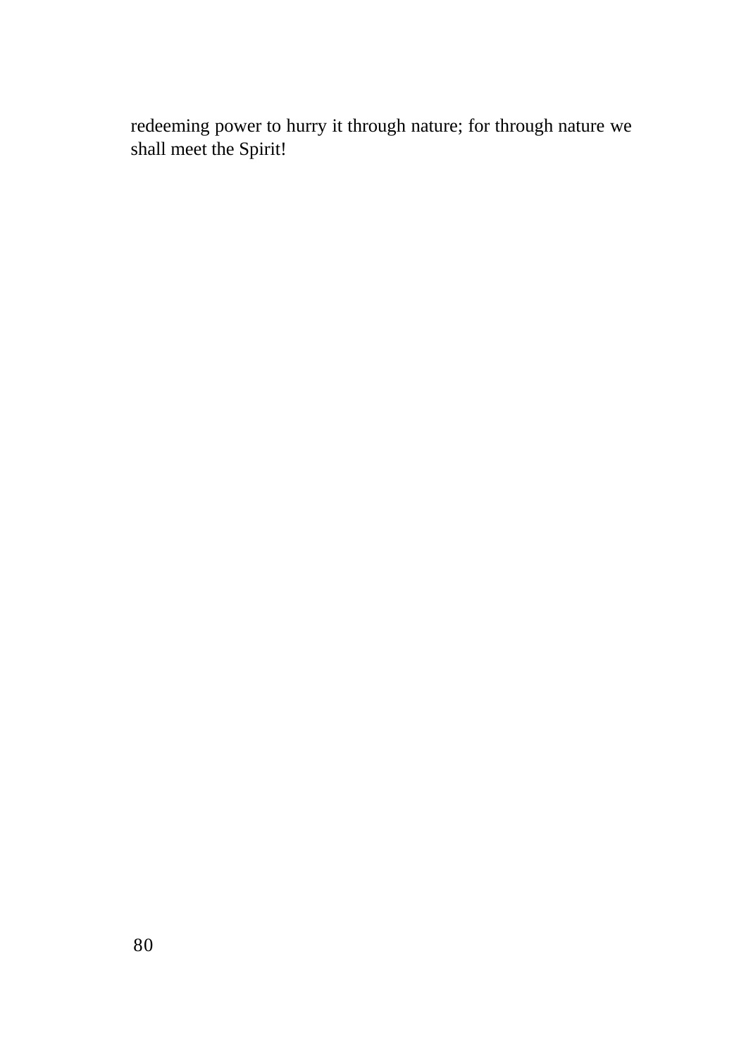redeeming power to hurry it through nature; for through nature we shall meet the Spirit!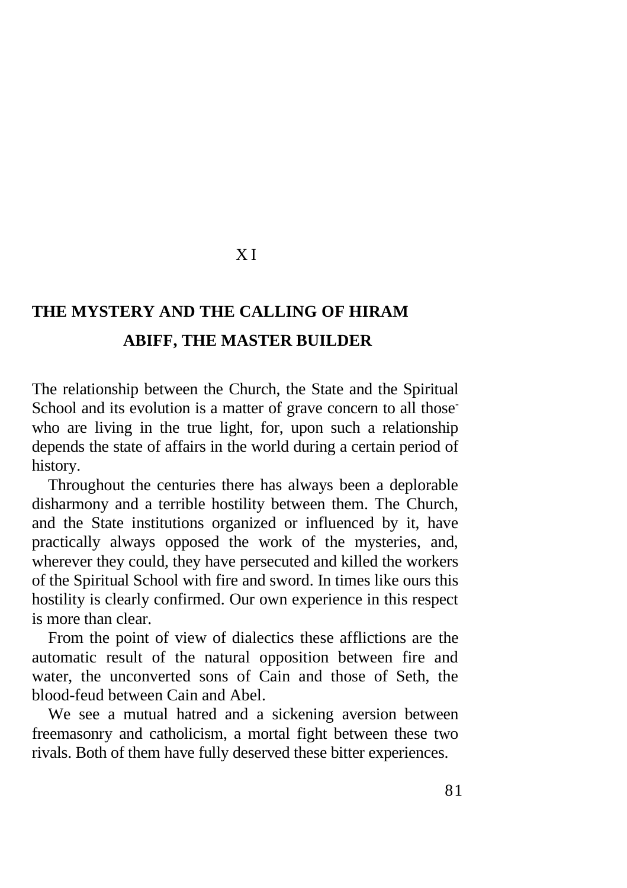# XI

## THE MYSTERY AND THE CALLING OF HIRAM ABIFF, THE MASTER BUILDER

The relationship between the Church, the State and the Spiritual School and its evolution is a matter of grave concern to all those who are living in the true light, for, upon such a relationship depends the state of affairs in the world during a certain period of history.

Throughout the centuries there has always been a deplorable disharmony and a terrible hostility between them. The Church, and the State institutions organized or influenced by it, have practically always opposed the work of the mysteries, and, wherever they could, they have persecuted and killed the workers of the Spiritual School with fire and sword. In times like ours this hostility is clearly confirmed. Our own experience in this respect is more than clear.

From the point of view of dialectics these afflictions are the automatic result of the natural opposition between fire and water, the unconverted sons of Cain and those of Seth, the blood-feud between Cain and Abel.

We see a mutual hatred and a sickening aversion between freemasonry and catholicism, a mortal fight between these two rivals. Both of them have fully deserved these bitter experiences.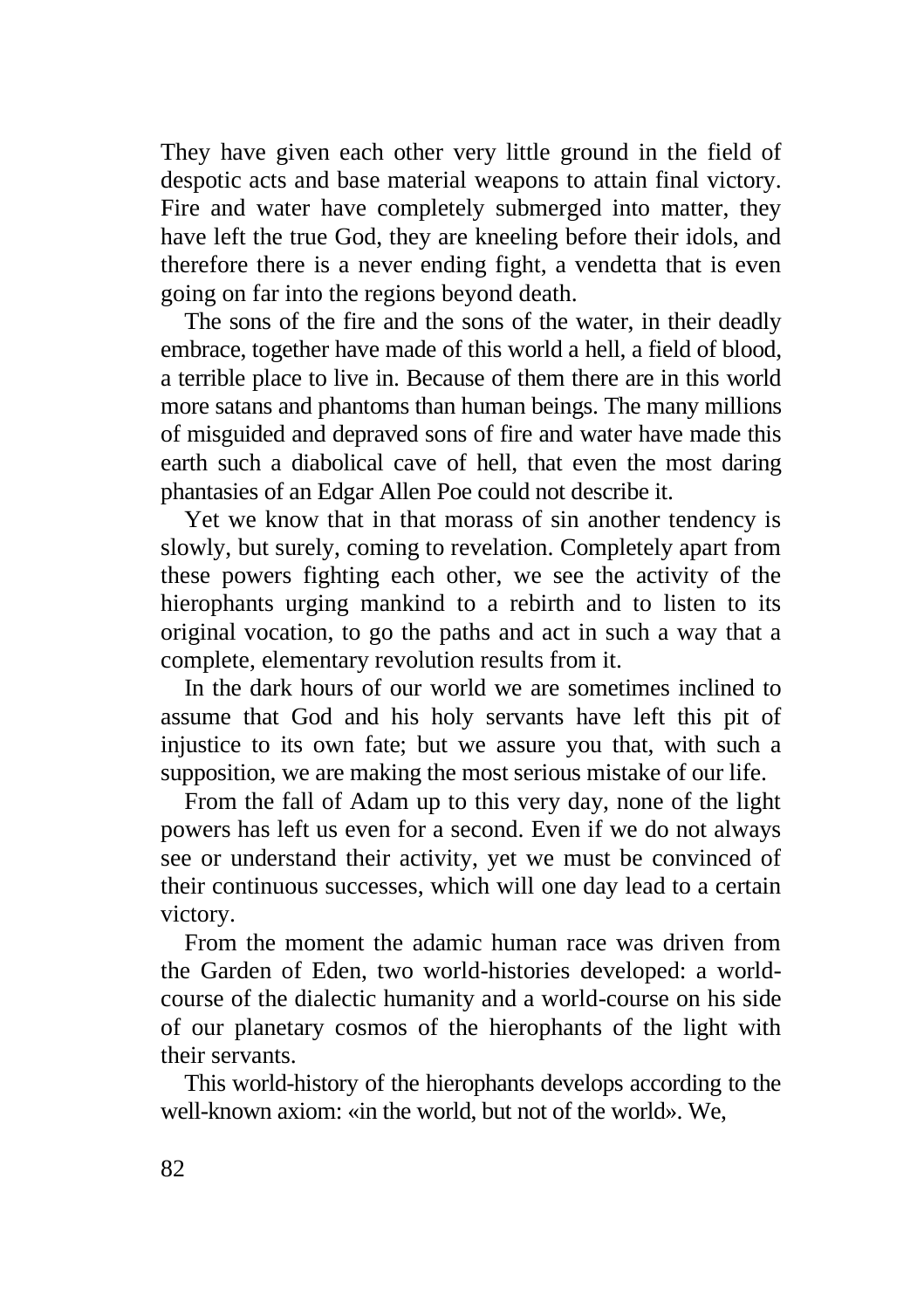They have given each other very little ground in the field of despotic acts and base material weapons to attain final victory. Fire and water have completely submerged into matter, they have left the true God, they are kneeling before their idols, and therefore there is a never ending fight, a vendetta that is even going on far into the regions beyond death.

The sons of the fire and the sons of the water, in their deadly embrace, together have made of this world a hell, a field of blood, a terrible place to live in. Because of them there are in this world more satans and phantoms than human beings. The many millions of misguided and depraved sons of fire and water have made this earth such a diabolical cave of hell, that even the most daring phantasies of an Edgar Allen Poe could not describe it.

Yet we know that in that morass of sin another tendency is slowly, but surely, coming to revelation. Completely apart from these powers fighting each other, we see the activity of the hierophants urging mankind to a rebirth and to listen to its original vocation, to go the paths and act in such a way that a complete, elementary revolution results from it.

In the dark hours of our world we are sometimes inclined to assume that God and his holy servants have left this pit of injustice to its own fate; but we assure you that, with such a supposition, we are making the most serious mistake of our life.

From the fall of Adam up to this very day, none of the light powers has left us even for a second. Even if we do not always see or understand their activity, yet we must be convinced of their continuous successes, which will one day lead to a certain victory.

From the moment the adamic human race was driven from the Garden of Eden, two world-histories developed: a world-course of the dialectic humanity and a world-course on his side of our planetary cosmos of the hierophants of the light with their servants.

This world-history of the hierophants develops according to the well-known axiom: «in the world, but not of the world». We,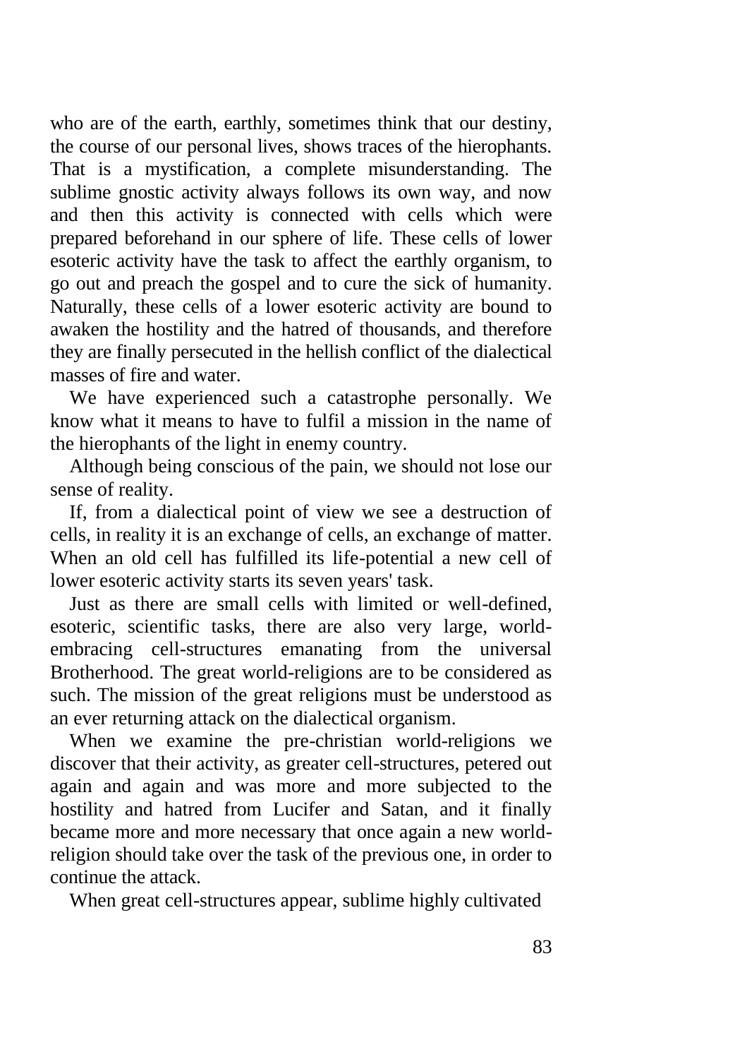who are of the earth, earthly, sometimes think that our destiny, the course of our personal lives, shows traces of the hierophants. That is a mystification, a complete misunderstanding. The sublime gnostic activity always follows its own way, and now and then this activity is connected with cells which were prepared beforehand in our sphere of life. These cells of lower esoteric activity have the task to affect the earthly organism, to go out and preach the gospel and to cure the sick of humanity. Naturally, these cells of a lower esoteric activity are bound to awaken the hostility and the hatred of thousands, and therefore they are finally persecuted in the hellish conflict of the dialectical masses of fire and water.

We have experienced such a catastrophe personally. We know what it means to have to fulfil a mission in the name of the hierophants of the light in enemy country.

Although being conscious of the pain, we should not lose our sense of reality.

If, from a dialectical point of view we see a destruction of cells, in reality it is an exchange of cells, an exchange of matter. When an old cell has fulfilled its life-potential a new cell of lower esoteric activity starts its seven years' task.

Just as there are small cells with limited or well-defined, esoteric, scientific tasks, there are also very large, world-embracing cell-structures emanating from the universal Brotherhood. The great world-religions are to be considered as such. The mission of the great religions must be understood as an ever returning attack on the dialectical organism.

When we examine the pre-christian world-religions we discover that their activity, as greater cell-structures, petered out again and again and was more and more subjected to the hostility and hatred from Lucifer and Satan, and it finally became more and more necessary that once again a new world-religion should take over the task of the previous one, in order to continue the attack.

When great cell-structures appear, sublime highly cultivated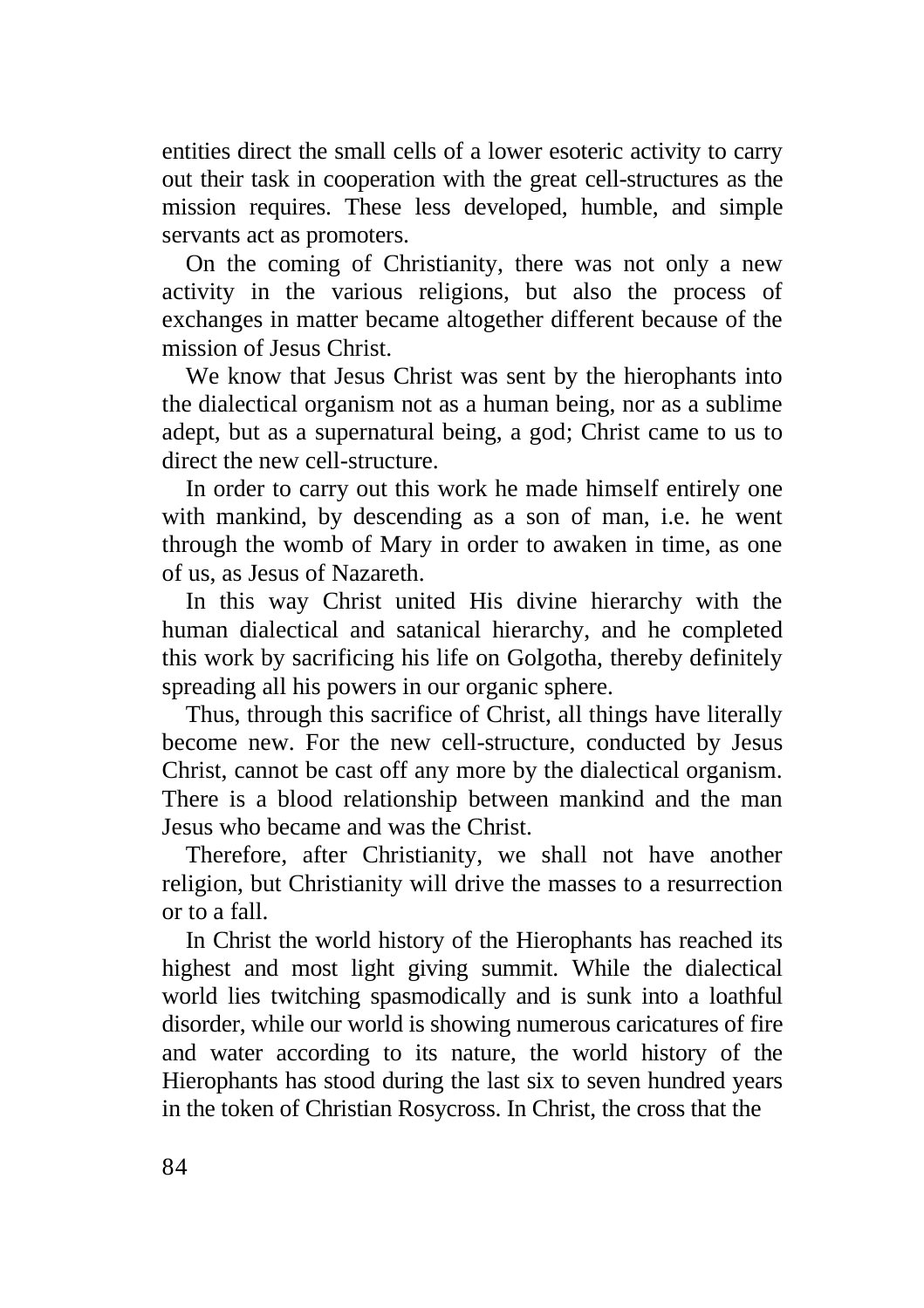entities direct the small cells of a lower esoteric activity to carry out their task in cooperation with the great cell-structures as the mission requires. These less developed, humble, and simple servants act as promoters.

On the coming of Christianity, there was not only a new activity in the various religions, but also the process of exchanges in matter became altogether different because of the mission of Jesus Christ.

We know that Jesus Christ was sent by the hierophants into the dialectical organism not as a human being, nor as a sublime adept, but as a supernatural being, a god; Christ came to us to direct the new cell-structure.

In order to carry out this work he made himself entirely one with mankind, by descending as a son of man, i.e. he went through the womb of Mary in order to awaken in time, as one of us, as Jesus of Nazareth.

In this way Christ united His divine hierarchy with the human dialectical and satanical hierarchy, and he completed this work by sacrificing his life on Golgotha, thereby definitely spreading all his powers in our organic sphere.

Thus, through this sacrifice of Christ, all things have literally become new. For the new cell-structure, conducted by Jesus Christ, cannot be cast off any more by the dialectical organism. There is a blood relationship between mankind and the man Jesus who became and was the Christ.

Therefore, after Christianity, we shall not have another religion, but Christianity will drive the masses to a resurrection or to a fall.

In Christ the world history of the Hierophants has reached its highest and most light giving summit. While the dialectical world lies twitching spasmodically and is sunk into a loathful disorder, while our world is showing numerous caricatures of fire and water according to its nature, the world history of the Hierophants has stood during the last six to seven hundred years in the token of Christian Rosycross. In Christ, the cross that the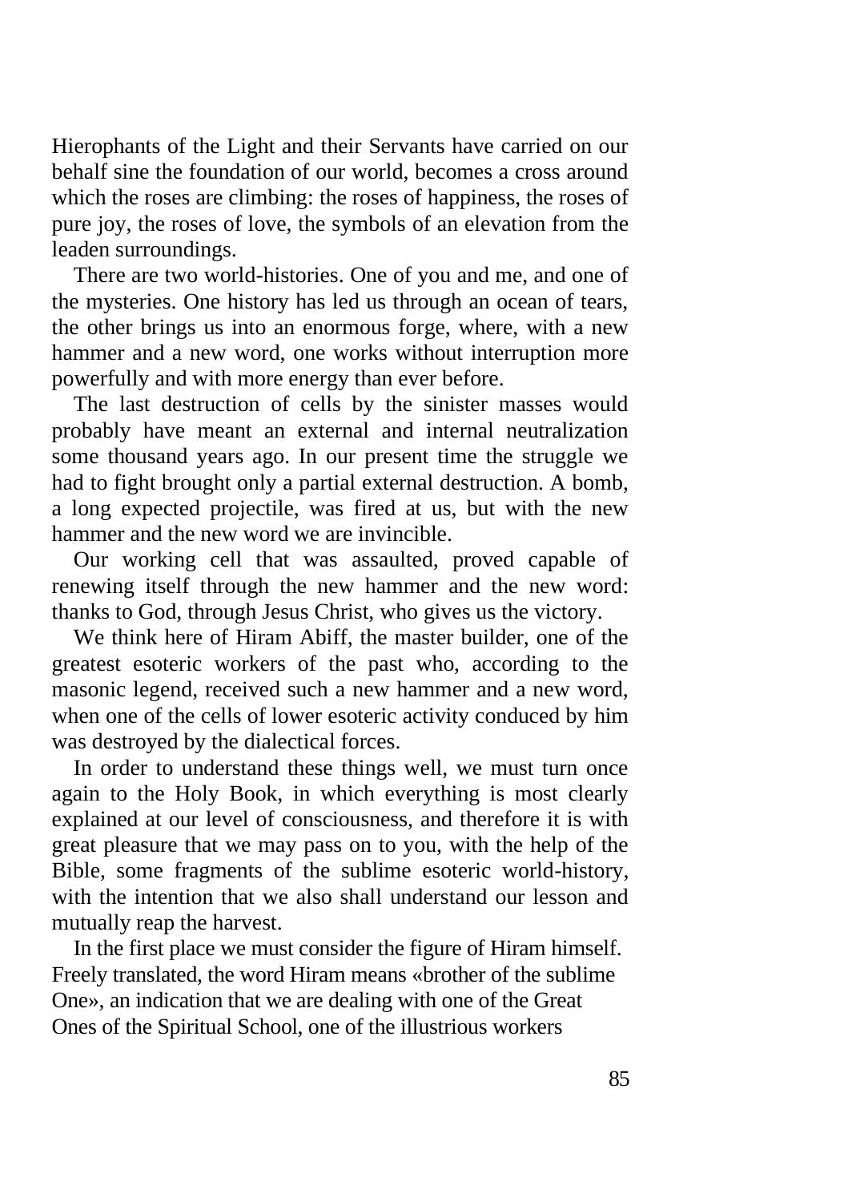Hierophants of the Light and their Servants have carried on our behalf sine the foundation of our world, becomes a cross around which the roses are climbing: the roses of happiness, the roses of pure joy, the roses of love, the symbols of an elevation from the leaden surroundings.

There are two world-histories. One of you and me, and one of the mysteries. One history has led us through an ocean of tears, the other brings us into an enormous forge, where, with a new hammer and a new word, one works without interruption more powerfully and with more energy than ever before.

The last destruction of cells by the sinister masses would probably have meant an external and internal neutralization some thousand years ago. In our present time the struggle we had to fight brought only a partial external destruction. A bomb, a long expected projectile, was fired at us, but with the new hammer and the new word we are invincible.

Our working cell that was assaulted, proved capable of renewing itself through the new hammer and the new word: thanks to God, through Jesus Christ, who gives us the victory.

We think here of Hiram Abiff, the master builder, one of the greatest esoteric workers of the past who, according to the masonic legend, received such a new hammer and a new word, when one of the cells of lower esoteric activity conduced by him was destroyed by the dialectical forces.

In order to understand these things well, we must turn once again to the Holy Book, in which everything is most clearly explained at our level of consciousness, and therefore it is with great pleasure that we may pass on to you, with the help of the Bible, some fragments of the sublime esoteric world-history, with the intention that we also shall understand our lesson and mutually reap the harvest.

In the first place we must consider the figure of Hiram himself. Freely translated, the word Hiram means «brother of the sublime One», an indication that we are dealing with one of the Great Ones of the Spiritual School, one of the illustrious workers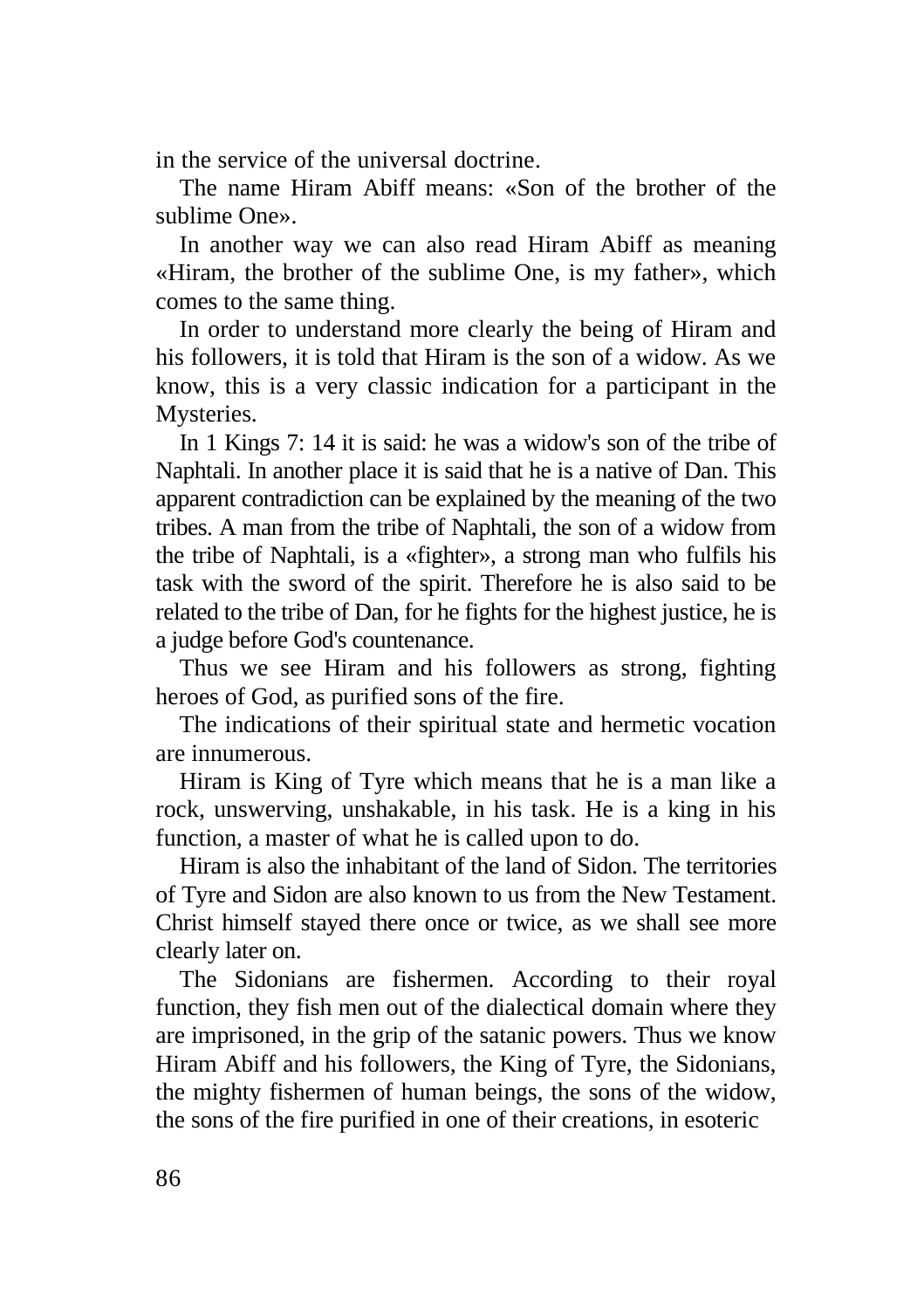in the service of the universal doctrine.

The name Hiram Abiff means: «Son of the brother of the sublime One».

In another way we can also read Hiram Abiff as meaning «Hiram, the brother of the sublime One, is my father», which comes to the same thing.

In order to understand more clearly the being of Hiram and his followers, it is told that Hiram is the son of a widow. As we know, this is a very classic indication for a participant in the Mysteries.

In 1 Kings 7: 14 it is said: he was a widow's son of the tribe of Naphtali. In another place it is said that he is a native of Dan. This apparent contradiction can be explained by the meaning of the two tribes. A man from the tribe of Naphtali, the son of a widow from the tribe of Naphtali, is a «fighter», a strong man who fulfils his task with the sword of the spirit. Therefore he is also said to be related to the tribe of Dan, for he fights for the highest justice, he is a judge before God's countenance.

Thus we see Hiram and his followers as strong, fighting heroes of God, as purified sons of the fire.

The indications of their spiritual state and hermetic vocation are innumerous.

Hiram is King of Tyre which means that he is a man like a rock, unswerving, unshakable, in his task. He is a king in his function, a master of what he is called upon to do.

Hiram is also the inhabitant of the land of Sidon. The territories of Tyre and Sidon are also known to us from the New Testament. Christ himself stayed there once or twice, as we shall see more clearly later on.

The Sidonians are fishermen. According to their royal function, they fish men out of the dialectical domain where they are imprisoned, in the grip of the satanic powers. Thus we know Hiram Abiff and his followers, the King of Tyre, the Sidonians, the mighty fishermen of human beings, the sons of the widow, the sons of the fire purified in one of their creations, in esoteric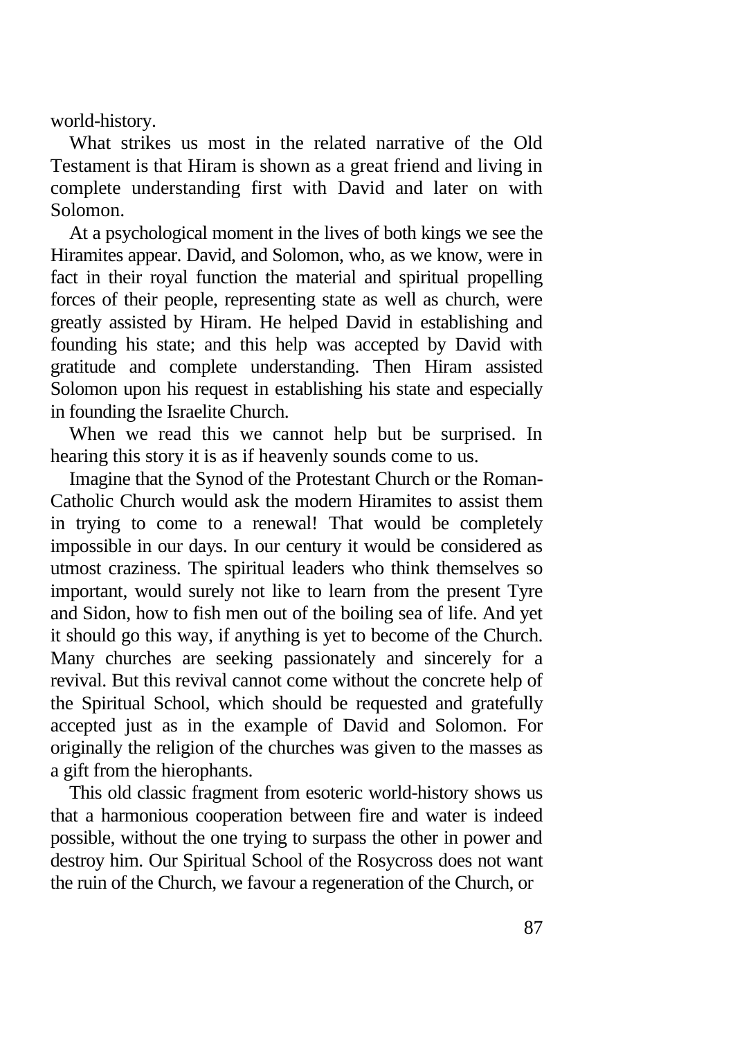world-history.

What strikes us most in the related narrative of the Old Testament is that Hiram is shown as a great friend and living in complete understanding first with David and later on with Solomon.

At a psychological moment in the lives of both kings we see the Hiramites appear. David, and Solomon, who, as we know, were in fact in their royal function the material and spiritual propelling forces of their people, representing state as well as church, were greatly assisted by Hiram. He helped David in establishing and founding his state; and this help was accepted by David with gratitude and complete understanding. Then Hiram assisted Solomon upon his request in establishing his state and especially in founding the Israelite Church.

When we read this we cannot help but be surprised. In hearing this story it is as if heavenly sounds come to us.

Imagine that the Synod of the Protestant Church or the Roman-Catholic Church would ask the modern Hiramites to assist them in trying to come to a renewal! That would be completely impossible in our days. In our century it would be considered as utmost craziness. The spiritual leaders who think themselves so important, would surely not like to learn from the present Tyre and Sidon, how to fish men out of the boiling sea of life. And yet it should go this way, if anything is yet to become of the Church. Many churches are seeking passionately and sincerely for a revival. But this revival cannot come without the concrete help of the Spiritual School, which should be requested and gratefully accepted just as in the example of David and Solomon. For originally the religion of the churches was given to the masses as a gift from the hierophants.

This old classic fragment from esoteric world-history shows us that a harmonious cooperation between fire and water is indeed possible, without the one trying to surpass the other in power and destroy him. Our Spiritual School of the Rosycross does not want the ruin of the Church, we favour a regeneration of the Church, or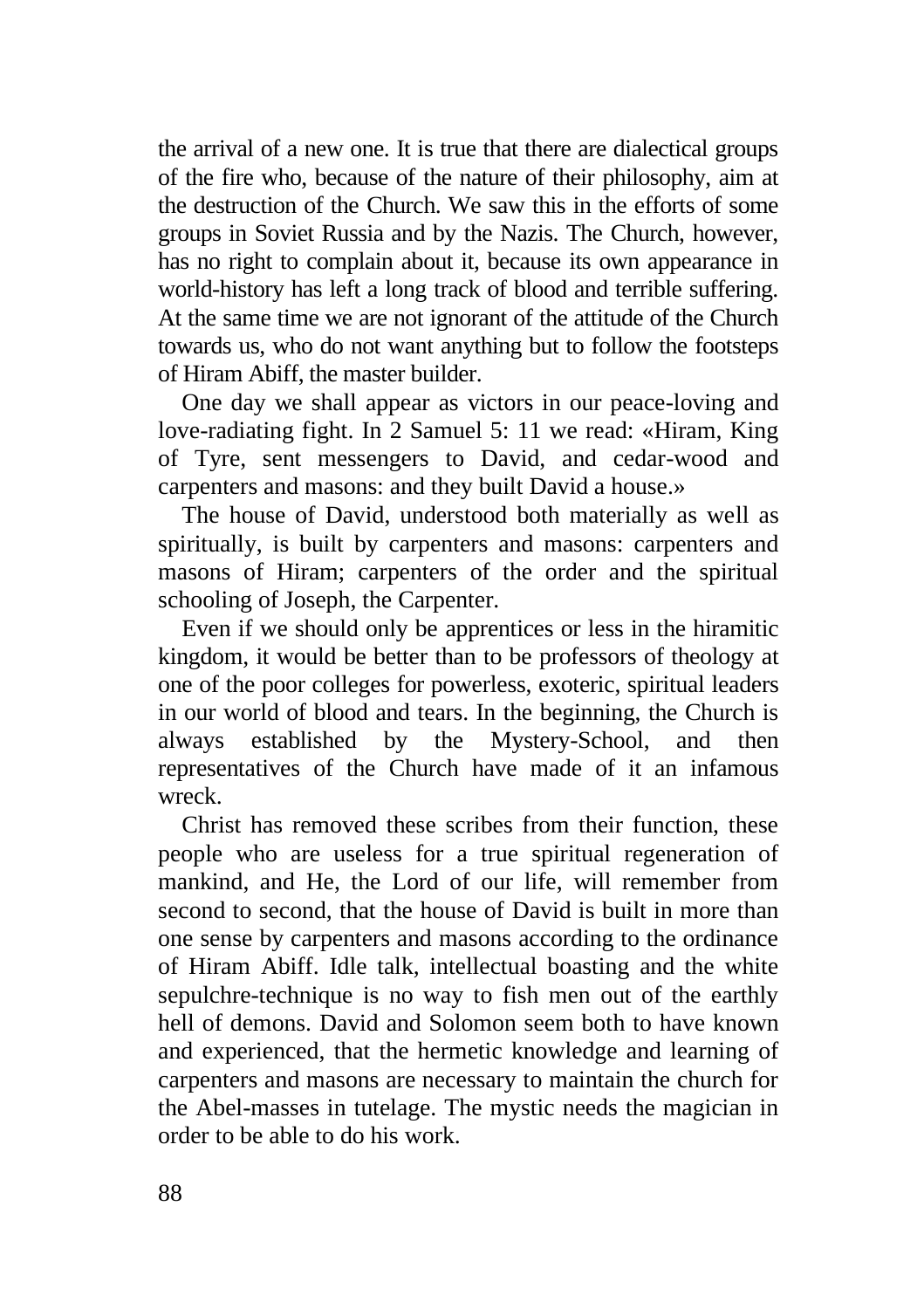the arrival of a new one. It is true that there are dialectical groups of the fire who, because of the nature of their philosophy, aim at the destruction of the Church. We saw this in the efforts of some groups in Soviet Russia and by the Nazis. The Church, however, has no right to complain about it, because its own appearance in world-history has left a long track of blood and terrible suffering. At the same time we are not ignorant of the attitude of the Church towards us, who do not want anything but to follow the footsteps of Hiram Abiff, the master builder.

One day we shall appear as victors in our peace-loving and love-radiating fight. In 2 Samuel 5: 11 we read: «Hiram, King of Tyre, sent messengers to David, and cedar-wood and carpenters and masons: and they built David a house.»

The house of David, understood both materially as well as spiritually, is built by carpenters and masons: carpenters and masons of Hiram; carpenters of the order and the spiritual schooling of Joseph, the Carpenter.

Even if we should only be apprentices or less in the hiramitic kingdom, it would be better than to be professors of theology at one of the poor colleges for powerless, exoteric, spiritual leaders in our world of blood and tears. In the beginning, the Church is always established by the Mystery-School, and then representatives of the Church have made of it an infamous wreck.

Christ has removed these scribes from their function, these people who are useless for a true spiritual regeneration of mankind, and He, the Lord of our life, will remember from second to second, that the house of David is built in more than one sense by carpenters and masons according to the ordinance of Hiram Abiff. Idle talk, intellectual boasting and the white sepulchre-technique is no way to fish men out of the earthly hell of demons. David and Solomon seem both to have known and experienced, that the hermetic knowledge and learning of carpenters and masons are necessary to maintain the church for the Abel-masses in tutelage. The mystic needs the magician in order to be able to do his work.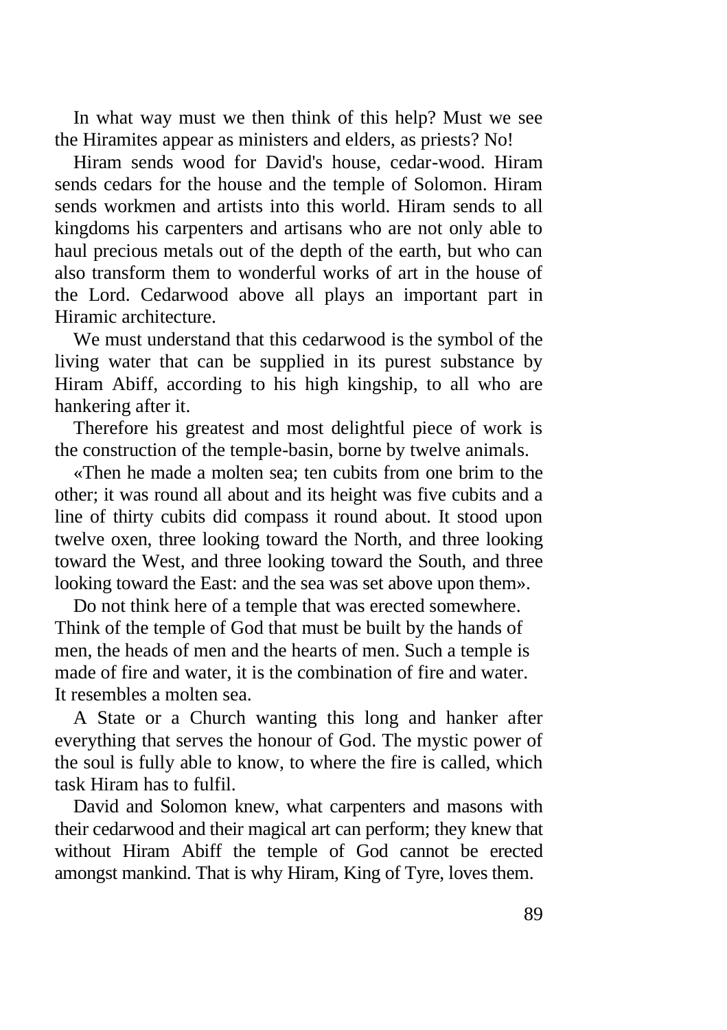In what way must we then think of this help? Must we see the Hiramites appear as ministers and elders, as priests? No!

Hiram sends wood for David's house, cedar-wood. Hiram sends cedars for the house and the temple of Solomon. Hiram sends workmen and artists into this world. Hiram sends to all kingdoms his carpenters and artisans who are not only able to haul precious metals out of the depth of the earth, but who can also transform them to wonderful works of art in the house of the Lord. Cedarwood above all plays an important part in Hiramic architecture.

We must understand that this cedarwood is the symbol of the living water that can be supplied in its purest substance by Hiram Abiff, according to his high kingship, to all who are hankering after it.

Therefore his greatest and most delightful piece of work is the construction of the temple-basin, borne by twelve animals.

«Then he made a molten sea; ten cubits from one brim to the other; it was round all about and its height was five cubits and a line of thirty cubits did compass it round about. It stood upon twelve oxen, three looking toward the North, and three looking toward the West, and three looking toward the South, and three looking toward the East: and the sea was set above upon them».

Do not think here of a temple that was erected somewhere. Think of the temple of God that must be built by the hands of men, the heads of men and the hearts of men. Such a temple is made of fire and water, it is the combination of fire and water. It resembles a molten sea.

A State or a Church wanting this long and hanker after everything that serves the honour of God. The mystic power of the soul is fully able to know, to where the fire is called, which task Hiram has to fulfil.

David and Solomon knew, what carpenters and masons with their cedarwood and their magical art can perform; they knew that without Hiram Abiff the temple of God cannot be erected amongst mankind. That is why Hiram, King of Tyre, loves them.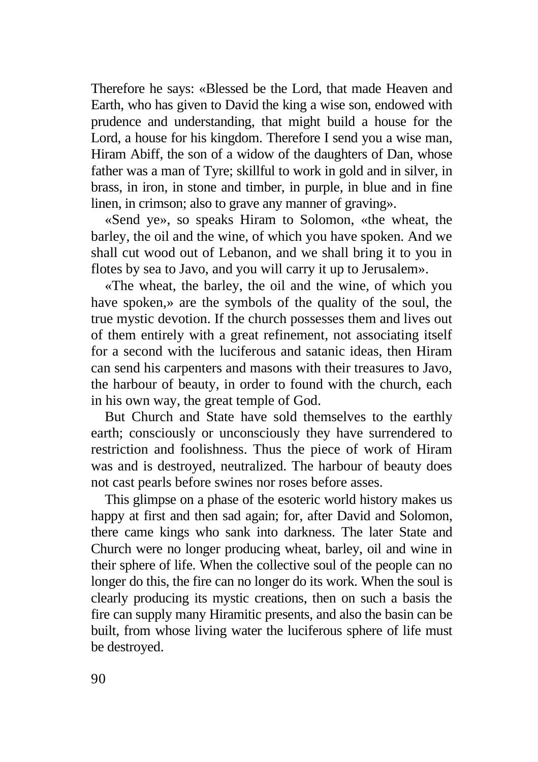Therefore he says: «Blessed be the Lord, that made Heaven and Earth, who has given to David the king a wise son, endowed with prudence and understanding, that might build a house for the Lord, a house for his kingdom. Therefore I send you a wise man, Hiram Abiff, the son of a widow of the daughters of Dan, whose father was a man of Tyre; skillful to work in gold and in silver, in brass, in iron, in stone and timber, in purple, in blue and in fine linen, in crimson; also to grave any manner of graving».

«Send ye», so speaks Hiram to Solomon, «the wheat, the barley, the oil and the wine, of which you have spoken. And we shall cut wood out of Lebanon, and we shall bring it to you in flotes by sea to Javo, and you will carry it up to Jerusalem».

«The wheat, the barley, the oil and the wine, of which you have spoken,» are the symbols of the quality of the soul, the true mystic devotion. If the church possesses them and lives out of them entirely with a great refinement, not associating itself for a second with the luciferous and satanic ideas, then Hiram can send his carpenters and masons with their treasures to Javo, the harbour of beauty, in order to found with the church, each in his own way, the great temple of God.

But Church and State have sold themselves to the earthly earth; consciously or unconsciously they have surrendered to restriction and foolishness. Thus the piece of work of Hiram was and is destroyed, neutralized. The harbour of beauty does not cast pearls before swines nor roses before asses.

This glimpse on a phase of the esoteric world history makes us happy at first and then sad again; for, after David and Solomon, there came kings who sank into darkness. The later State and Church were no longer producing wheat, barley, oil and wine in their sphere of life. When the collective soul of the people can no longer do this, the fire can no longer do its work. When the soul is clearly producing its mystic creations, then on such a basis the fire can supply many Hiramitic presents, and also the basin can be built, from whose living water the luciferous sphere of life must be destroyed.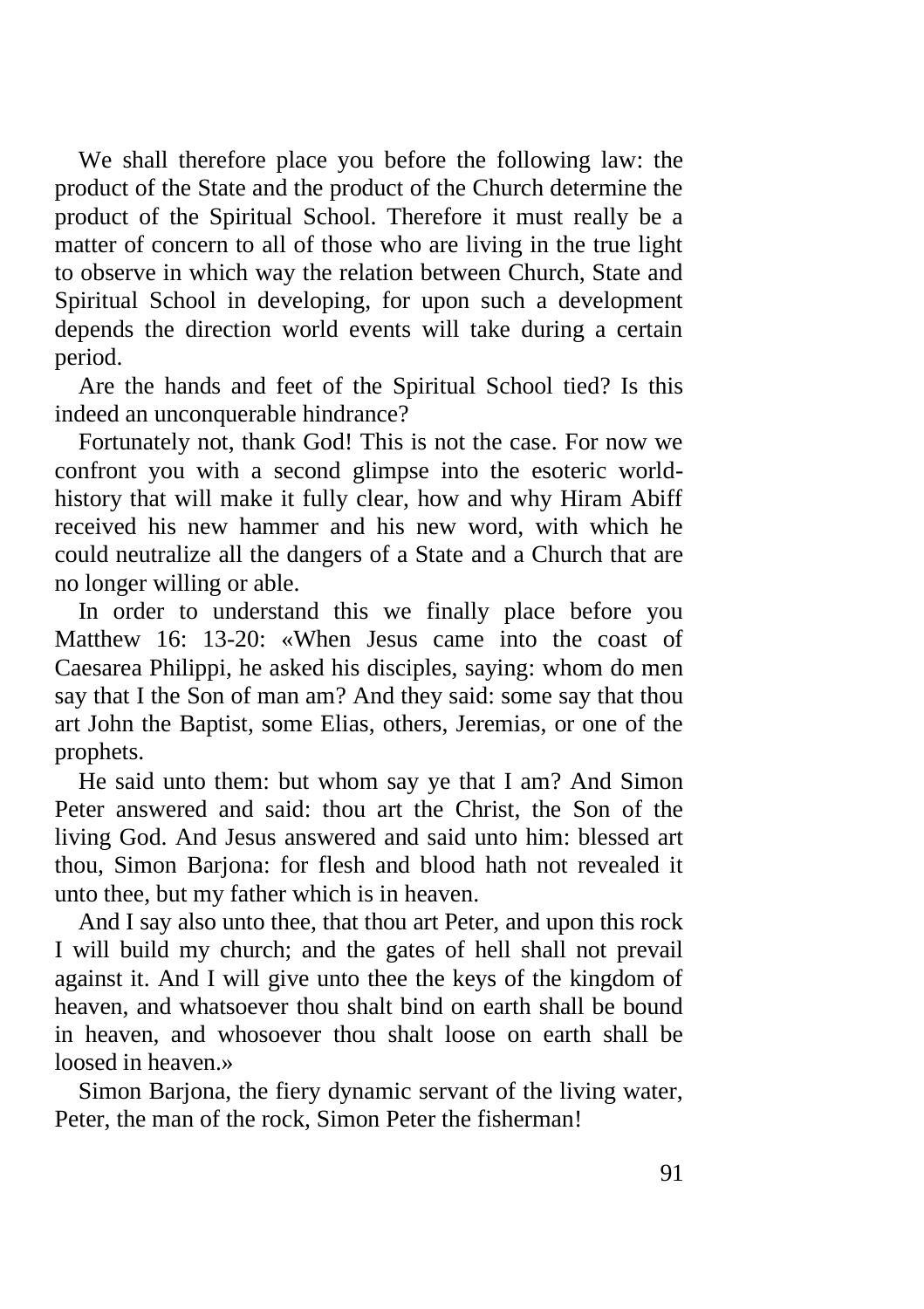We shall therefore place you before the following law: the product of the State and the product of the Church determine the product of the Spiritual School. Therefore it must really be a matter of concern to all of those who are living in the true light to observe in which way the relation between Church, State and Spiritual School in developing, for upon such a development depends the direction world events will take during a certain period.

Are the hands and feet of the Spiritual School tied? Is this indeed an unconquerable hindrance?

Fortunately not, thank God! This is not the case. For now we confront you with a second glimpse into the esoteric world-history that will make it fully clear, how and why Hiram Abiff received his new hammer and his new word, with which he could neutralize all the dangers of a State and a Church that are no longer willing or able.

In order to understand this we finally place before you Matthew 16: 13-20: «When Jesus came into the coast of Caesarea Philippi, he asked his disciples, saying: whom do men say that I the Son of man am? And they said: some say that thou art John the Baptist, some Elias, others, Jeremias, or one of the prophets.

He said unto them: but whom say ye that I am? And Simon Peter answered and said: thou art the Christ, the Son of the living God. And Jesus answered and said unto him: blessed art thou, Simon Barjona: for flesh and blood hath not revealed it unto thee, but my father which is in heaven.

And I say also unto thee, that thou art Peter, and upon this rock I will build my church; and the gates of hell shall not prevail against it. And I will give unto thee the keys of the kingdom of heaven, and whatsoever thou shalt bind on earth shall be bound in heaven, and whosoever thou shalt loose on earth shall be loosed in heaven.»

Simon Barjona, the fiery dynamic servant of the living water, Peter, the man of the rock, Simon Peter the fisherman!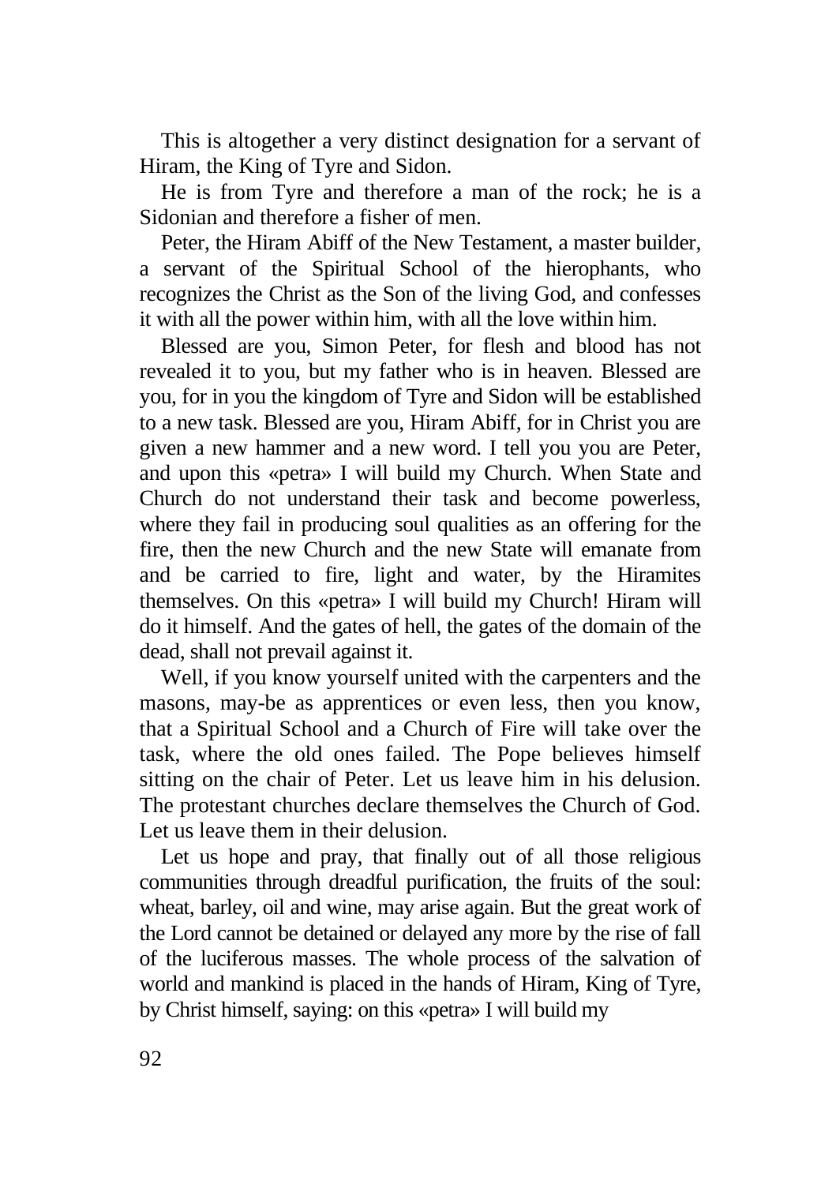This is altogether a very distinct designation for a servant of Hiram, the King of Tyre and Sidon.

He is from Tyre and therefore a man of the rock; he is a Sidonian and therefore a fisher of men.

Peter, the Hiram Abiff of the New Testament, a master builder, a servant of the Spiritual School of the hierophants, who recognizes the Christ as the Son of the living God, and confesses it with all the power within him, with all the love within him.

Blessed are you, Simon Peter, for flesh and blood has not revealed it to you, but my father who is in heaven. Blessed are you, for in you the kingdom of Tyre and Sidon will be established to a new task. Blessed are you, Hiram Abiff, for in Christ you are given a new hammer and a new word. I tell you you are Peter, and upon this «petra» I will build my Church. When State and Church do not understand their task and become powerless, where they fail in producing soul qualities as an offering for the fire, then the new Church and the new State will emanate from and be carried to fire, light and water, by the Hiramites themselves. On this «petra» I will build my Church! Hiram will do it himself. And the gates of hell, the gates of the domain of the dead, shall not prevail against it.

Well, if you know yourself united with the carpenters and the masons, may-be as apprentices or even less, then you know, that a Spiritual School and a Church of Fire will take over the task, where the old ones failed. The Pope believes himself sitting on the chair of Peter. Let us leave him in his delusion. The protestant churches declare themselves the Church of God. Let us leave them in their delusion.

Let us hope and pray, that finally out of all those religious communities through dreadful purification, the fruits of the soul: wheat, barley, oil and wine, may arise again. But the great work of the Lord cannot be detained or delayed any more by the rise of fall of the luciferous masses. The whole process of the salvation of world and mankind is placed in the hands of Hiram, King of Tyre, by Christ himself, saying: on this «petra» I will build my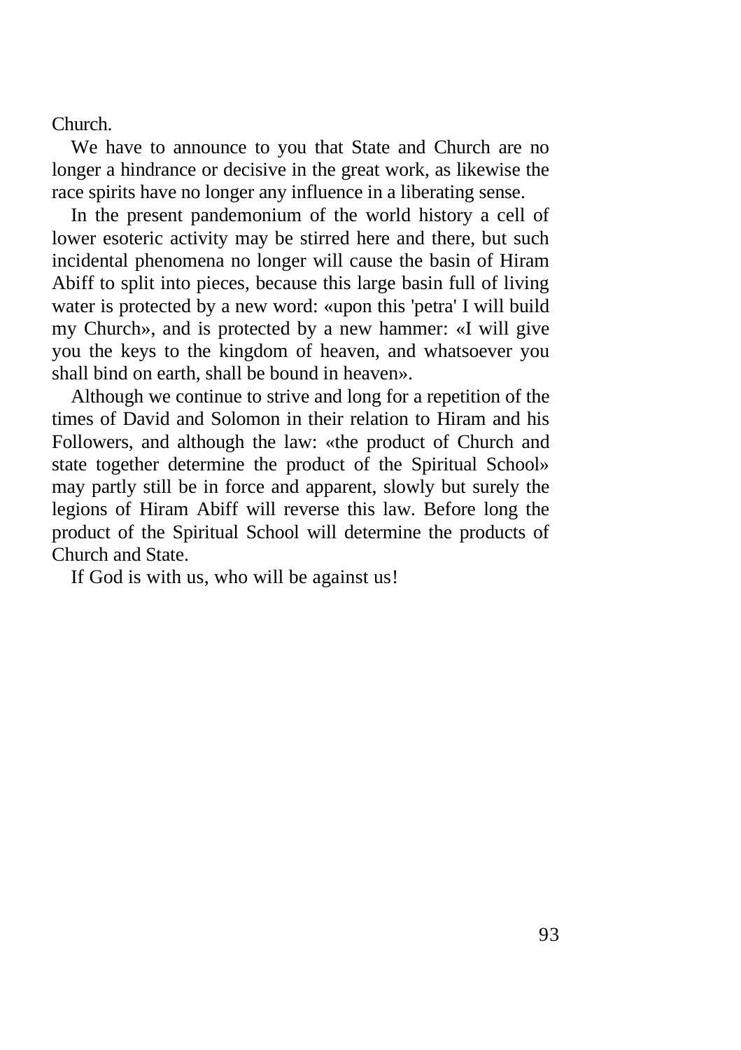Church.

We have to announce to you that State and Church are no longer a hindrance or decisive in the great work, as likewise the race spirits have no longer any influence in a liberating sense.

In the present pandemonium of the world history a cell of lower esoteric activity may be stirred here and there, but such incidental phenomena no longer will cause the basin of Hiram Abiff to split into pieces, because this large basin full of living water is protected by a new word: «upon this 'petra' I will build my Church», and is protected by a new hammer: «I will give you the keys to the kingdom of heaven, and whatsoever you shall bind on earth, shall be bound in heaven».

Although we continue to strive and long for a repetition of the times of David and Solomon in their relation to Hiram and his Followers, and although the law: «the product of Church and state together determine the product of the Spiritual School» may partly still be in force and apparent, slowly but surely the legions of Hiram Abiff will reverse this law. Before long the product of the Spiritual School will determine the products of Church and State.

If God is with us, who will be against us!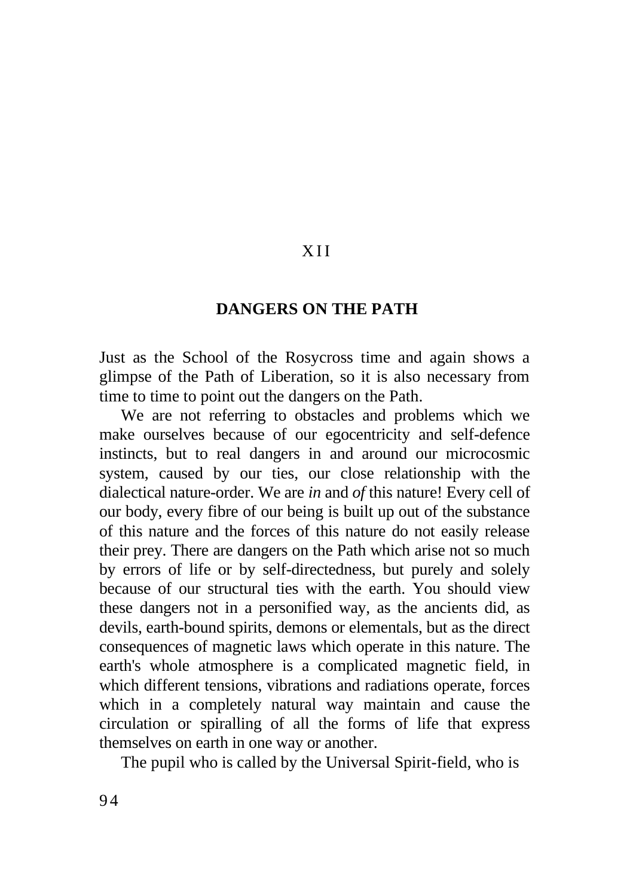# XII

## DANGERS ON THE PATH

Just as the School of the Rosycross time and again shows a glimpse of the Path of Liberation, so it is also necessary from time to time to point out the dangers on the Path.

We are not referring to obstacles and problems which we make ourselves because of our egocentricity and self-defence instincts, but to real dangers in and around our microcosmic system, caused by our ties, our close relationship with the dialectical nature-order. We are *in* and *of* this nature! Every cell of our body, every fibre of our being is built up out of the substance of this nature and the forces of this nature do not easily release their prey. There are dangers on the Path which arise not so much by errors of life or by self-directedness, but purely and solely because of our structural ties with the earth. You should view these dangers not in a personified way, as the ancients did, as devils, earth-bound spirits, demons or elementals, but as the direct consequences of magnetic laws which operate in this nature. The earth's whole atmosphere is a complicated magnetic field, in which different tensions, vibrations and radiations operate, forces which in a completely natural way maintain and cause the circulation or spiralling of all the forms of life that express themselves on earth in one way or another.

The pupil who is called by the Universal Spirit-field, who is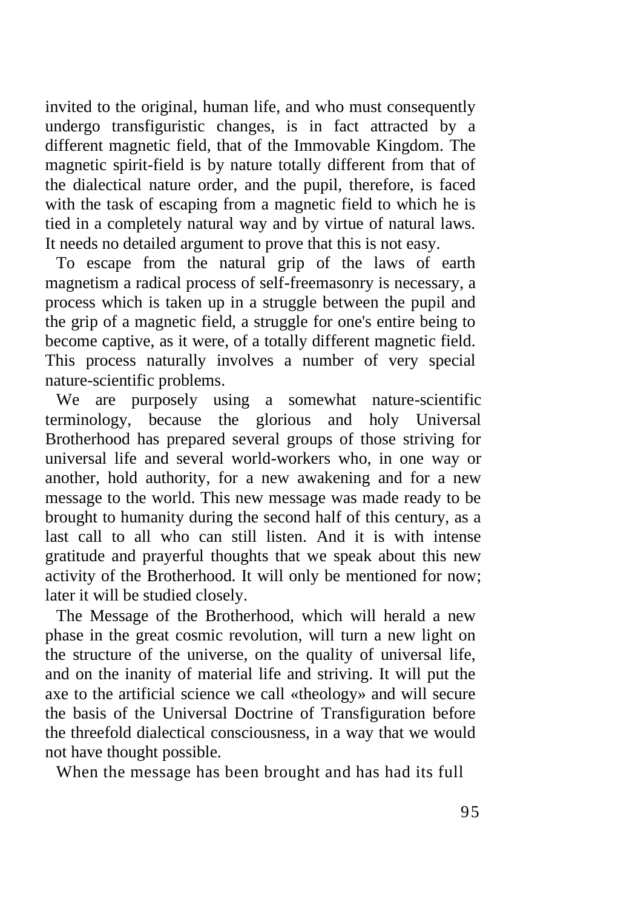invited to the original, human life, and who must consequently undergo transfiguristic changes, is in fact attracted by a different magnetic field, that of the Immovable Kingdom. The magnetic spirit-field is by nature totally different from that of the dialectical nature order, and the pupil, therefore, is faced with the task of escaping from a magnetic field to which he is tied in a completely natural way and by virtue of natural laws. It needs no detailed argument to prove that this is not easy.

To escape from the natural grip of the laws of earth magnetism a radical process of self-freemasonry is necessary, a process which is taken up in a struggle between the pupil and the grip of a magnetic field, a struggle for one's entire being to become captive, as it were, of a totally different magnetic field. This process naturally involves a number of very special nature-scientific problems.

We are purposely using a somewhat nature-scientific terminology, because the glorious and holy Universal Brotherhood has prepared several groups of those striving for universal life and several world-workers who, in one way or another, hold authority, for a new awakening and for a new message to the world. This new message was made ready to be brought to humanity during the second half of this century, as a last call to all who can still listen. And it is with intense gratitude and prayerful thoughts that we speak about this new activity of the Brotherhood. It will only be mentioned for now; later it will be studied closely.

The Message of the Brotherhood, which will herald a new phase in the great cosmic revolution, will turn a new light on the structure of the universe, on the quality of universal life, and on the inanity of material life and striving. It will put the axe to the artificial science we call «theology» and will secure the basis of the Universal Doctrine of Transfiguration before the threefold dialectical consciousness, in a way that we would not have thought possible.

When the message has been brought and has had its full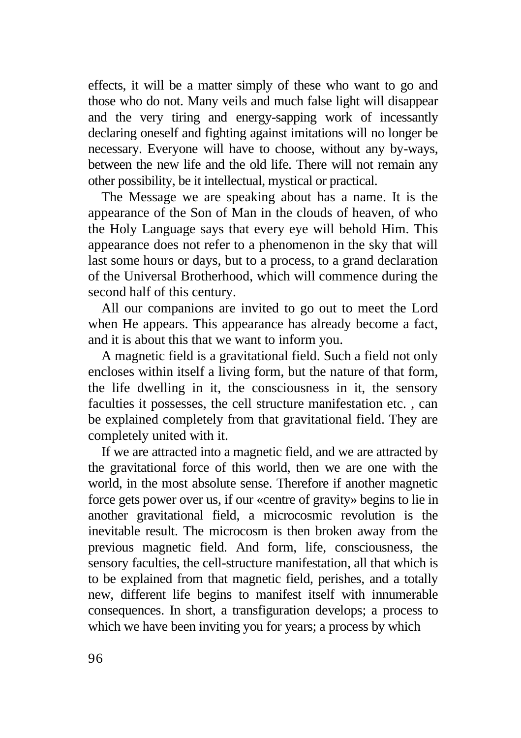effects, it will be a matter simply of these who want to go and those who do not. Many veils and much false light will disappear and the very tiring and energy-sapping work of incessantly declaring oneself and fighting against imitations will no longer be necessary. Everyone will have to choose, without any by-ways, between the new life and the old life. There will not remain any other possibility, be it intellectual, mystical or practical.

The Message we are speaking about has a name. It is the appearance of the Son of Man in the clouds of heaven, of who the Holy Language says that every eye will behold Him. This appearance does not refer to a phenomenon in the sky that will last some hours or days, but to a process, to a grand declaration of the Universal Brotherhood, which will commence during the second half of this century.

All our companions are invited to go out to meet the Lord when He appears. This appearance has already become a fact, and it is about this that we want to inform you.

A magnetic field is a gravitational field. Such a field not only encloses within itself a living form, but the nature of that form, the life dwelling in it, the consciousness in it, the sensory faculties it possesses, the cell structure manifestation etc. , can be explained completely from that gravitational field. They are completely united with it.

If we are attracted into a magnetic field, and we are attracted by the gravitational force of this world, then we are one with the world, in the most absolute sense. Therefore if another magnetic force gets power over us, if our «centre of gravity» begins to lie in another gravitational field, a microcosmic revolution is the inevitable result. The microcosm is then broken away from the previous magnetic field. And form, life, consciousness, the sensory faculties, the cell-structure manifestation, all that which is to be explained from that magnetic field, perishes, and a totally new, different life begins to manifest itself with innumerable consequences. In short, a transfiguration develops; a process to which we have been inviting you for years; a process by which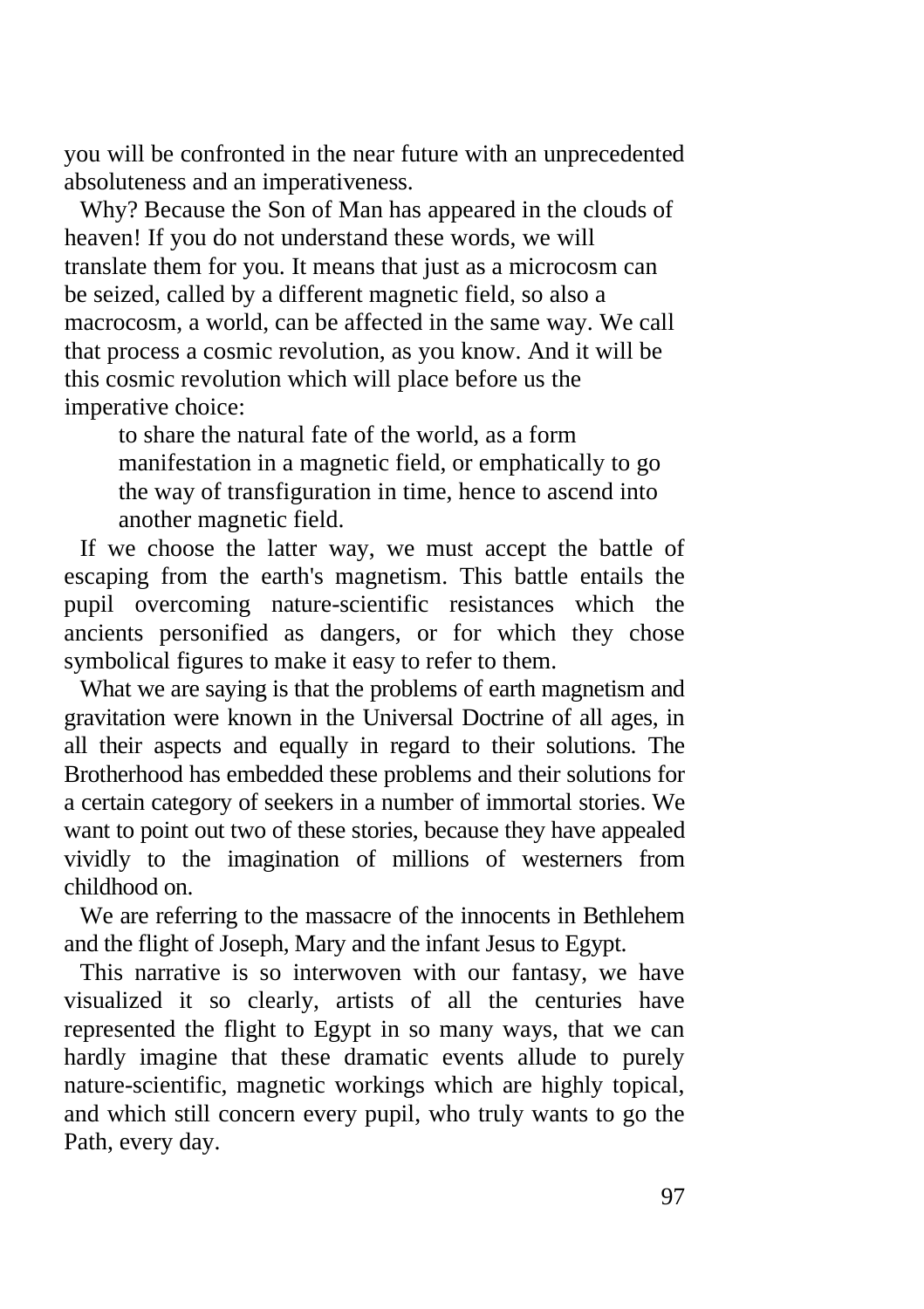you will be confronted in the near future with an unprecedented absoluteness and an imperativeness.

Why? Because the Son of Man has appeared in the clouds of heaven! If you do not understand these words, we will translate them for you. It means that just as a microcosm can be seized, called by a different magnetic field, so also a macrocosm, a world, can be affected in the same way. We call that process a cosmic revolution, as you know. And it will be this cosmic revolution which will place before us the imperative choice:

> to share the natural fate of the world, as a form manifestation in a magnetic field, or emphatically to go the way of transfiguration in time, hence to ascend into another magnetic field.

If we choose the latter way, we must accept the battle of escaping from the earth's magnetism. This battle entails the pupil overcoming nature-scientific resistances which the ancients personified as dangers, or for which they chose symbolical figures to make it easy to refer to them.

What we are saying is that the problems of earth magnetism and gravitation were known in the Universal Doctrine of all ages, in all their aspects and equally in regard to their solutions. The Brotherhood has embedded these problems and their solutions for a certain category of seekers in a number of immortal stories. We want to point out two of these stories, because they have appealed vividly to the imagination of millions of westerners from childhood on.

We are referring to the massacre of the innocents in Bethlehem and the flight of Joseph, Mary and the infant Jesus to Egypt.

This narrative is so interwoven with our fantasy, we have visualized it so clearly, artists of all the centuries have represented the flight to Egypt in so many ways, that we can hardly imagine that these dramatic events allude to purely nature-scientific, magnetic workings which are highly topical, and which still concern every pupil, who truly wants to go the Path, every day.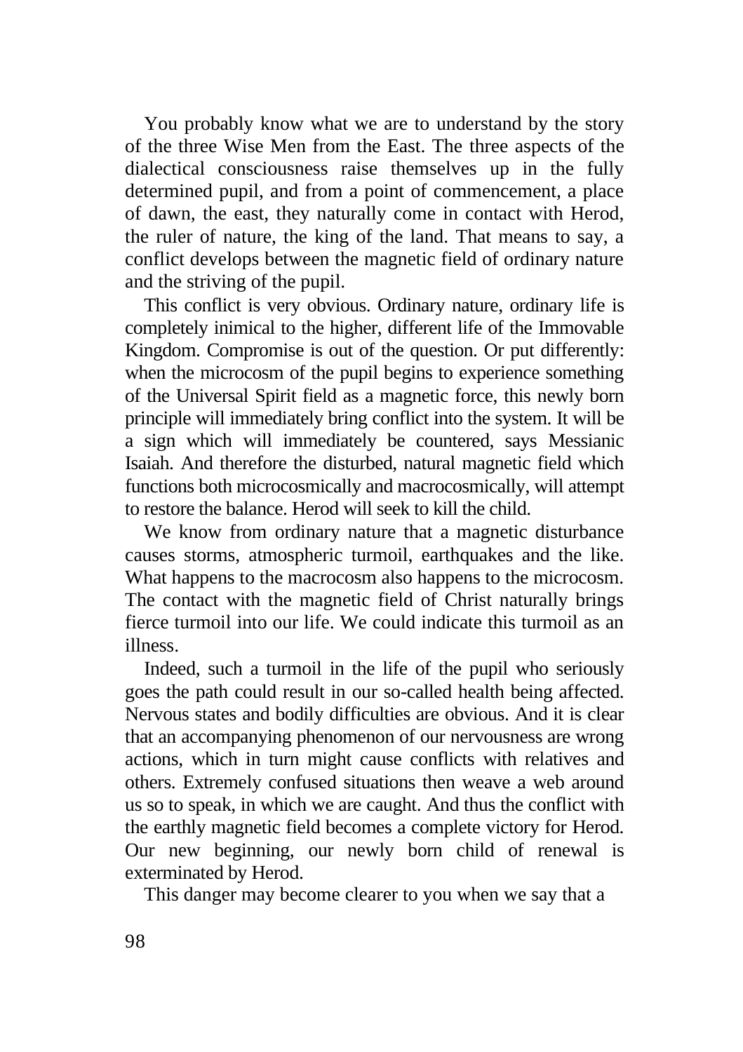You probably know what we are to understand by the story of the three Wise Men from the East. The three aspects of the dialectical consciousness raise themselves up in the fully determined pupil, and from a point of commencement, a place of dawn, the east, they naturally come in contact with Herod, the ruler of nature, the king of the land. That means to say, a conflict develops between the magnetic field of ordinary nature and the striving of the pupil.

This conflict is very obvious. Ordinary nature, ordinary life is completely inimical to the higher, different life of the Immovable Kingdom. Compromise is out of the question. Or put differently: when the microcosm of the pupil begins to experience something of the Universal Spirit field as a magnetic force, this newly born principle will immediately bring conflict into the system. It will be a sign which will immediately be countered, says Messianic Isaiah. And therefore the disturbed, natural magnetic field which functions both microcosmically and macrocosmically, will attempt to restore the balance. Herod will seek to kill the child.

We know from ordinary nature that a magnetic disturbance causes storms, atmospheric turmoil, earthquakes and the like. What happens to the macrocosm also happens to the microcosm. The contact with the magnetic field of Christ naturally brings fierce turmoil into our life. We could indicate this turmoil as an illness.

Indeed, such a turmoil in the life of the pupil who seriously goes the path could result in our so-called health being affected. Nervous states and bodily difficulties are obvious. And it is clear that an accompanying phenomenon of our nervousness are wrong actions, which in turn might cause conflicts with relatives and others. Extremely confused situations then weave a web around us so to speak, in which we are caught. And thus the conflict with the earthly magnetic field becomes a complete victory for Herod. Our new beginning, our newly born child of renewal is exterminated by Herod.

This danger may become clearer to you when we say that a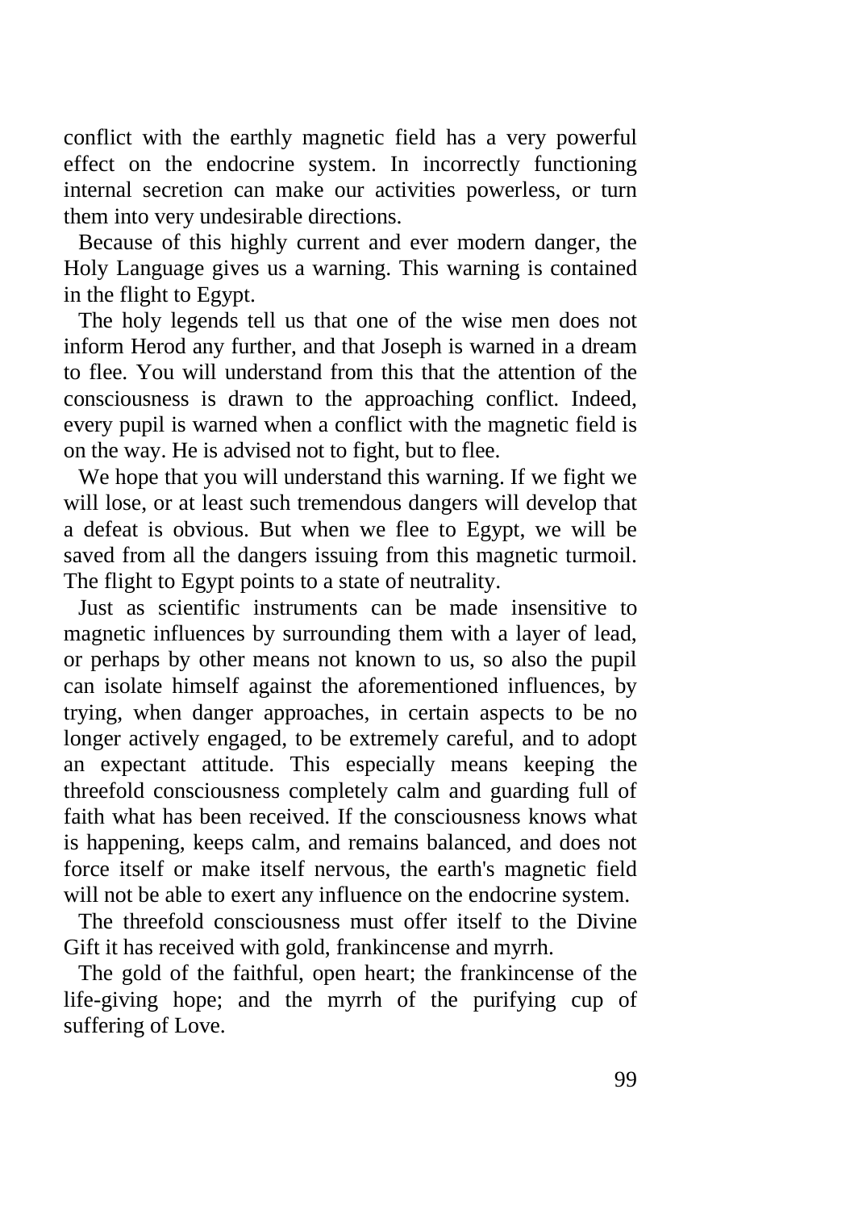conflict with the earthly magnetic field has a very powerful effect on the endocrine system. In incorrectly functioning internal secretion can make our activities powerless, or turn them into very undesirable directions.

Because of this highly current and ever modern danger, the Holy Language gives us a warning. This warning is contained in the flight to Egypt.

The holy legends tell us that one of the wise men does not inform Herod any further, and that Joseph is warned in a dream to flee. You will understand from this that the attention of the consciousness is drawn to the approaching conflict. Indeed, every pupil is warned when a conflict with the magnetic field is on the way. He is advised not to fight, but to flee.

We hope that you will understand this warning. If we fight we will lose, or at least such tremendous dangers will develop that a defeat is obvious. But when we flee to Egypt, we will be saved from all the dangers issuing from this magnetic turmoil. The flight to Egypt points to a state of neutrality.

Just as scientific instruments can be made insensitive to magnetic influences by surrounding them with a layer of lead, or perhaps by other means not known to us, so also the pupil can isolate himself against the aforementioned influences, by trying, when danger approaches, in certain aspects to be no longer actively engaged, to be extremely careful, and to adopt an expectant attitude. This especially means keeping the threefold consciousness completely calm and guarding full of faith what has been received. If the consciousness knows what is happening, keeps calm, and remains balanced, and does not force itself or make itself nervous, the earth's magnetic field will not be able to exert any influence on the endocrine system.

The threefold consciousness must offer itself to the Divine Gift it has received with gold, frankincense and myrrh.

The gold of the faithful, open heart; the frankincense of the life-giving hope; and the myrrh of the purifying cup of suffering of Love.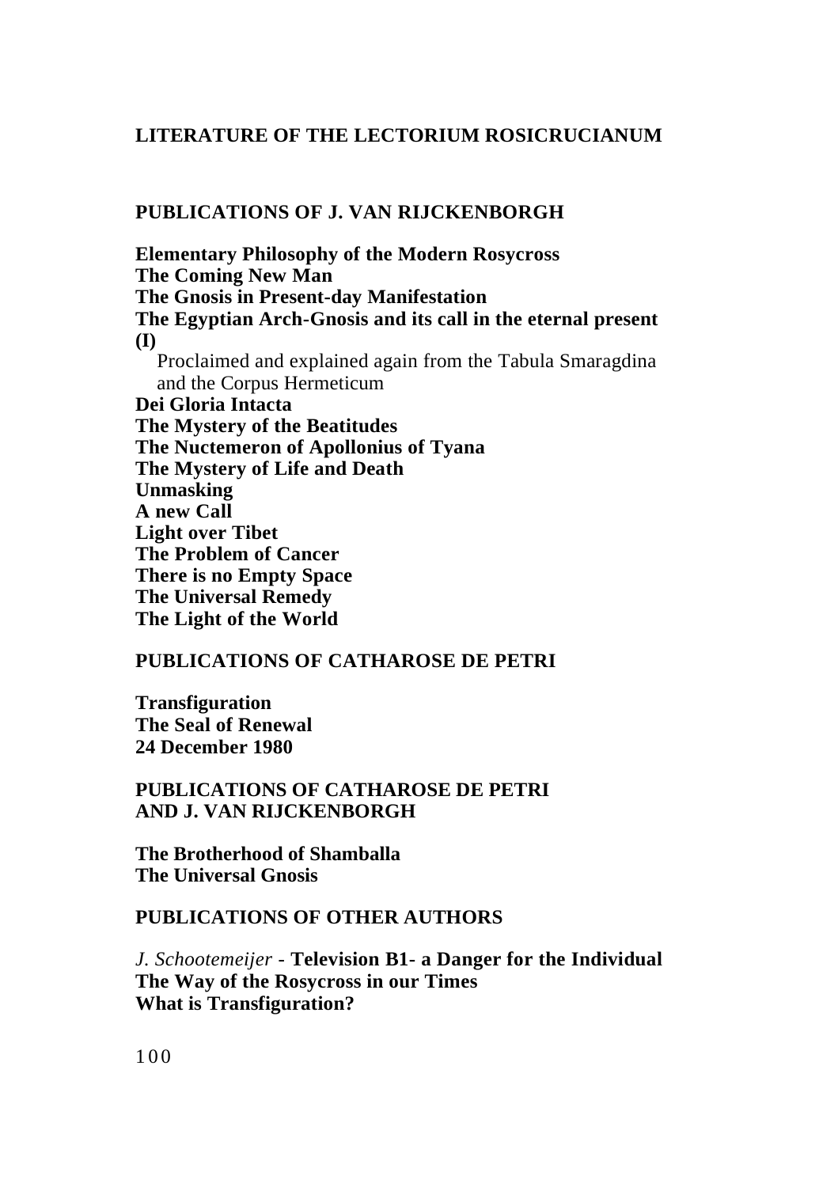# LITERATURE OF THE LECTORIUM ROSICRUCIANUM

## PUBLICATIONS OF J. VAN RIJCKENBORGH

**Elementary Philosophy of the Modern Rosycross**
**The Coming New Man**
**The Gnosis in Present-day Manifestation**
**The Egyptian Arch-Gnosis and its call in the eternal present (I)**
Proclaimed and explained again from the Tabula Smaragdina and the Corpus Hermeticum
**Dei Gloria Intacta**
**The Mystery of the Beatitudes**
**The Nuctemeron of Apollonius of Tyana**
**The Mystery of Life and Death**
**Unmasking**
**A new Call**
**Light over Tibet**
**The Problem of Cancer**
**There is no Empty Space**
**The Universal Remedy**
**The Light of the World**

## PUBLICATIONS OF CATHAROSE DE PETRI

**Transfiguration**
**The Seal of Renewal**
**24 December 1980**

## PUBLICATIONS OF CATHAROSE DE PETRI AND J. VAN RIJCKENBORGH

**The Brotherhood of Shamballa**
**The Universal Gnosis**

## PUBLICATIONS OF OTHER AUTHORS

*J. Schootemeijer* - **Television B1- a Danger for the Individual**
**The Way of the Rosycross in our Times**
**What is Transfiguration?**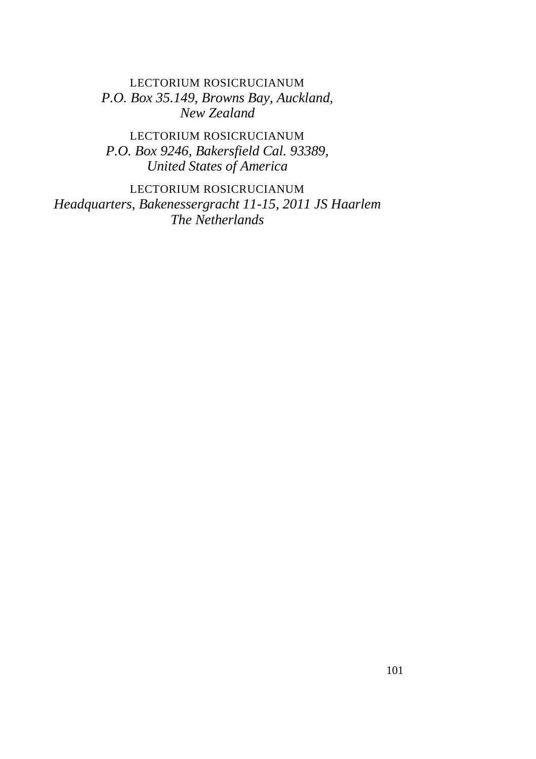LECTORIUM ROSICRUCIANUM
*P.O. Box 35.149, Browns Bay, Auckland,*
*New Zealand*

LECTORIUM ROSICRUCIANUM
*P.O. Box 9246, Bakersfield Cal. 93389,*
*United States of America*

LECTORIUM ROSICRUCIANUM
*Headquarters, Bakenessergracht 11-15, 2011 JS Haarlem*
*The Netherlands*